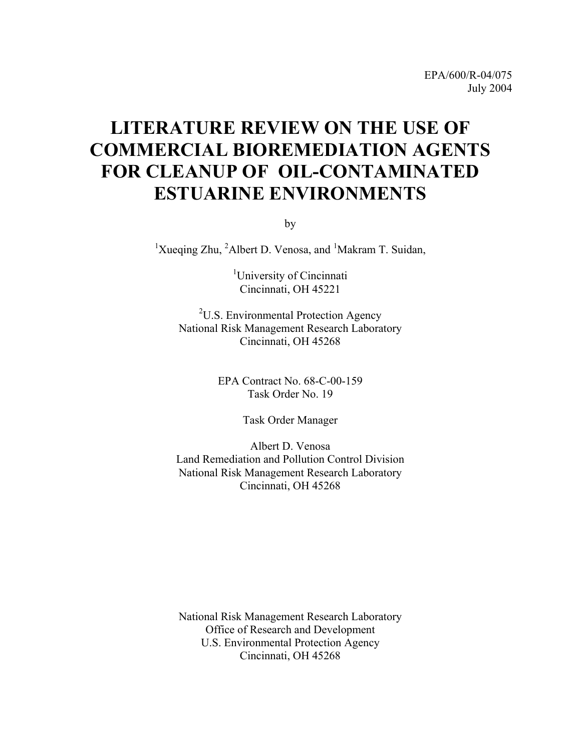EPA/600/R-04/075
July 2004

# LITERATURE REVIEW ON THE USE OF COMMERCIAL BIOREMEDIATION AGENTS FOR CLEANUP OF OIL-CONTAMINATED ESTUARINE ENVIRONMENTS

by

[1]Xueqing Zhu, [2]Albert D. Venosa, and [1]Makram T. Suidan,

[1]University of Cincinnati
Cincinnati, OH 45221

[2]U.S. Environmental Protection Agency
National Risk Management Research Laboratory
Cincinnati, OH 45268

EPA Contract No. 68-C-00-159
Task Order No. 19

Task Order Manager

Albert D. Venosa
Land Remediation and Pollution Control Division
National Risk Management Research Laboratory
Cincinnati, OH 45268

National Risk Management Research Laboratory
Office of Research and Development
U.S. Environmental Protection Agency
Cincinnati, OH 45268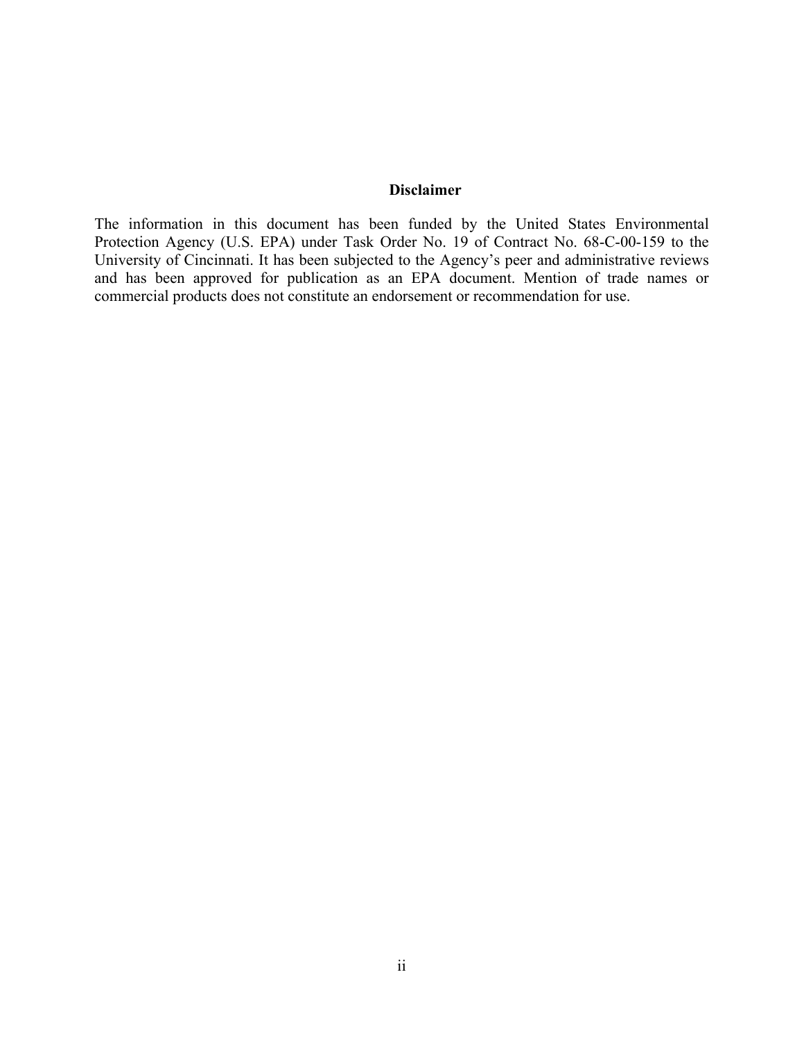## Disclaimer

The information in this document has been funded by the United States Environmental Protection Agency (U.S. EPA) under Task Order No. 19 of Contract No. 68-C-00-159 to the University of Cincinnati. It has been subjected to the Agency's peer and administrative reviews and has been approved for publication as an EPA document. Mention of trade names or commercial products does not constitute an endorsement or recommendation for use.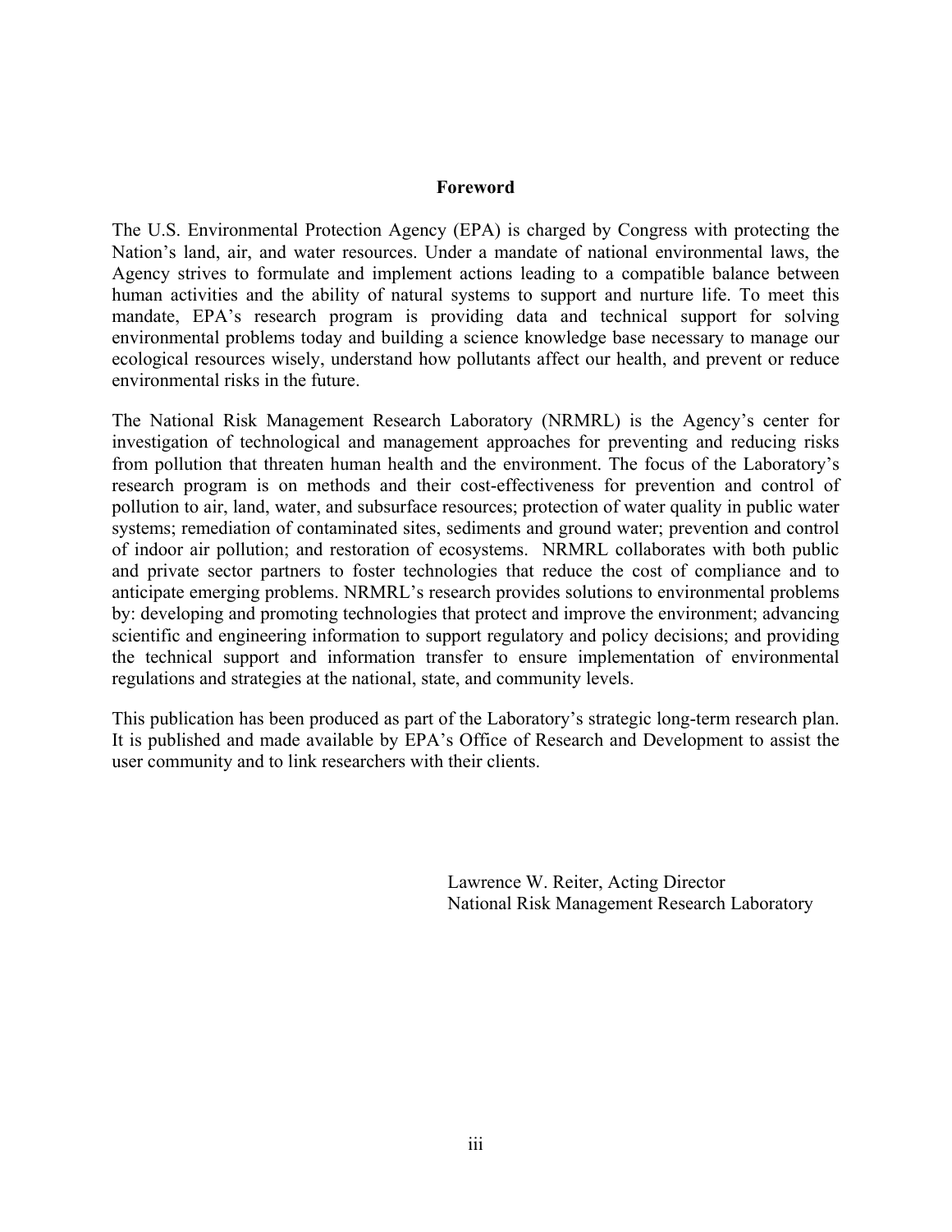## Foreword

The U.S. Environmental Protection Agency (EPA) is charged by Congress with protecting the Nation's land, air, and water resources. Under a mandate of national environmental laws, the Agency strives to formulate and implement actions leading to a compatible balance between human activities and the ability of natural systems to support and nurture life. To meet this mandate, EPA's research program is providing data and technical support for solving environmental problems today and building a science knowledge base necessary to manage our ecological resources wisely, understand how pollutants affect our health, and prevent or reduce environmental risks in the future.

The National Risk Management Research Laboratory (NRMRL) is the Agency's center for investigation of technological and management approaches for preventing and reducing risks from pollution that threaten human health and the environment. The focus of the Laboratory's research program is on methods and their cost-effectiveness for prevention and control of pollution to air, land, water, and subsurface resources; protection of water quality in public water systems; remediation of contaminated sites, sediments and ground water; prevention and control of indoor air pollution; and restoration of ecosystems. NRMRL collaborates with both public and private sector partners to foster technologies that reduce the cost of compliance and to anticipate emerging problems. NRMRL's research provides solutions to environmental problems by: developing and promoting technologies that protect and improve the environment; advancing scientific and engineering information to support regulatory and policy decisions; and providing the technical support and information transfer to ensure implementation of environmental regulations and strategies at the national, state, and community levels.

This publication has been produced as part of the Laboratory's strategic long-term research plan. It is published and made available by EPA's Office of Research and Development to assist the user community and to link researchers with their clients.

Lawrence W. Reiter, Acting Director
National Risk Management Research Laboratory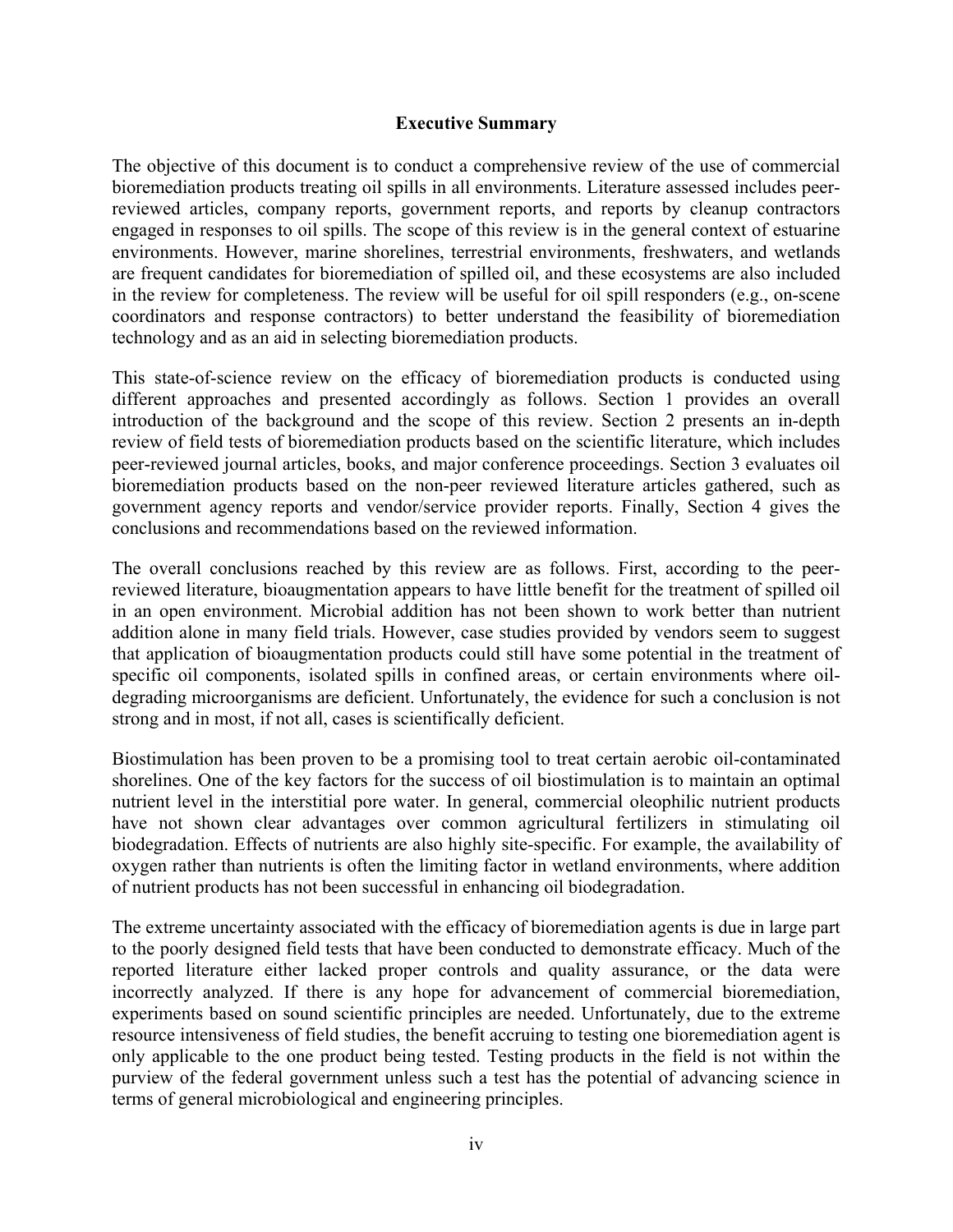## Executive Summary

The objective of this document is to conduct a comprehensive review of the use of commercial bioremediation products treating oil spills in all environments. Literature assessed includes peer-reviewed articles, company reports, government reports, and reports by cleanup contractors engaged in responses to oil spills. The scope of this review is in the general context of estuarine environments. However, marine shorelines, terrestrial environments, freshwaters, and wetlands are frequent candidates for bioremediation of spilled oil, and these ecosystems are also included in the review for completeness. The review will be useful for oil spill responders (e.g., on-scene coordinators and response contractors) to better understand the feasibility of bioremediation technology and as an aid in selecting bioremediation products.

This state-of-science review on the efficacy of bioremediation products is conducted using different approaches and presented accordingly as follows. Section 1 provides an overall introduction of the background and the scope of this review. Section 2 presents an in-depth review of field tests of bioremediation products based on the scientific literature, which includes peer-reviewed journal articles, books, and major conference proceedings. Section 3 evaluates oil bioremediation products based on the non-peer reviewed literature articles gathered, such as government agency reports and vendor/service provider reports. Finally, Section 4 gives the conclusions and recommendations based on the reviewed information.

The overall conclusions reached by this review are as follows. First, according to the peer-reviewed literature, bioaugmentation appears to have little benefit for the treatment of spilled oil in an open environment. Microbial addition has not been shown to work better than nutrient addition alone in many field trials. However, case studies provided by vendors seem to suggest that application of bioaugmentation products could still have some potential in the treatment of specific oil components, isolated spills in confined areas, or certain environments where oil-degrading microorganisms are deficient. Unfortunately, the evidence for such a conclusion is not strong and in most, if not all, cases is scientifically deficient.

Biostimulation has been proven to be a promising tool to treat certain aerobic oil-contaminated shorelines. One of the key factors for the success of oil biostimulation is to maintain an optimal nutrient level in the interstitial pore water. In general, commercial oleophilic nutrient products have not shown clear advantages over common agricultural fertilizers in stimulating oil biodegradation. Effects of nutrients are also highly site-specific. For example, the availability of oxygen rather than nutrients is often the limiting factor in wetland environments, where addition of nutrient products has not been successful in enhancing oil biodegradation.

The extreme uncertainty associated with the efficacy of bioremediation agents is due in large part to the poorly designed field tests that have been conducted to demonstrate efficacy. Much of the reported literature either lacked proper controls and quality assurance, or the data were incorrectly analyzed. If there is any hope for advancement of commercial bioremediation, experiments based on sound scientific principles are needed. Unfortunately, due to the extreme resource intensiveness of field studies, the benefit accruing to testing one bioremediation agent is only applicable to the one product being tested. Testing products in the field is not within the purview of the federal government unless such a test has the potential of advancing science in terms of general microbiological and engineering principles.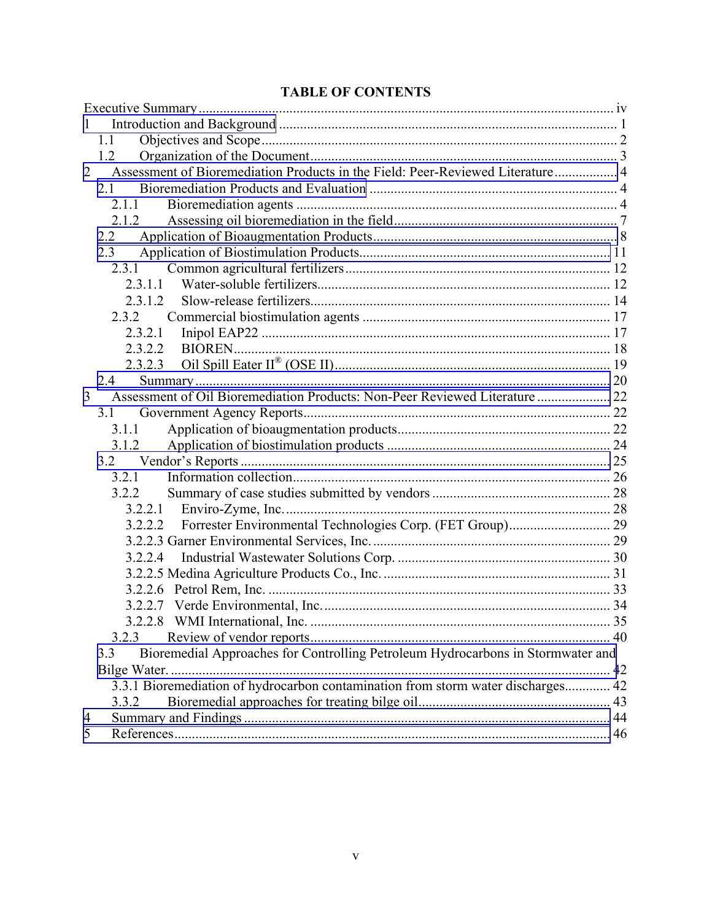# TABLE OF CONTENTS

Executive Summary ..... iv

1 Introduction and Background ..... 1

- 1.1 Objectives and Scope ..... 2
- 1.2 Organization of the Document ..... 3

2 Assessment of Bioremediation Products in the Field: Peer-Reviewed Literature ..... 4

- 2.1 Bioremediation Products and Evaluation ..... 4
  - 2.1.1 Bioremediation agents ..... 4
  - 2.1.2 Assessing oil bioremediation in the field ..... 7
- 2.2 Application of Bioaugmentation Products ..... 8
- 2.3 Application of Biostimulation Products ..... 11
  - 2.3.1 Common agricultural fertilizers ..... 12
    - 2.3.1.1 Water-soluble fertilizers ..... 12
    - 2.3.1.2 Slow-release fertilizers ..... 14
  - 2.3.2 Commercial biostimulation agents ..... 17
    - 2.3.2.1 Inipol EAP22 ..... 17
    - 2.3.2.2 BIOREN ..... 18
    - 2.3.2.3 Oil Spill Eater II® (OSE II) ..... 19
- 2.4 Summary ..... 20

3 Assessment of Oil Bioremediation Products: Non-Peer Reviewed Literature ..... 22

- 3.1 Government Agency Reports ..... 22
  - 3.1.1 Application of bioaugmentation products ..... 22
  - 3.1.2 Application of biostimulation products ..... 24
- 3.2 Vendor's Reports ..... 25
  - 3.2.1 Information collection ..... 26
  - 3.2.2 Summary of case studies submitted by vendors ..... 28
    - 3.2.2.1 Enviro-Zyme, Inc. ..... 28
    - 3.2.2.2 Forrester Environmental Technologies Corp. (FET Group) ..... 29
    - 3.2.2.3 Garner Environmental Services, Inc. ..... 29
    - 3.2.2.4 Industrial Wastewater Solutions Corp. ..... 30
    - 3.2.2.5 Medina Agriculture Products Co., Inc. ..... 31
    - 3.2.2.6 Petrol Rem, Inc. ..... 33
    - 3.2.2.7 Verde Environmental, Inc. ..... 34
    - 3.2.2.8 WMI International, Inc. ..... 35
  - 3.2.3 Review of vendor reports ..... 40
- 3.3 Bioremedial Approaches for Controlling Petroleum Hydrocarbons in Stormwater and Bilge Water. ..... 42
  - 3.3.1 Bioremediation of hydrocarbon contamination from storm water discharges ..... 42
  - 3.3.2 Bioremedial approaches for treating bilge oil ..... 43

4 Summary and Findings ..... 44

5 References ..... 46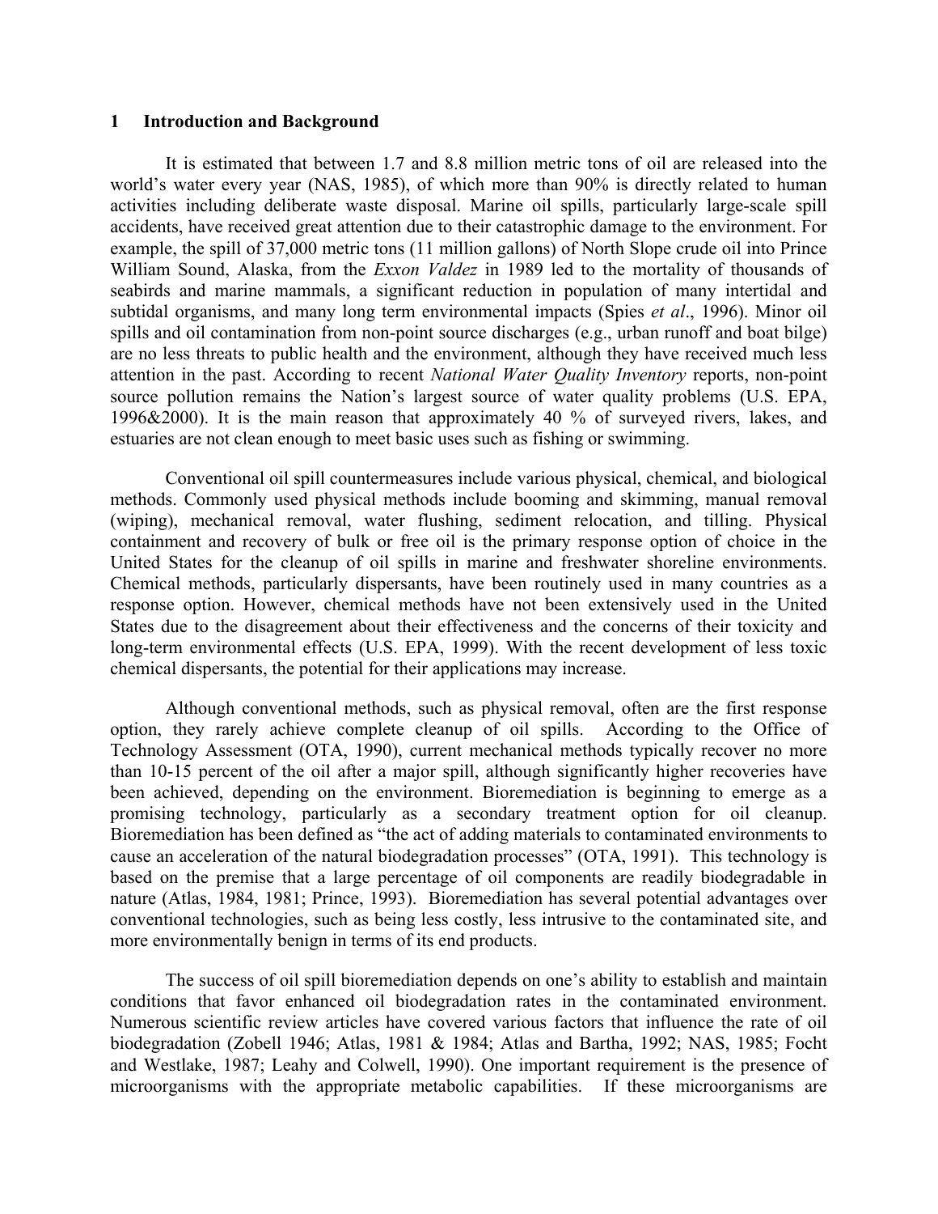# 1 Introduction and Background

It is estimated that between 1.7 and 8.8 million metric tons of oil are released into the world's water every year (NAS, 1985), of which more than 90% is directly related to human activities including deliberate waste disposal. Marine oil spills, particularly large-scale spill accidents, have received great attention due to their catastrophic damage to the environment. For example, the spill of 37,000 metric tons (11 million gallons) of North Slope crude oil into Prince William Sound, Alaska, from the *Exxon Valdez* in 1989 led to the mortality of thousands of seabirds and marine mammals, a significant reduction in population of many intertidal and subtidal organisms, and many long term environmental impacts (Spies *et al*., 1996). Minor oil spills and oil contamination from non-point source discharges (e.g., urban runoff and boat bilge) are no less threats to public health and the environment, although they have received much less attention in the past. According to recent *National Water Quality Inventory* reports, non-point source pollution remains the Nation's largest source of water quality problems (U.S. EPA, 1996&2000). It is the main reason that approximately 40 % of surveyed rivers, lakes, and estuaries are not clean enough to meet basic uses such as fishing or swimming.

Conventional oil spill countermeasures include various physical, chemical, and biological methods. Commonly used physical methods include booming and skimming, manual removal (wiping), mechanical removal, water flushing, sediment relocation, and tilling. Physical containment and recovery of bulk or free oil is the primary response option of choice in the United States for the cleanup of oil spills in marine and freshwater shoreline environments. Chemical methods, particularly dispersants, have been routinely used in many countries as a response option. However, chemical methods have not been extensively used in the United States due to the disagreement about their effectiveness and the concerns of their toxicity and long-term environmental effects (U.S. EPA, 1999). With the recent development of less toxic chemical dispersants, the potential for their applications may increase.

Although conventional methods, such as physical removal, often are the first response option, they rarely achieve complete cleanup of oil spills. According to the Office of Technology Assessment (OTA, 1990), current mechanical methods typically recover no more than 10-15 percent of the oil after a major spill, although significantly higher recoveries have been achieved, depending on the environment. Bioremediation is beginning to emerge as a promising technology, particularly as a secondary treatment option for oil cleanup. Bioremediation has been defined as "the act of adding materials to contaminated environments to cause an acceleration of the natural biodegradation processes" (OTA, 1991). This technology is based on the premise that a large percentage of oil components are readily biodegradable in nature (Atlas, 1984, 1981; Prince, 1993). Bioremediation has several potential advantages over conventional technologies, such as being less costly, less intrusive to the contaminated site, and more environmentally benign in terms of its end products.

The success of oil spill bioremediation depends on one's ability to establish and maintain conditions that favor enhanced oil biodegradation rates in the contaminated environment. Numerous scientific review articles have covered various factors that influence the rate of oil biodegradation (Zobell 1946; Atlas, 1981 & 1984; Atlas and Bartha, 1992; NAS, 1985; Focht and Westlake, 1987; Leahy and Colwell, 1990). One important requirement is the presence of microorganisms with the appropriate metabolic capabilities. If these microorganisms are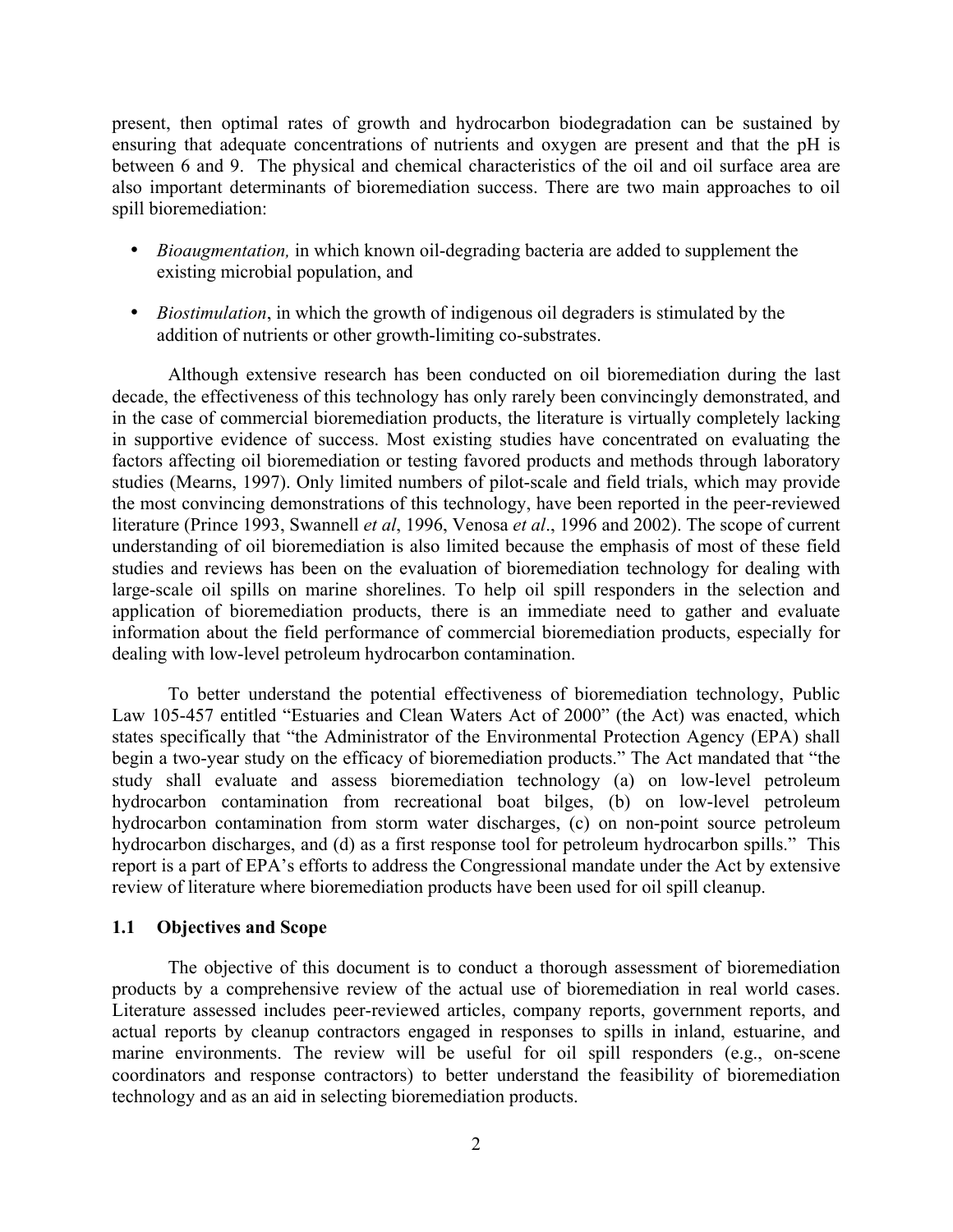present, then optimal rates of growth and hydrocarbon biodegradation can be sustained by ensuring that adequate concentrations of nutrients and oxygen are present and that the pH is between 6 and 9. The physical and chemical characteristics of the oil and oil surface area are also important determinants of bioremediation success. There are two main approaches to oil spill bioremediation:

- *Bioaugmentation,* in which known oil-degrading bacteria are added to supplement the existing microbial population, and
- *Biostimulation*, in which the growth of indigenous oil degraders is stimulated by the addition of nutrients or other growth-limiting co-substrates.

Although extensive research has been conducted on oil bioremediation during the last decade, the effectiveness of this technology has only rarely been convincingly demonstrated, and in the case of commercial bioremediation products, the literature is virtually completely lacking in supportive evidence of success. Most existing studies have concentrated on evaluating the factors affecting oil bioremediation or testing favored products and methods through laboratory studies (Mearns, 1997). Only limited numbers of pilot-scale and field trials, which may provide the most convincing demonstrations of this technology, have been reported in the peer-reviewed literature (Prince 1993, Swannell *et al*, 1996, Venosa *et al*., 1996 and 2002). The scope of current understanding of oil bioremediation is also limited because the emphasis of most of these field studies and reviews has been on the evaluation of bioremediation technology for dealing with large-scale oil spills on marine shorelines. To help oil spill responders in the selection and application of bioremediation products, there is an immediate need to gather and evaluate information about the field performance of commercial bioremediation products, especially for dealing with low-level petroleum hydrocarbon contamination.

To better understand the potential effectiveness of bioremediation technology, Public Law 105-457 entitled "Estuaries and Clean Waters Act of 2000" (the Act) was enacted, which states specifically that "the Administrator of the Environmental Protection Agency (EPA) shall begin a two-year study on the efficacy of bioremediation products." The Act mandated that "the study shall evaluate and assess bioremediation technology (a) on low-level petroleum hydrocarbon contamination from recreational boat bilges, (b) on low-level petroleum hydrocarbon contamination from storm water discharges, (c) on non-point source petroleum hydrocarbon discharges, and (d) as a first response tool for petroleum hydrocarbon spills." This report is a part of EPA's efforts to address the Congressional mandate under the Act by extensive review of literature where bioremediation products have been used for oil spill cleanup.

### 1.1 Objectives and Scope

The objective of this document is to conduct a thorough assessment of bioremediation products by a comprehensive review of the actual use of bioremediation in real world cases. Literature assessed includes peer-reviewed articles, company reports, government reports, and actual reports by cleanup contractors engaged in responses to spills in inland, estuarine, and marine environments. The review will be useful for oil spill responders (e.g., on-scene coordinators and response contractors) to better understand the feasibility of bioremediation technology and as an aid in selecting bioremediation products.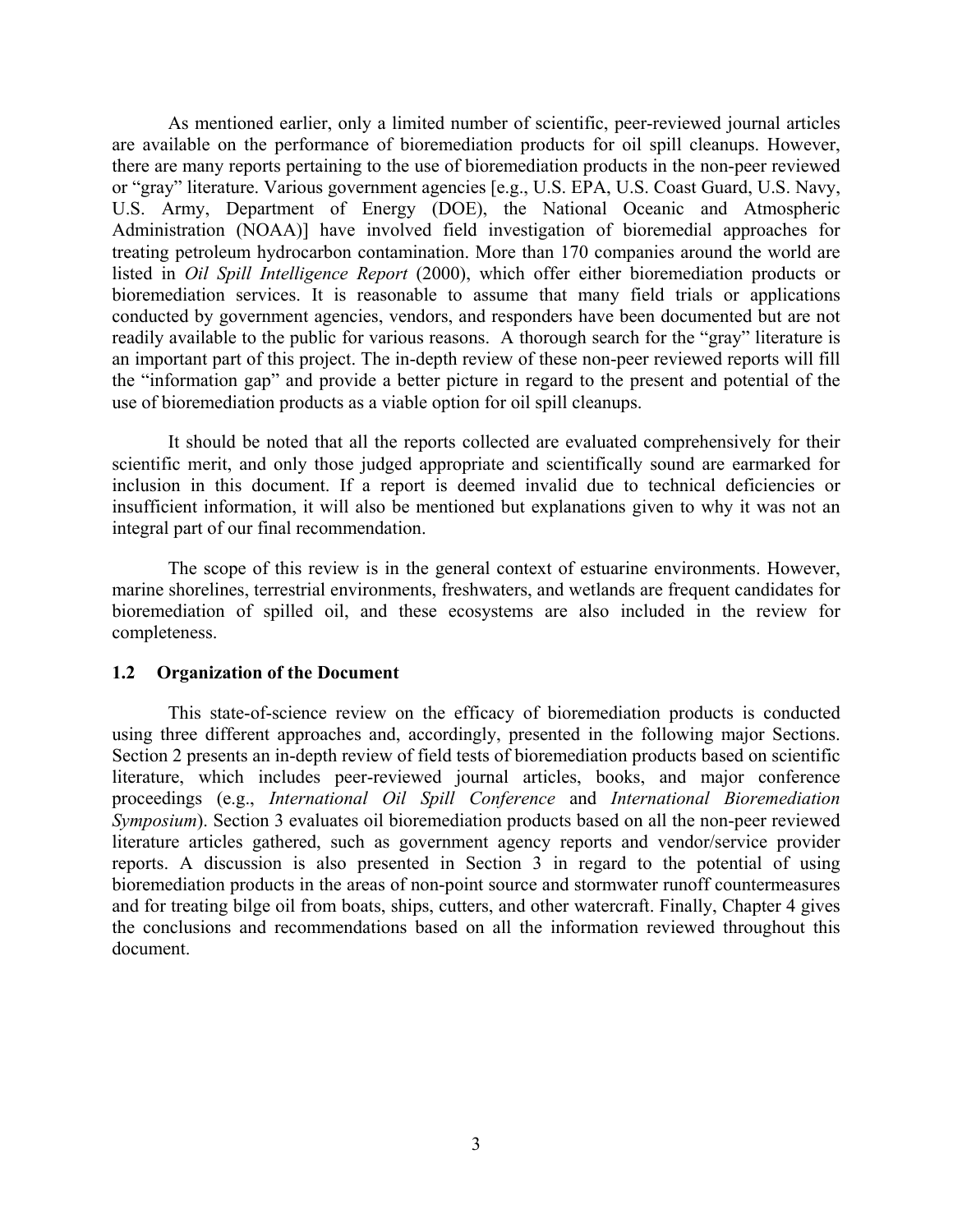As mentioned earlier, only a limited number of scientific, peer-reviewed journal articles are available on the performance of bioremediation products for oil spill cleanups. However, there are many reports pertaining to the use of bioremediation products in the non-peer reviewed or "gray" literature. Various government agencies [e.g., U.S. EPA, U.S. Coast Guard, U.S. Navy, U.S. Army, Department of Energy (DOE), the National Oceanic and Atmospheric Administration (NOAA)] have involved field investigation of bioremedial approaches for treating petroleum hydrocarbon contamination. More than 170 companies around the world are listed in *Oil Spill Intelligence Report* (2000), which offer either bioremediation products or bioremediation services. It is reasonable to assume that many field trials or applications conducted by government agencies, vendors, and responders have been documented but are not readily available to the public for various reasons. A thorough search for the "gray" literature is an important part of this project. The in-depth review of these non-peer reviewed reports will fill the "information gap" and provide a better picture in regard to the present and potential of the use of bioremediation products as a viable option for oil spill cleanups.

It should be noted that all the reports collected are evaluated comprehensively for their scientific merit, and only those judged appropriate and scientifically sound are earmarked for inclusion in this document. If a report is deemed invalid due to technical deficiencies or insufficient information, it will also be mentioned but explanations given to why it was not an integral part of our final recommendation.

The scope of this review is in the general context of estuarine environments. However, marine shorelines, terrestrial environments, freshwaters, and wetlands are frequent candidates for bioremediation of spilled oil, and these ecosystems are also included in the review for completeness.

### 1.2 Organization of the Document

This state-of-science review on the efficacy of bioremediation products is conducted using three different approaches and, accordingly, presented in the following major Sections. Section 2 presents an in-depth review of field tests of bioremediation products based on scientific literature, which includes peer-reviewed journal articles, books, and major conference proceedings (e.g., *International Oil Spill Conference* and *International Bioremediation Symposium*). Section 3 evaluates oil bioremediation products based on all the non-peer reviewed literature articles gathered, such as government agency reports and vendor/service provider reports. A discussion is also presented in Section 3 in regard to the potential of using bioremediation products in the areas of non-point source and stormwater runoff countermeasures and for treating bilge oil from boats, ships, cutters, and other watercraft. Finally, Chapter 4 gives the conclusions and recommendations based on all the information reviewed throughout this document.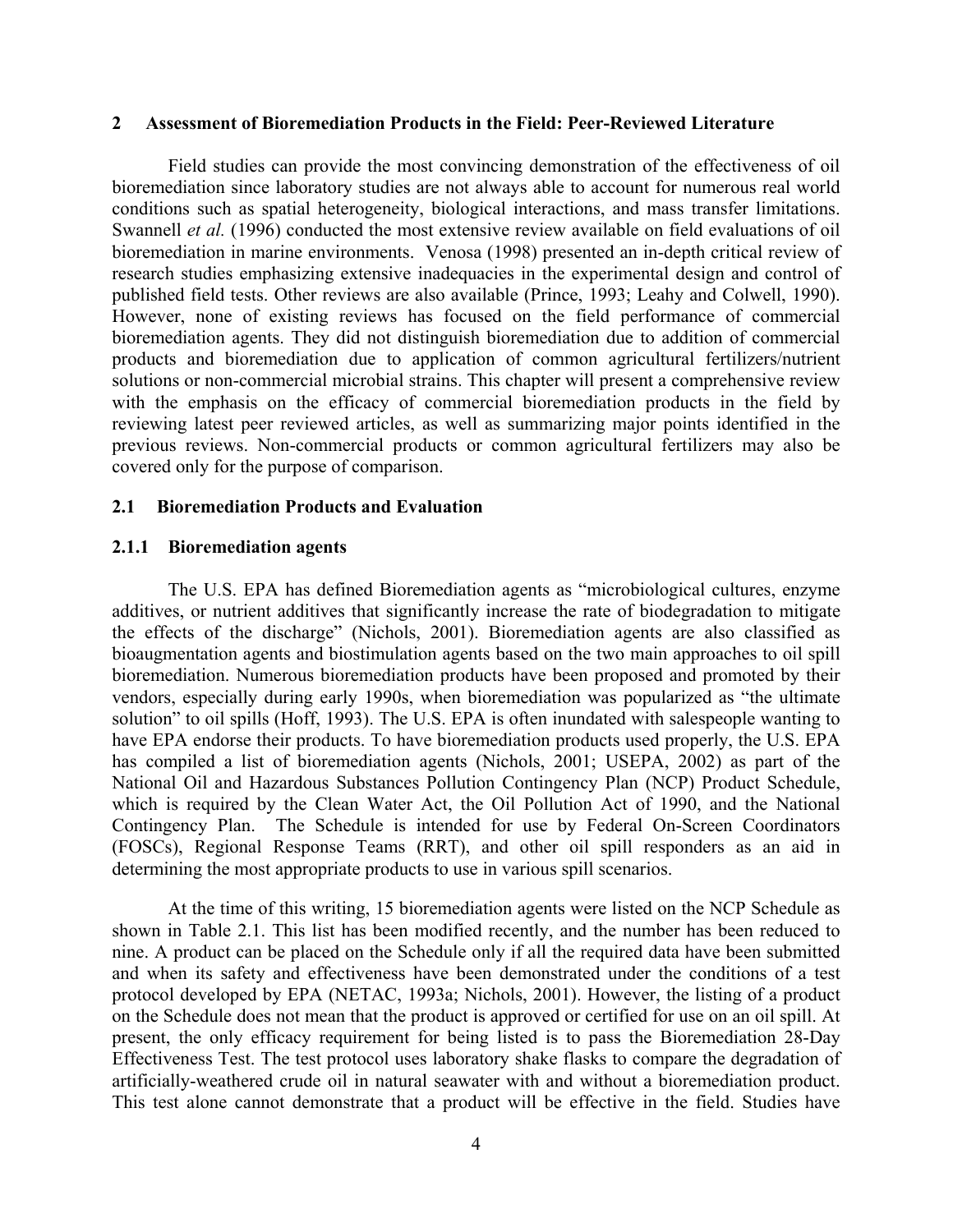## 2 Assessment of Bioremediation Products in the Field: Peer-Reviewed Literature

Field studies can provide the most convincing demonstration of the effectiveness of oil bioremediation since laboratory studies are not always able to account for numerous real world conditions such as spatial heterogeneity, biological interactions, and mass transfer limitations. Swannell *et al.* (1996) conducted the most extensive review available on field evaluations of oil bioremediation in marine environments. Venosa (1998) presented an in-depth critical review of research studies emphasizing extensive inadequacies in the experimental design and control of published field tests. Other reviews are also available (Prince, 1993; Leahy and Colwell, 1990). However, none of existing reviews has focused on the field performance of commercial bioremediation agents. They did not distinguish bioremediation due to addition of commercial products and bioremediation due to application of common agricultural fertilizers/nutrient solutions or non-commercial microbial strains. This chapter will present a comprehensive review with the emphasis on the efficacy of commercial bioremediation products in the field by reviewing latest peer reviewed articles, as well as summarizing major points identified in the previous reviews. Non-commercial products or common agricultural fertilizers may also be covered only for the purpose of comparison.

### 2.1 Bioremediation Products and Evaluation

#### 2.1.1 Bioremediation agents

The U.S. EPA has defined Bioremediation agents as "microbiological cultures, enzyme additives, or nutrient additives that significantly increase the rate of biodegradation to mitigate the effects of the discharge" (Nichols, 2001). Bioremediation agents are also classified as bioaugmentation agents and biostimulation agents based on the two main approaches to oil spill bioremediation. Numerous bioremediation products have been proposed and promoted by their vendors, especially during early 1990s, when bioremediation was popularized as "the ultimate solution" to oil spills (Hoff, 1993). The U.S. EPA is often inundated with salespeople wanting to have EPA endorse their products. To have bioremediation products used properly, the U.S. EPA has compiled a list of bioremediation agents (Nichols, 2001; USEPA, 2002) as part of the National Oil and Hazardous Substances Pollution Contingency Plan (NCP) Product Schedule, which is required by the Clean Water Act, the Oil Pollution Act of 1990, and the National Contingency Plan. The Schedule is intended for use by Federal On-Screen Coordinators (FOSCs), Regional Response Teams (RRT), and other oil spill responders as an aid in determining the most appropriate products to use in various spill scenarios.

At the time of this writing, 15 bioremediation agents were listed on the NCP Schedule as shown in Table 2.1. This list has been modified recently, and the number has been reduced to nine. A product can be placed on the Schedule only if all the required data have been submitted and when its safety and effectiveness have been demonstrated under the conditions of a test protocol developed by EPA (NETAC, 1993a; Nichols, 2001). However, the listing of a product on the Schedule does not mean that the product is approved or certified for use on an oil spill. At present, the only efficacy requirement for being listed is to pass the Bioremediation 28-Day Effectiveness Test. The test protocol uses laboratory shake flasks to compare the degradation of artificially-weathered crude oil in natural seawater with and without a bioremediation product. This test alone cannot demonstrate that a product will be effective in the field. Studies have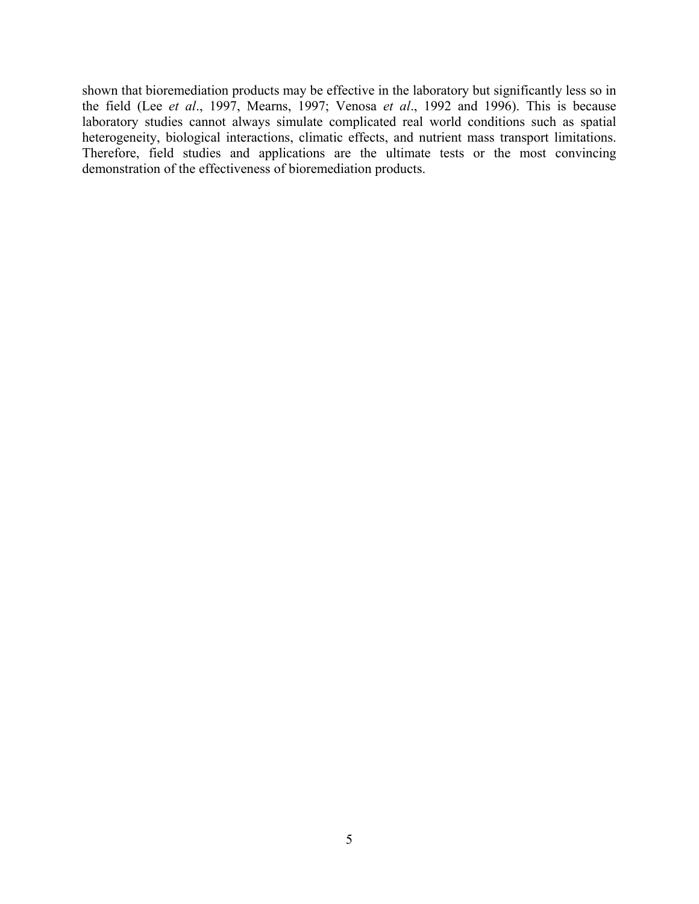shown that bioremediation products may be effective in the laboratory but significantly less so in the field (Lee *et al*., 1997, Mearns, 1997; Venosa *et al*., 1992 and 1996). This is because laboratory studies cannot always simulate complicated real world conditions such as spatial heterogeneity, biological interactions, climatic effects, and nutrient mass transport limitations. Therefore, field studies and applications are the ultimate tests or the most convincing demonstration of the effectiveness of bioremediation products.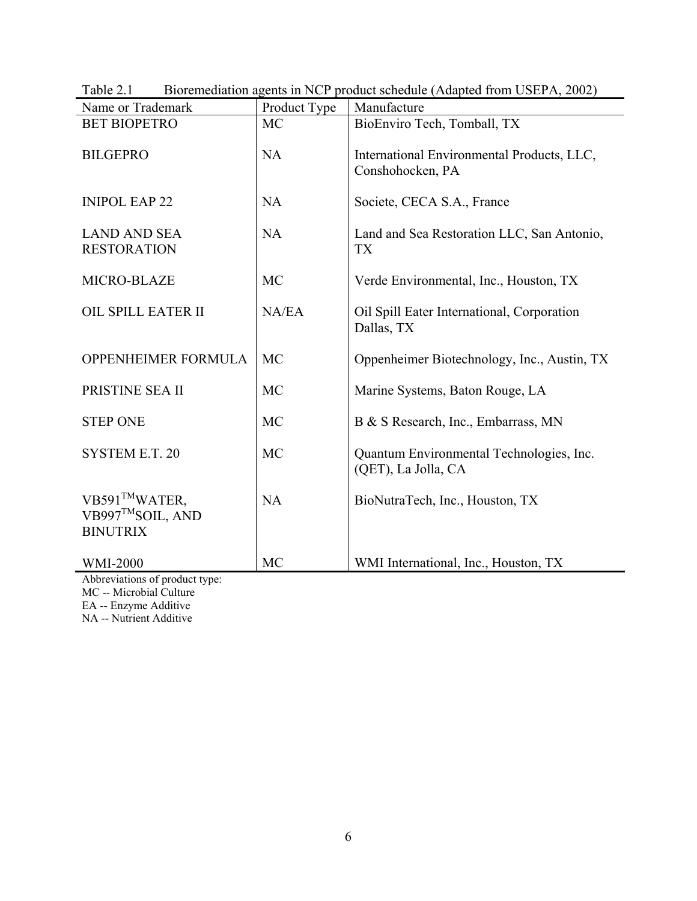Table 2.1 Bioremediation agents in NCP product schedule (Adapted from USEPA, 2002)

| Name or Trademark | Product Type | Manufacture |
|---|---|---|
| BET BIOPETRO | MC | BioEnviro Tech, Tomball, TX |
| BILGEPRO | NA | International Environmental Products, LLC, Conshohocken, PA |
| INIPOL EAP 22 | NA | Societe, CECA S.A., France |
| LAND AND SEA RESTORATION | NA | Land and Sea Restoration LLC, San Antonio, TX |
| MICRO-BLAZE | MC | Verde Environmental, Inc., Houston, TX |
| OIL SPILL EATER II | NA/EA | Oil Spill Eater International, Corporation Dallas, TX |
| OPPENHEIMER FORMULA | MC | Oppenheimer Biotechnology, Inc., Austin, TX |
| PRISTINE SEA II | MC | Marine Systems, Baton Rouge, LA |
| STEP ONE | MC | B & S Research, Inc., Embarrass, MN |
| SYSTEM E.T. 20 | MC | Quantum Environmental Technologies, Inc. (QET), La Jolla, CA |
| VB591™WATER, VB997™SOIL, AND BINUTRIX | NA | BioNutraTech, Inc., Houston, TX |
| WMI-2000 | MC | WMI International, Inc., Houston, TX |

Abbreviations of product type:
MC -- Microbial Culture
EA -- Enzyme Additive
NA -- Nutrient Additive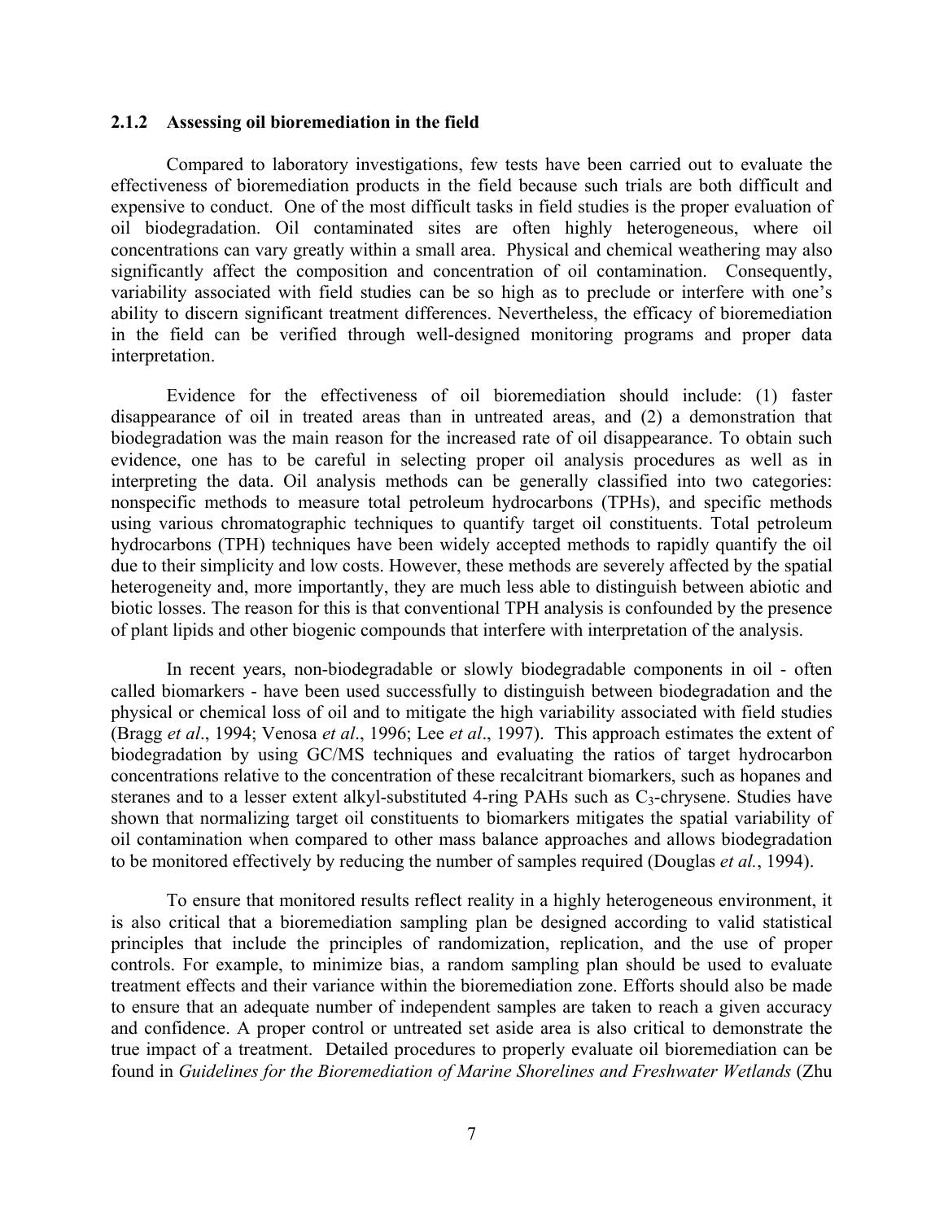### 2.1.2 Assessing oil bioremediation in the field

Compared to laboratory investigations, few tests have been carried out to evaluate the effectiveness of bioremediation products in the field because such trials are both difficult and expensive to conduct. One of the most difficult tasks in field studies is the proper evaluation of oil biodegradation. Oil contaminated sites are often highly heterogeneous, where oil concentrations can vary greatly within a small area. Physical and chemical weathering may also significantly affect the composition and concentration of oil contamination. Consequently, variability associated with field studies can be so high as to preclude or interfere with one's ability to discern significant treatment differences. Nevertheless, the efficacy of bioremediation in the field can be verified through well-designed monitoring programs and proper data interpretation.

Evidence for the effectiveness of oil bioremediation should include: (1) faster disappearance of oil in treated areas than in untreated areas, and (2) a demonstration that biodegradation was the main reason for the increased rate of oil disappearance. To obtain such evidence, one has to be careful in selecting proper oil analysis procedures as well as in interpreting the data. Oil analysis methods can be generally classified into two categories: nonspecific methods to measure total petroleum hydrocarbons (TPHs), and specific methods using various chromatographic techniques to quantify target oil constituents. Total petroleum hydrocarbons (TPH) techniques have been widely accepted methods to rapidly quantify the oil due to their simplicity and low costs. However, these methods are severely affected by the spatial heterogeneity and, more importantly, they are much less able to distinguish between abiotic and biotic losses. The reason for this is that conventional TPH analysis is confounded by the presence of plant lipids and other biogenic compounds that interfere with interpretation of the analysis.

In recent years, non-biodegradable or slowly biodegradable components in oil - often called biomarkers - have been used successfully to distinguish between biodegradation and the physical or chemical loss of oil and to mitigate the high variability associated with field studies (Bragg *et al*., 1994; Venosa *et al*., 1996; Lee *et al*., 1997). This approach estimates the extent of biodegradation by using GC/MS techniques and evaluating the ratios of target hydrocarbon concentrations relative to the concentration of these recalcitrant biomarkers, such as hopanes and steranes and to a lesser extent alkyl-substituted 4-ring PAHs such as $C_3$-chrysene. Studies have shown that normalizing target oil constituents to biomarkers mitigates the spatial variability of oil contamination when compared to other mass balance approaches and allows biodegradation to be monitored effectively by reducing the number of samples required (Douglas *et al.*, 1994).

To ensure that monitored results reflect reality in a highly heterogeneous environment, it is also critical that a bioremediation sampling plan be designed according to valid statistical principles that include the principles of randomization, replication, and the use of proper controls. For example, to minimize bias, a random sampling plan should be used to evaluate treatment effects and their variance within the bioremediation zone. Efforts should also be made to ensure that an adequate number of independent samples are taken to reach a given accuracy and confidence. A proper control or untreated set aside area is also critical to demonstrate the true impact of a treatment. Detailed procedures to properly evaluate oil bioremediation can be found in *Guidelines for the Bioremediation of Marine Shorelines and Freshwater Wetlands* (Zhu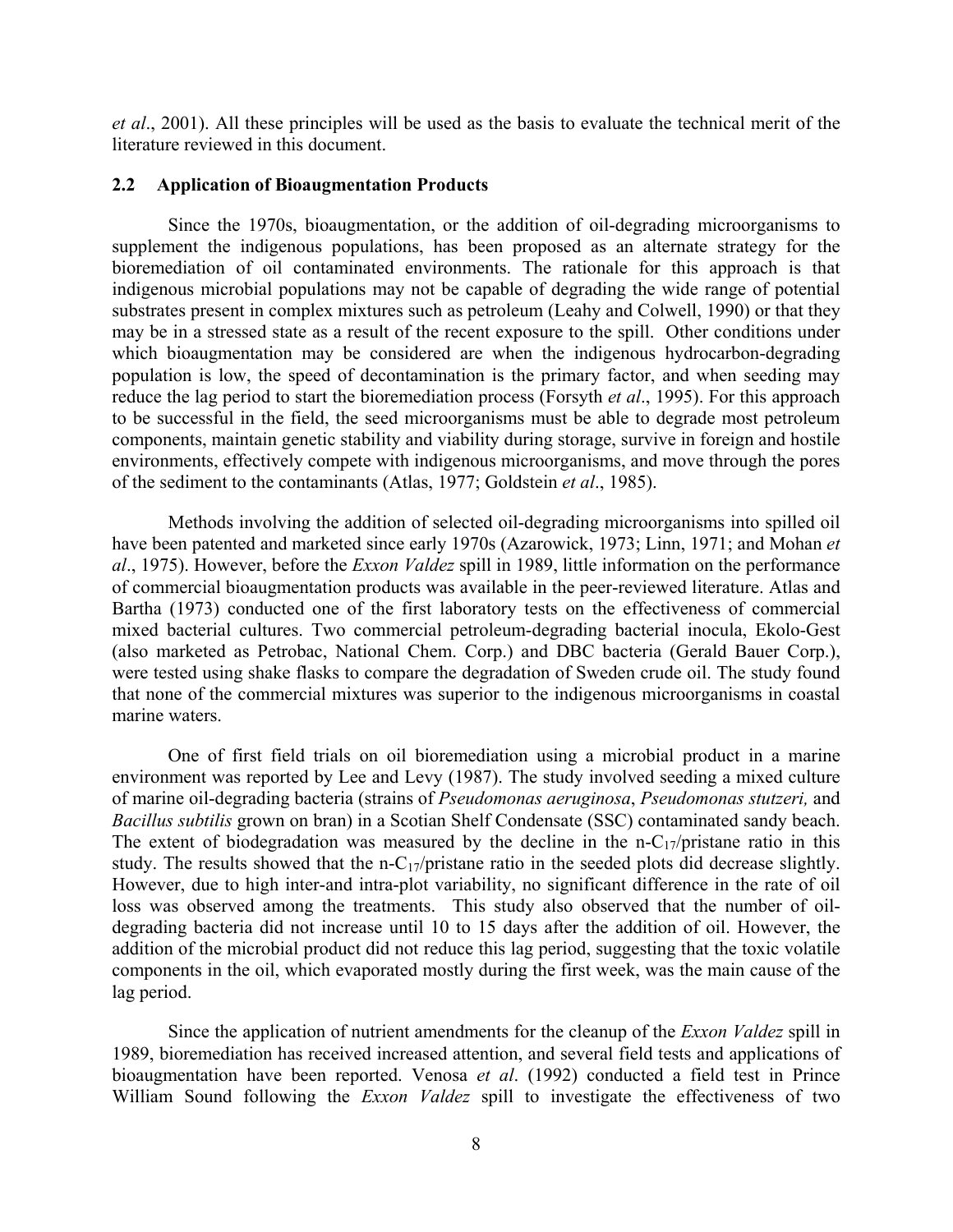*et al*., 2001). All these principles will be used as the basis to evaluate the technical merit of the literature reviewed in this document.

## 2.2 Application of Bioaugmentation Products

Since the 1970s, bioaugmentation, or the addition of oil-degrading microorganisms to supplement the indigenous populations, has been proposed as an alternate strategy for the bioremediation of oil contaminated environments. The rationale for this approach is that indigenous microbial populations may not be capable of degrading the wide range of potential substrates present in complex mixtures such as petroleum (Leahy and Colwell, 1990) or that they may be in a stressed state as a result of the recent exposure to the spill. Other conditions under which bioaugmentation may be considered are when the indigenous hydrocarbon-degrading population is low, the speed of decontamination is the primary factor, and when seeding may reduce the lag period to start the bioremediation process (Forsyth *et al*., 1995). For this approach to be successful in the field, the seed microorganisms must be able to degrade most petroleum components, maintain genetic stability and viability during storage, survive in foreign and hostile environments, effectively compete with indigenous microorganisms, and move through the pores of the sediment to the contaminants (Atlas, 1977; Goldstein *et al*., 1985).

Methods involving the addition of selected oil-degrading microorganisms into spilled oil have been patented and marketed since early 1970s (Azarowick, 1973; Linn, 1971; and Mohan *et al*., 1975). However, before the *Exxon Valdez* spill in 1989, little information on the performance of commercial bioaugmentation products was available in the peer-reviewed literature. Atlas and Bartha (1973) conducted one of the first laboratory tests on the effectiveness of commercial mixed bacterial cultures. Two commercial petroleum-degrading bacterial inocula, Ekolo-Gest (also marketed as Petrobac, National Chem. Corp.) and DBC bacteria (Gerald Bauer Corp.), were tested using shake flasks to compare the degradation of Sweden crude oil. The study found that none of the commercial mixtures was superior to the indigenous microorganisms in coastal marine waters.

One of first field trials on oil bioremediation using a microbial product in a marine environment was reported by Lee and Levy (1987). The study involved seeding a mixed culture of marine oil-degrading bacteria (strains of *Pseudomonas aeruginosa*, *Pseudomonas stutzeri,* and *Bacillus subtilis* grown on bran) in a Scotian Shelf Condensate (SSC) contaminated sandy beach. The extent of biodegradation was measured by the decline in the n-$C_{17}$/pristane ratio in this study. The results showed that the n-$C_{17}$/pristane ratio in the seeded plots did decrease slightly. However, due to high inter-and intra-plot variability, no significant difference in the rate of oil loss was observed among the treatments. This study also observed that the number of oil-degrading bacteria did not increase until 10 to 15 days after the addition of oil. However, the addition of the microbial product did not reduce this lag period, suggesting that the toxic volatile components in the oil, which evaporated mostly during the first week, was the main cause of the lag period.

Since the application of nutrient amendments for the cleanup of the *Exxon Valdez* spill in 1989, bioremediation has received increased attention, and several field tests and applications of bioaugmentation have been reported. Venosa *et al*. (1992) conducted a field test in Prince William Sound following the *Exxon Valdez* spill to investigate the effectiveness of two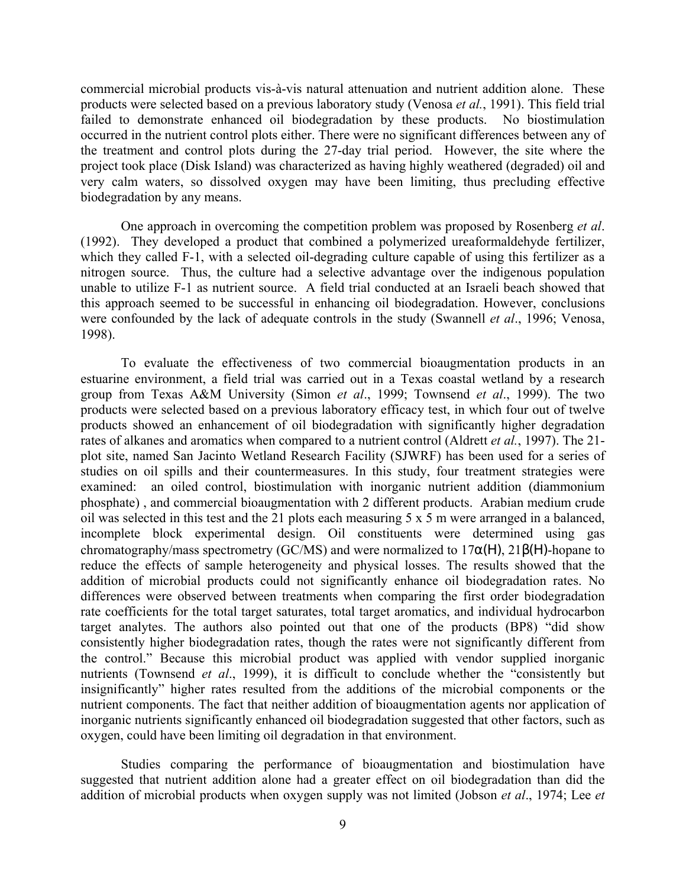commercial microbial products vis-à-vis natural attenuation and nutrient addition alone. These products were selected based on a previous laboratory study (Venosa *et al.*, 1991). This field trial failed to demonstrate enhanced oil biodegradation by these products. No biostimulation occurred in the nutrient control plots either. There were no significant differences between any of the treatment and control plots during the 27-day trial period. However, the site where the project took place (Disk Island) was characterized as having highly weathered (degraded) oil and very calm waters, so dissolved oxygen may have been limiting, thus precluding effective biodegradation by any means.

One approach in overcoming the competition problem was proposed by Rosenberg *et al*. (1992). They developed a product that combined a polymerized ureaformaldehyde fertilizer, which they called F-1, with a selected oil-degrading culture capable of using this fertilizer as a nitrogen source. Thus, the culture had a selective advantage over the indigenous population unable to utilize F-1 as nutrient source. A field trial conducted at an Israeli beach showed that this approach seemed to be successful in enhancing oil biodegradation. However, conclusions were confounded by the lack of adequate controls in the study (Swannell *et al*., 1996; Venosa, 1998).

To evaluate the effectiveness of two commercial bioaugmentation products in an estuarine environment, a field trial was carried out in a Texas coastal wetland by a research group from Texas A&M University (Simon *et al*., 1999; Townsend *et al*., 1999). The two products were selected based on a previous laboratory efficacy test, in which four out of twelve products showed an enhancement of oil biodegradation with significantly higher degradation rates of alkanes and aromatics when compared to a nutrient control (Aldrett *et al.*, 1997). The 21-plot site, named San Jacinto Wetland Research Facility (SJWRF) has been used for a series of studies on oil spills and their countermeasures. In this study, four treatment strategies were examined: an oiled control, biostimulation with inorganic nutrient addition (diammonium phosphate) , and commercial bioaugmentation with 2 different products. Arabian medium crude oil was selected in this test and the 21 plots each measuring 5 x 5 m were arranged in a balanced, incomplete block experimental design. Oil constituents were determined using gas chromatography/mass spectrometry (GC/MS) and were normalized to 17α(H), 21β(H)-hopane to reduce the effects of sample heterogeneity and physical losses. The results showed that the addition of microbial products could not significantly enhance oil biodegradation rates. No differences were observed between treatments when comparing the first order biodegradation rate coefficients for the total target saturates, total target aromatics, and individual hydrocarbon target analytes. The authors also pointed out that one of the products (BP8) "did show consistently higher biodegradation rates, though the rates were not significantly different from the control." Because this microbial product was applied with vendor supplied inorganic nutrients (Townsend *et al*., 1999), it is difficult to conclude whether the "consistently but insignificantly" higher rates resulted from the additions of the microbial components or the nutrient components. The fact that neither addition of bioaugmentation agents nor application of inorganic nutrients significantly enhanced oil biodegradation suggested that other factors, such as oxygen, could have been limiting oil degradation in that environment.

Studies comparing the performance of bioaugmentation and biostimulation have suggested that nutrient addition alone had a greater effect on oil biodegradation than did the addition of microbial products when oxygen supply was not limited (Jobson *et al*., 1974; Lee *et*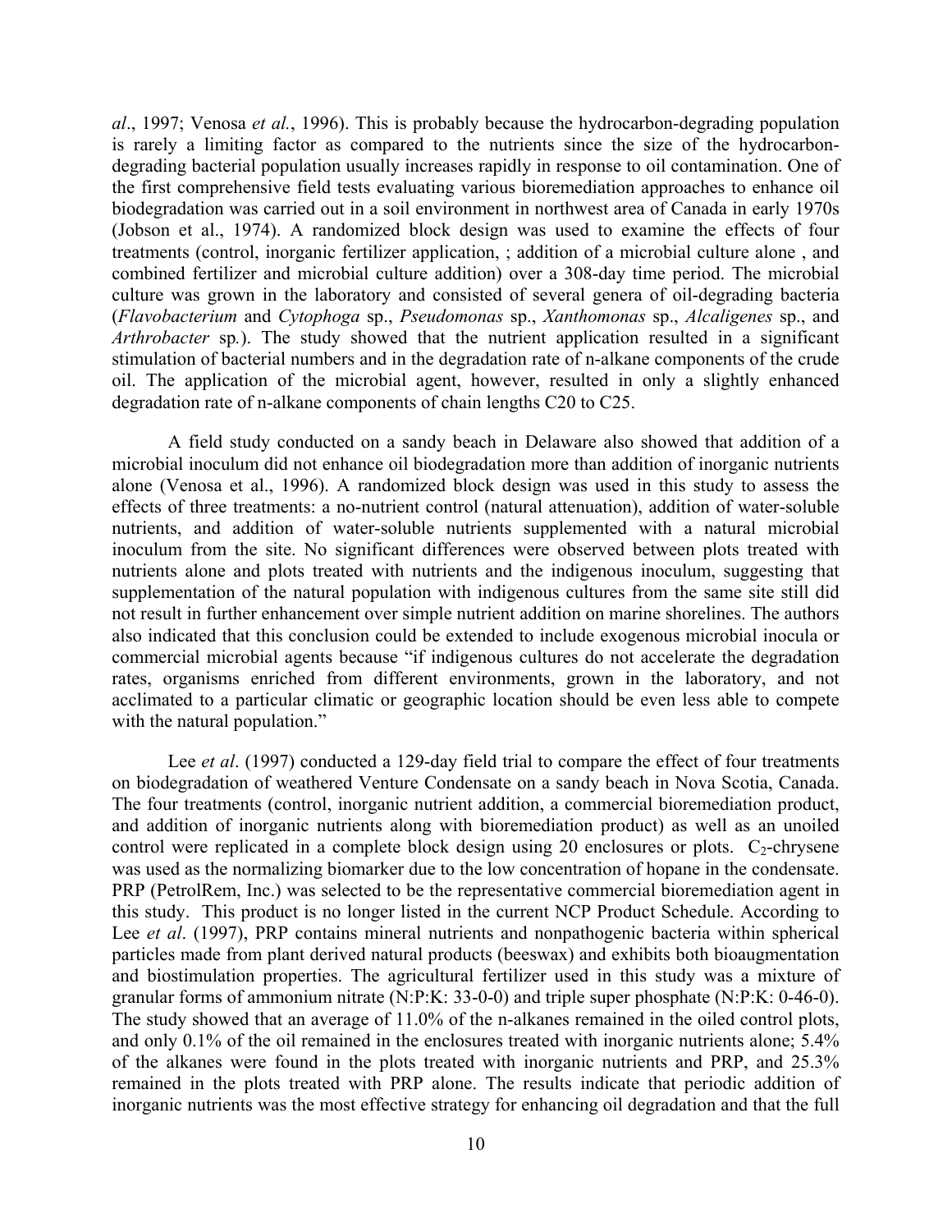*al*., 1997; Venosa *et al.*, 1996). This is probably because the hydrocarbon-degrading population is rarely a limiting factor as compared to the nutrients since the size of the hydrocarbon-degrading bacterial population usually increases rapidly in response to oil contamination. One of the first comprehensive field tests evaluating various bioremediation approaches to enhance oil biodegradation was carried out in a soil environment in northwest area of Canada in early 1970s (Jobson et al., 1974). A randomized block design was used to examine the effects of four treatments (control, inorganic fertilizer application, ; addition of a microbial culture alone , and combined fertilizer and microbial culture addition) over a 308-day time period. The microbial culture was grown in the laboratory and consisted of several genera of oil-degrading bacteria (*Flavobacterium* and *Cytophoga* sp., *Pseudomonas* sp., *Xanthomonas* sp., *Alcaligenes* sp., and *Arthrobacter* sp.). The study showed that the nutrient application resulted in a significant stimulation of bacterial numbers and in the degradation rate of n-alkane components of the crude oil. The application of the microbial agent, however, resulted in only a slightly enhanced degradation rate of n-alkane components of chain lengths C20 to C25.

A field study conducted on a sandy beach in Delaware also showed that addition of a microbial inoculum did not enhance oil biodegradation more than addition of inorganic nutrients alone (Venosa et al., 1996). A randomized block design was used in this study to assess the effects of three treatments: a no-nutrient control (natural attenuation), addition of water-soluble nutrients, and addition of water-soluble nutrients supplemented with a natural microbial inoculum from the site. No significant differences were observed between plots treated with nutrients alone and plots treated with nutrients and the indigenous inoculum, suggesting that supplementation of the natural population with indigenous cultures from the same site still did not result in further enhancement over simple nutrient addition on marine shorelines. The authors also indicated that this conclusion could be extended to include exogenous microbial inocula or commercial microbial agents because "if indigenous cultures do not accelerate the degradation rates, organisms enriched from different environments, grown in the laboratory, and not acclimated to a particular climatic or geographic location should be even less able to compete with the natural population."

Lee *et al*. (1997) conducted a 129-day field trial to compare the effect of four treatments on biodegradation of weathered Venture Condensate on a sandy beach in Nova Scotia, Canada. The four treatments (control, inorganic nutrient addition, a commercial bioremediation product, and addition of inorganic nutrients along with bioremediation product) as well as an unoiled control were replicated in a complete block design using 20 enclosures or plots. $C_2$-chrysene was used as the normalizing biomarker due to the low concentration of hopane in the condensate. PRP (PetrolRem, Inc.) was selected to be the representative commercial bioremediation agent in this study. This product is no longer listed in the current NCP Product Schedule. According to Lee *et al*. (1997), PRP contains mineral nutrients and nonpathogenic bacteria within spherical particles made from plant derived natural products (beeswax) and exhibits both bioaugmentation and biostimulation properties. The agricultural fertilizer used in this study was a mixture of granular forms of ammonium nitrate (N:P:K: 33-0-0) and triple super phosphate (N:P:K: 0-46-0). The study showed that an average of 11.0% of the n-alkanes remained in the oiled control plots, and only 0.1% of the oil remained in the enclosures treated with inorganic nutrients alone; 5.4% of the alkanes were found in the plots treated with inorganic nutrients and PRP, and 25.3% remained in the plots treated with PRP alone. The results indicate that periodic addition of inorganic nutrients was the most effective strategy for enhancing oil degradation and that the full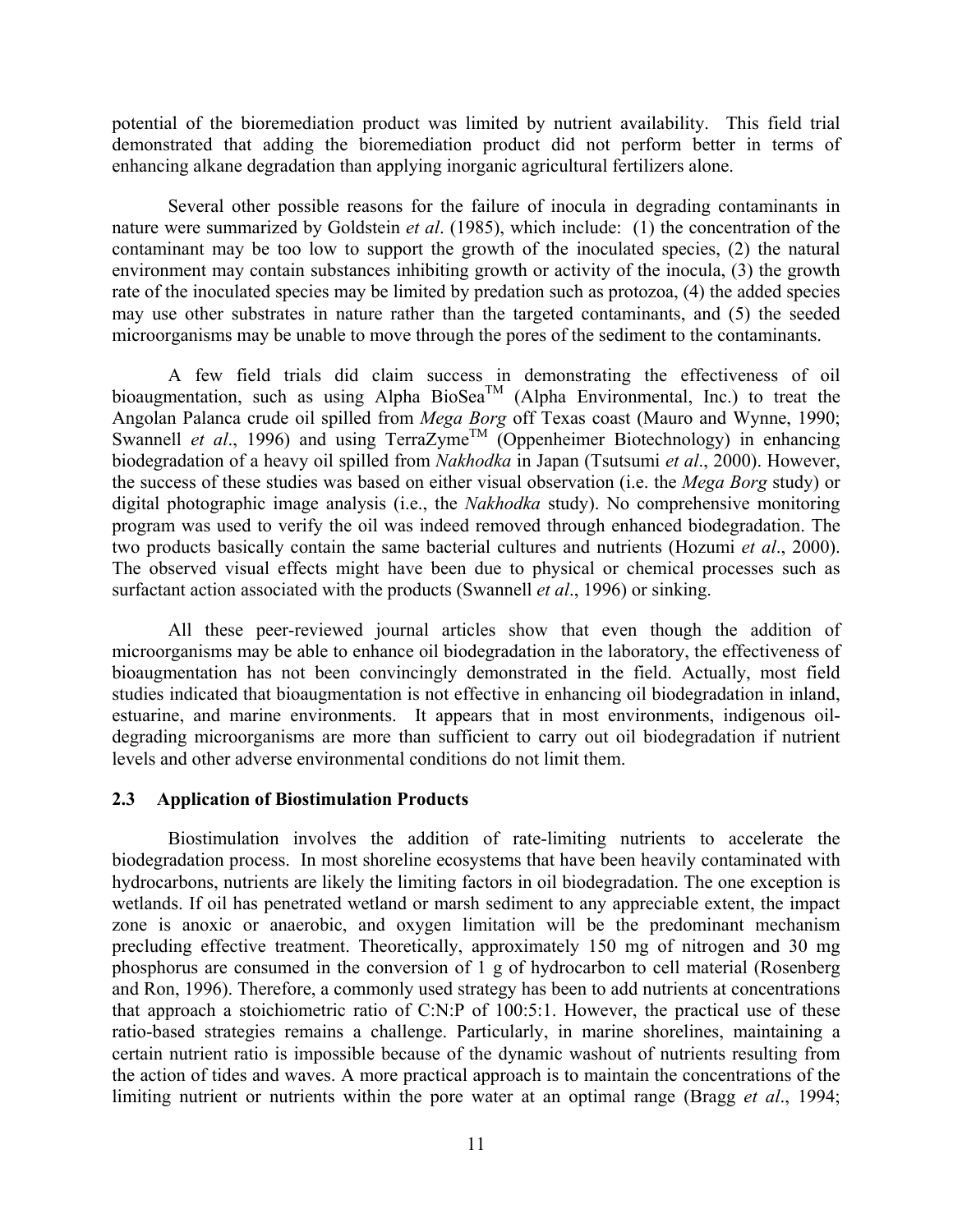potential of the bioremediation product was limited by nutrient availability. This field trial demonstrated that adding the bioremediation product did not perform better in terms of enhancing alkane degradation than applying inorganic agricultural fertilizers alone.

Several other possible reasons for the failure of inocula in degrading contaminants in nature were summarized by Goldstein *et al*. (1985), which include: (1) the concentration of the contaminant may be too low to support the growth of the inoculated species, (2) the natural environment may contain substances inhibiting growth or activity of the inocula, (3) the growth rate of the inoculated species may be limited by predation such as protozoa, (4) the added species may use other substrates in nature rather than the targeted contaminants, and (5) the seeded microorganisms may be unable to move through the pores of the sediment to the contaminants.

A few field trials did claim success in demonstrating the effectiveness of oil bioaugmentation, such as using Alpha BioSea™ (Alpha Environmental, Inc.) to treat the Angolan Palanca crude oil spilled from *Mega Borg* off Texas coast (Mauro and Wynne, 1990; Swannell *et al*., 1996) and using TerraZyme™ (Oppenheimer Biotechnology) in enhancing biodegradation of a heavy oil spilled from *Nakhodka* in Japan (Tsutsumi *et al*., 2000). However, the success of these studies was based on either visual observation (i.e. the *Mega Borg* study) or digital photographic image analysis (i.e., the *Nakhodka* study). No comprehensive monitoring program was used to verify the oil was indeed removed through enhanced biodegradation. The two products basically contain the same bacterial cultures and nutrients (Hozumi *et al*., 2000). The observed visual effects might have been due to physical or chemical processes such as surfactant action associated with the products (Swannell *et al*., 1996) or sinking.

All these peer-reviewed journal articles show that even though the addition of microorganisms may be able to enhance oil biodegradation in the laboratory, the effectiveness of bioaugmentation has not been convincingly demonstrated in the field. Actually, most field studies indicated that bioaugmentation is not effective in enhancing oil biodegradation in inland, estuarine, and marine environments. It appears that in most environments, indigenous oil-degrading microorganisms are more than sufficient to carry out oil biodegradation if nutrient levels and other adverse environmental conditions do not limit them.

### 2.3 Application of Biostimulation Products

Biostimulation involves the addition of rate-limiting nutrients to accelerate the biodegradation process. In most shoreline ecosystems that have been heavily contaminated with hydrocarbons, nutrients are likely the limiting factors in oil biodegradation. The one exception is wetlands. If oil has penetrated wetland or marsh sediment to any appreciable extent, the impact zone is anoxic or anaerobic, and oxygen limitation will be the predominant mechanism precluding effective treatment. Theoretically, approximately 150 mg of nitrogen and 30 mg phosphorus are consumed in the conversion of 1 g of hydrocarbon to cell material (Rosenberg and Ron, 1996). Therefore, a commonly used strategy has been to add nutrients at concentrations that approach a stoichiometric ratio of C:N:P of 100:5:1. However, the practical use of these ratio-based strategies remains a challenge. Particularly, in marine shorelines, maintaining a certain nutrient ratio is impossible because of the dynamic washout of nutrients resulting from the action of tides and waves. A more practical approach is to maintain the concentrations of the limiting nutrient or nutrients within the pore water at an optimal range (Bragg *et al*., 1994;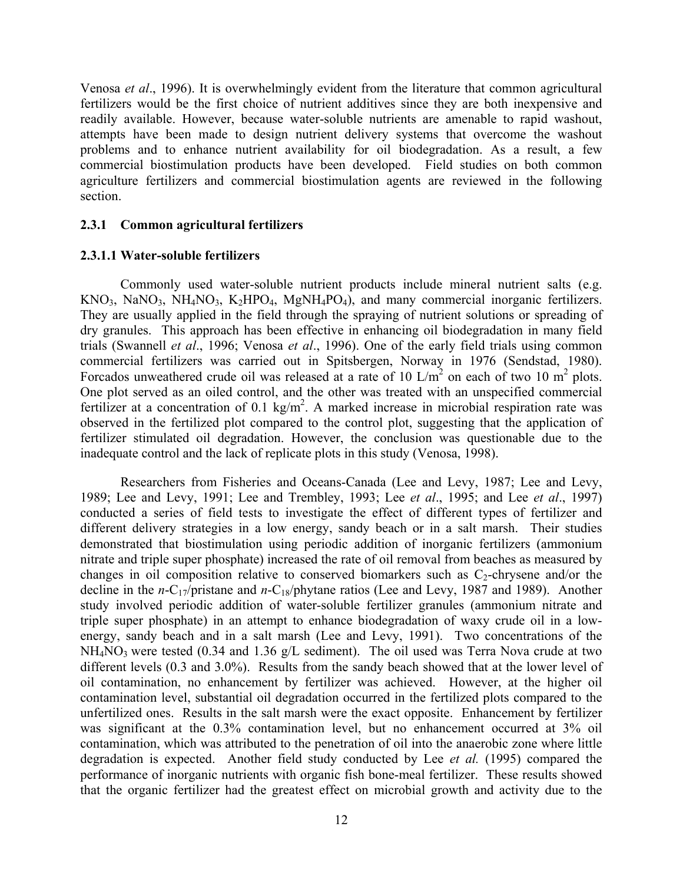Venosa *et al*., 1996). It is overwhelmingly evident from the literature that common agricultural fertilizers would be the first choice of nutrient additives since they are both inexpensive and readily available. However, because water-soluble nutrients are amenable to rapid washout, attempts have been made to design nutrient delivery systems that overcome the washout problems and to enhance nutrient availability for oil biodegradation. As a result, a few commercial biostimulation products have been developed. Field studies on both common agriculture fertilizers and commercial biostimulation agents are reviewed in the following section.

### 2.3.1 Common agricultural fertilizers

#### 2.3.1.1 Water-soluble fertilizers

Commonly used water-soluble nutrient products include mineral nutrient salts (e.g. $KNO_3$, $NaNO_3$, $NH_4NO_3$, $K_2HPO_4$, $MgNH_4PO_4$), and many commercial inorganic fertilizers. They are usually applied in the field through the spraying of nutrient solutions or spreading of dry granules. This approach has been effective in enhancing oil biodegradation in many field trials (Swannell *et al*., 1996; Venosa *et al*., 1996). One of the early field trials using common commercial fertilizers was carried out in Spitsbergen, Norway in 1976 (Sendstad, 1980). Forcados unweathered crude oil was released at a rate of 10 L/$m^2$ on each of two 10 $m^2$ plots. One plot served as an oiled control, and the other was treated with an unspecified commercial fertilizer at a concentration of 0.1 kg/$m^2$. A marked increase in microbial respiration rate was observed in the fertilized plot compared to the control plot, suggesting that the application of fertilizer stimulated oil degradation. However, the conclusion was questionable due to the inadequate control and the lack of replicate plots in this study (Venosa, 1998).

Researchers from Fisheries and Oceans-Canada (Lee and Levy, 1987; Lee and Levy, 1989; Lee and Levy, 1991; Lee and Trembley, 1993; Lee *et al*., 1995; and Lee *et al*., 1997) conducted a series of field tests to investigate the effect of different types of fertilizer and different delivery strategies in a low energy, sandy beach or in a salt marsh. Their studies demonstrated that biostimulation using periodic addition of inorganic fertilizers (ammonium nitrate and triple super phosphate) increased the rate of oil removal from beaches as measured by changes in oil composition relative to conserved biomarkers such as $C_2$-chrysene and/or the decline in the $n$-$C_{17}$/pristane and $n$-$C_{18}$/phytane ratios (Lee and Levy, 1987 and 1989). Another study involved periodic addition of water-soluble fertilizer granules (ammonium nitrate and triple super phosphate) in an attempt to enhance biodegradation of waxy crude oil in a low-energy, sandy beach and in a salt marsh (Lee and Levy, 1991). Two concentrations of the $NH_4NO_3$ were tested (0.34 and 1.36 g/L sediment). The oil used was Terra Nova crude at two different levels (0.3 and 3.0%). Results from the sandy beach showed that at the lower level of oil contamination, no enhancement by fertilizer was achieved. However, at the higher oil contamination level, substantial oil degradation occurred in the fertilized plots compared to the unfertilized ones. Results in the salt marsh were the exact opposite. Enhancement by fertilizer was significant at the 0.3% contamination level, but no enhancement occurred at 3% oil contamination, which was attributed to the penetration of oil into the anaerobic zone where little degradation is expected. Another field study conducted by Lee *et al.* (1995) compared the performance of inorganic nutrients with organic fish bone-meal fertilizer. These results showed that the organic fertilizer had the greatest effect on microbial growth and activity due to the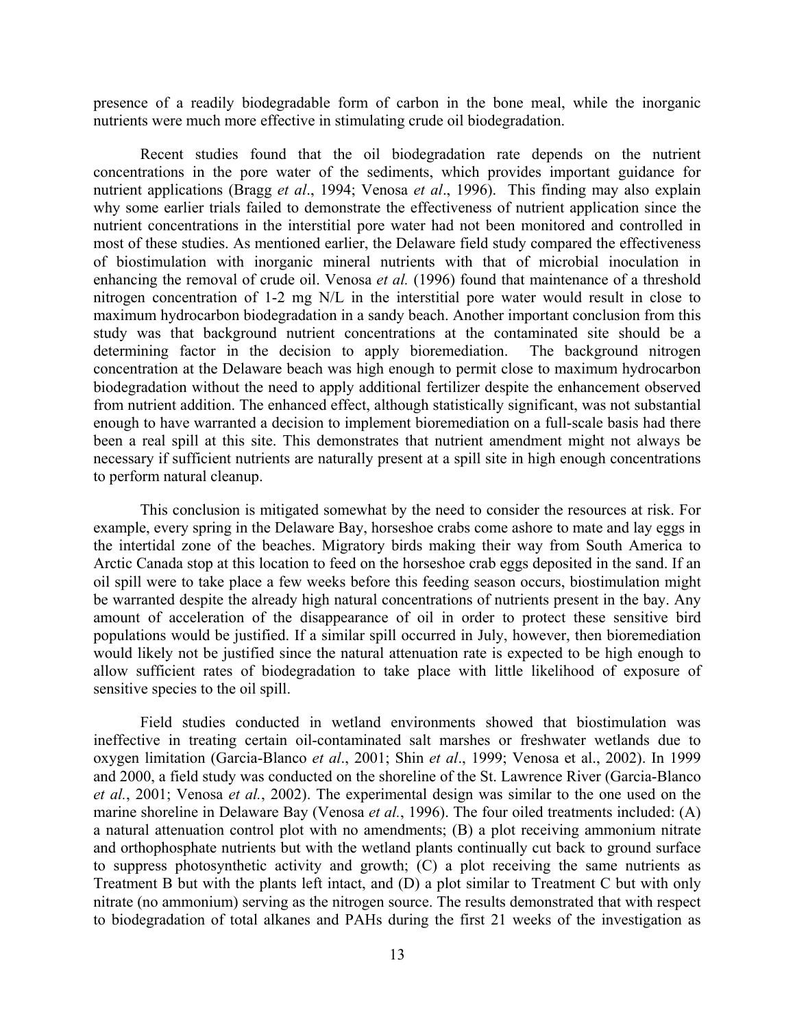presence of a readily biodegradable form of carbon in the bone meal, while the inorganic nutrients were much more effective in stimulating crude oil biodegradation.

Recent studies found that the oil biodegradation rate depends on the nutrient concentrations in the pore water of the sediments, which provides important guidance for nutrient applications (Bragg *et al*., 1994; Venosa *et al*., 1996). This finding may also explain why some earlier trials failed to demonstrate the effectiveness of nutrient application since the nutrient concentrations in the interstitial pore water had not been monitored and controlled in most of these studies. As mentioned earlier, the Delaware field study compared the effectiveness of biostimulation with inorganic mineral nutrients with that of microbial inoculation in enhancing the removal of crude oil. Venosa *et al.* (1996) found that maintenance of a threshold nitrogen concentration of 1-2 mg N/L in the interstitial pore water would result in close to maximum hydrocarbon biodegradation in a sandy beach. Another important conclusion from this study was that background nutrient concentrations at the contaminated site should be a determining factor in the decision to apply bioremediation. The background nitrogen concentration at the Delaware beach was high enough to permit close to maximum hydrocarbon biodegradation without the need to apply additional fertilizer despite the enhancement observed from nutrient addition. The enhanced effect, although statistically significant, was not substantial enough to have warranted a decision to implement bioremediation on a full-scale basis had there been a real spill at this site. This demonstrates that nutrient amendment might not always be necessary if sufficient nutrients are naturally present at a spill site in high enough concentrations to perform natural cleanup.

This conclusion is mitigated somewhat by the need to consider the resources at risk. For example, every spring in the Delaware Bay, horseshoe crabs come ashore to mate and lay eggs in the intertidal zone of the beaches. Migratory birds making their way from South America to Arctic Canada stop at this location to feed on the horseshoe crab eggs deposited in the sand. If an oil spill were to take place a few weeks before this feeding season occurs, biostimulation might be warranted despite the already high natural concentrations of nutrients present in the bay. Any amount of acceleration of the disappearance of oil in order to protect these sensitive bird populations would be justified. If a similar spill occurred in July, however, then bioremediation would likely not be justified since the natural attenuation rate is expected to be high enough to allow sufficient rates of biodegradation to take place with little likelihood of exposure of sensitive species to the oil spill.

Field studies conducted in wetland environments showed that biostimulation was ineffective in treating certain oil-contaminated salt marshes or freshwater wetlands due to oxygen limitation (Garcia-Blanco *et al*., 2001; Shin *et al*., 1999; Venosa et al., 2002). In 1999 and 2000, a field study was conducted on the shoreline of the St. Lawrence River (Garcia-Blanco *et al.*, 2001; Venosa *et al.*, 2002). The experimental design was similar to the one used on the marine shoreline in Delaware Bay (Venosa *et al.*, 1996). The four oiled treatments included: (A) a natural attenuation control plot with no amendments; (B) a plot receiving ammonium nitrate and orthophosphate nutrients but with the wetland plants continually cut back to ground surface to suppress photosynthetic activity and growth; (C) a plot receiving the same nutrients as Treatment B but with the plants left intact, and (D) a plot similar to Treatment C but with only nitrate (no ammonium) serving as the nitrogen source. The results demonstrated that with respect to biodegradation of total alkanes and PAHs during the first 21 weeks of the investigation as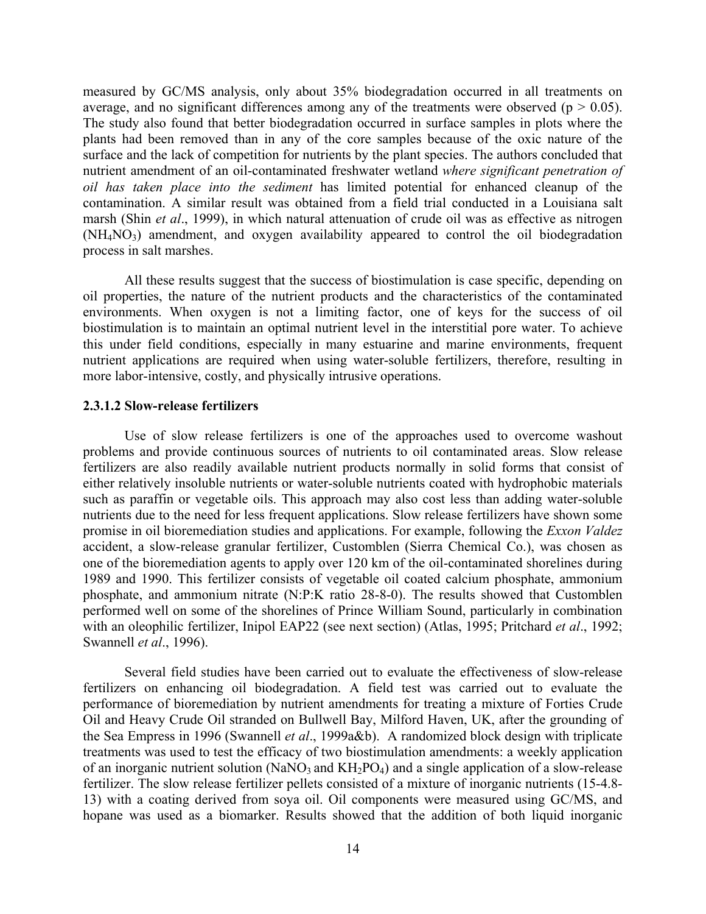measured by GC/MS analysis, only about 35% biodegradation occurred in all treatments on average, and no significant differences among any of the treatments were observed ($p > 0.05$). The study also found that better biodegradation occurred in surface samples in plots where the plants had been removed than in any of the core samples because of the oxic nature of the surface and the lack of competition for nutrients by the plant species. The authors concluded that nutrient amendment of an oil-contaminated freshwater wetland *where significant penetration of oil has taken place into the sediment* has limited potential for enhanced cleanup of the contamination. A similar result was obtained from a field trial conducted in a Louisiana salt marsh (Shin *et al*., 1999), in which natural attenuation of crude oil was as effective as nitrogen ($NH_4NO_3$) amendment, and oxygen availability appeared to control the oil biodegradation process in salt marshes.

All these results suggest that the success of biostimulation is case specific, depending on oil properties, the nature of the nutrient products and the characteristics of the contaminated environments. When oxygen is not a limiting factor, one of keys for the success of oil biostimulation is to maintain an optimal nutrient level in the interstitial pore water. To achieve this under field conditions, especially in many estuarine and marine environments, frequent nutrient applications are required when using water-soluble fertilizers, therefore, resulting in more labor-intensive, costly, and physically intrusive operations.

#### 2.3.1.2 Slow-release fertilizers

Use of slow release fertilizers is one of the approaches used to overcome washout problems and provide continuous sources of nutrients to oil contaminated areas. Slow release fertilizers are also readily available nutrient products normally in solid forms that consist of either relatively insoluble nutrients or water-soluble nutrients coated with hydrophobic materials such as paraffin or vegetable oils. This approach may also cost less than adding water-soluble nutrients due to the need for less frequent applications. Slow release fertilizers have shown some promise in oil bioremediation studies and applications. For example, following the *Exxon Valdez* accident, a slow-release granular fertilizer, Customblen (Sierra Chemical Co.), was chosen as one of the bioremediation agents to apply over 120 km of the oil-contaminated shorelines during 1989 and 1990. This fertilizer consists of vegetable oil coated calcium phosphate, ammonium phosphate, and ammonium nitrate (N:P:K ratio 28-8-0). The results showed that Customblen performed well on some of the shorelines of Prince William Sound, particularly in combination with an oleophilic fertilizer, Inipol EAP22 (see next section) (Atlas, 1995; Pritchard *et al*., 1992; Swannell *et al*., 1996).

Several field studies have been carried out to evaluate the effectiveness of slow-release fertilizers on enhancing oil biodegradation. A field test was carried out to evaluate the performance of bioremediation by nutrient amendments for treating a mixture of Forties Crude Oil and Heavy Crude Oil stranded on Bullwell Bay, Milford Haven, UK, after the grounding of the Sea Empress in 1996 (Swannell *et al*., 1999a&b). A randomized block design with triplicate treatments was used to test the efficacy of two biostimulation amendments: a weekly application of an inorganic nutrient solution ($NaNO_3$ and $KH_2PO_4$) and a single application of a slow-release fertilizer. The slow release fertilizer pellets consisted of a mixture of inorganic nutrients (15-4.8-13) with a coating derived from soya oil. Oil components were measured using GC/MS, and hopane was used as a biomarker. Results showed that the addition of both liquid inorganic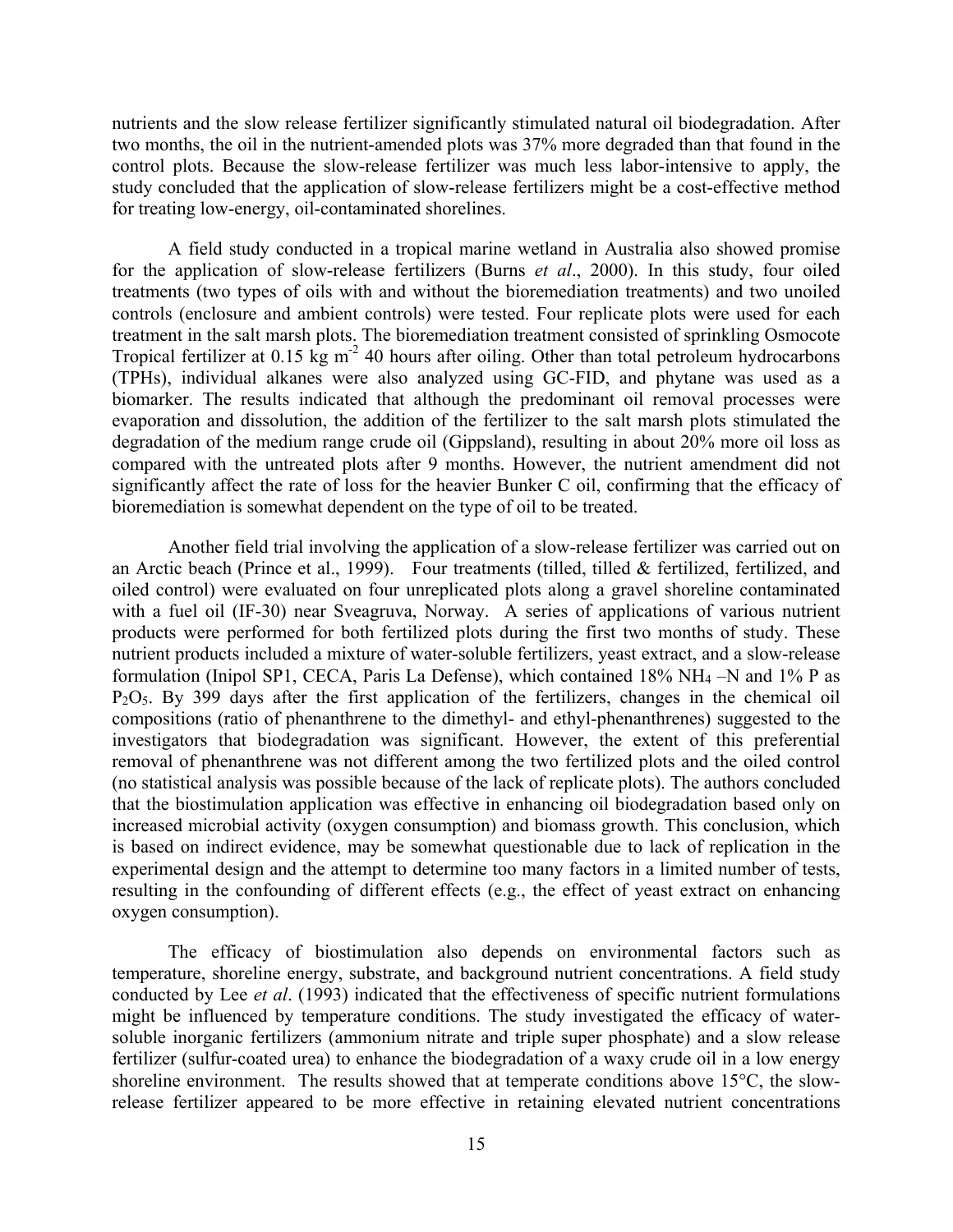nutrients and the slow release fertilizer significantly stimulated natural oil biodegradation. After two months, the oil in the nutrient-amended plots was 37% more degraded than that found in the control plots. Because the slow-release fertilizer was much less labor-intensive to apply, the study concluded that the application of slow-release fertilizers might be a cost-effective method for treating low-energy, oil-contaminated shorelines.

A field study conducted in a tropical marine wetland in Australia also showed promise for the application of slow-release fertilizers (Burns *et al*., 2000). In this study, four oiled treatments (two types of oils with and without the bioremediation treatments) and two unoiled controls (enclosure and ambient controls) were tested. Four replicate plots were used for each treatment in the salt marsh plots. The bioremediation treatment consisted of sprinkling Osmocote Tropical fertilizer at 0.15 kg $m^{-2}$ 40 hours after oiling. Other than total petroleum hydrocarbons (TPHs), individual alkanes were also analyzed using GC-FID, and phytane was used as a biomarker. The results indicated that although the predominant oil removal processes were evaporation and dissolution, the addition of the fertilizer to the salt marsh plots stimulated the degradation of the medium range crude oil (Gippsland), resulting in about 20% more oil loss as compared with the untreated plots after 9 months. However, the nutrient amendment did not significantly affect the rate of loss for the heavier Bunker C oil, confirming that the efficacy of bioremediation is somewhat dependent on the type of oil to be treated.

Another field trial involving the application of a slow-release fertilizer was carried out on an Arctic beach (Prince et al., 1999). Four treatments (tilled, tilled & fertilized, fertilized, and oiled control) were evaluated on four unreplicated plots along a gravel shoreline contaminated with a fuel oil (IF-30) near Sveagruva, Norway. A series of applications of various nutrient products were performed for both fertilized plots during the first two months of study. These nutrient products included a mixture of water-soluble fertilizers, yeast extract, and a slow-release formulation (Inipol SP1, CECA, Paris La Defense), which contained 18% $NH_4$ –N and 1% P as $P_2O_5$. By 399 days after the first application of the fertilizers, changes in the chemical oil compositions (ratio of phenanthrene to the dimethyl- and ethyl-phenanthrenes) suggested to the investigators that biodegradation was significant. However, the extent of this preferential removal of phenanthrene was not different among the two fertilized plots and the oiled control (no statistical analysis was possible because of the lack of replicate plots). The authors concluded that the biostimulation application was effective in enhancing oil biodegradation based only on increased microbial activity (oxygen consumption) and biomass growth. This conclusion, which is based on indirect evidence, may be somewhat questionable due to lack of replication in the experimental design and the attempt to determine too many factors in a limited number of tests, resulting in the confounding of different effects (e.g., the effect of yeast extract on enhancing oxygen consumption).

The efficacy of biostimulation also depends on environmental factors such as temperature, shoreline energy, substrate, and background nutrient concentrations. A field study conducted by Lee *et al*. (1993) indicated that the effectiveness of specific nutrient formulations might be influenced by temperature conditions. The study investigated the efficacy of water-soluble inorganic fertilizers (ammonium nitrate and triple super phosphate) and a slow release fertilizer (sulfur-coated urea) to enhance the biodegradation of a waxy crude oil in a low energy shoreline environment. The results showed that at temperate conditions above 15°C, the slow-release fertilizer appeared to be more effective in retaining elevated nutrient concentrations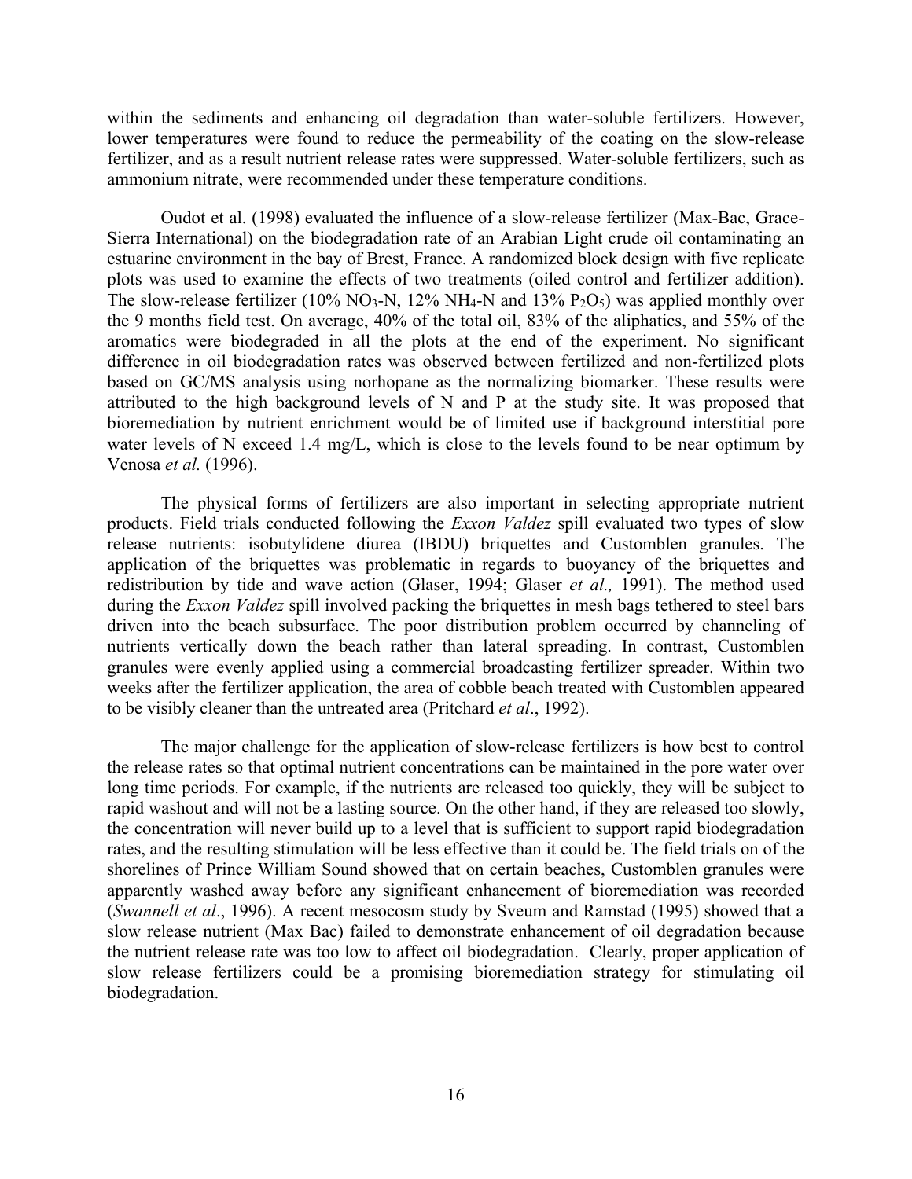within the sediments and enhancing oil degradation than water-soluble fertilizers. However, lower temperatures were found to reduce the permeability of the coating on the slow-release fertilizer, and as a result nutrient release rates were suppressed. Water-soluble fertilizers, such as ammonium nitrate, were recommended under these temperature conditions.

Oudot et al. (1998) evaluated the influence of a slow-release fertilizer (Max-Bac, Grace-Sierra International) on the biodegradation rate of an Arabian Light crude oil contaminating an estuarine environment in the bay of Brest, France. A randomized block design with five replicate plots was used to examine the effects of two treatments (oiled control and fertilizer addition). The slow-release fertilizer (10% $NO_3$-N, 12% $NH_4$-N and 13% $P_2O_5$) was applied monthly over the 9 months field test. On average, 40% of the total oil, 83% of the aliphatics, and 55% of the aromatics were biodegraded in all the plots at the end of the experiment. No significant difference in oil biodegradation rates was observed between fertilized and non-fertilized plots based on GC/MS analysis using norhopane as the normalizing biomarker. These results were attributed to the high background levels of N and P at the study site. It was proposed that bioremediation by nutrient enrichment would be of limited use if background interstitial pore water levels of N exceed 1.4 mg/L, which is close to the levels found to be near optimum by Venosa *et al.* (1996).

The physical forms of fertilizers are also important in selecting appropriate nutrient products. Field trials conducted following the *Exxon Valdez* spill evaluated two types of slow release nutrients: isobutylidene diurea (IBDU) briquettes and Customblen granules. The application of the briquettes was problematic in regards to buoyancy of the briquettes and redistribution by tide and wave action (Glaser, 1994; Glaser *et al.,* 1991). The method used during the *Exxon Valdez* spill involved packing the briquettes in mesh bags tethered to steel bars driven into the beach subsurface. The poor distribution problem occurred by channeling of nutrients vertically down the beach rather than lateral spreading. In contrast, Customblen granules were evenly applied using a commercial broadcasting fertilizer spreader. Within two weeks after the fertilizer application, the area of cobble beach treated with Customblen appeared to be visibly cleaner than the untreated area (Pritchard *et al*., 1992).

The major challenge for the application of slow-release fertilizers is how best to control the release rates so that optimal nutrient concentrations can be maintained in the pore water over long time periods. For example, if the nutrients are released too quickly, they will be subject to rapid washout and will not be a lasting source. On the other hand, if they are released too slowly, the concentration will never build up to a level that is sufficient to support rapid biodegradation rates, and the resulting stimulation will be less effective than it could be. The field trials on of the shorelines of Prince William Sound showed that on certain beaches, Customblen granules were apparently washed away before any significant enhancement of bioremediation was recorded (*Swannell et al*., 1996). A recent mesocosm study by Sveum and Ramstad (1995) showed that a slow release nutrient (Max Bac) failed to demonstrate enhancement of oil degradation because the nutrient release rate was too low to affect oil biodegradation. Clearly, proper application of slow release fertilizers could be a promising bioremediation strategy for stimulating oil biodegradation.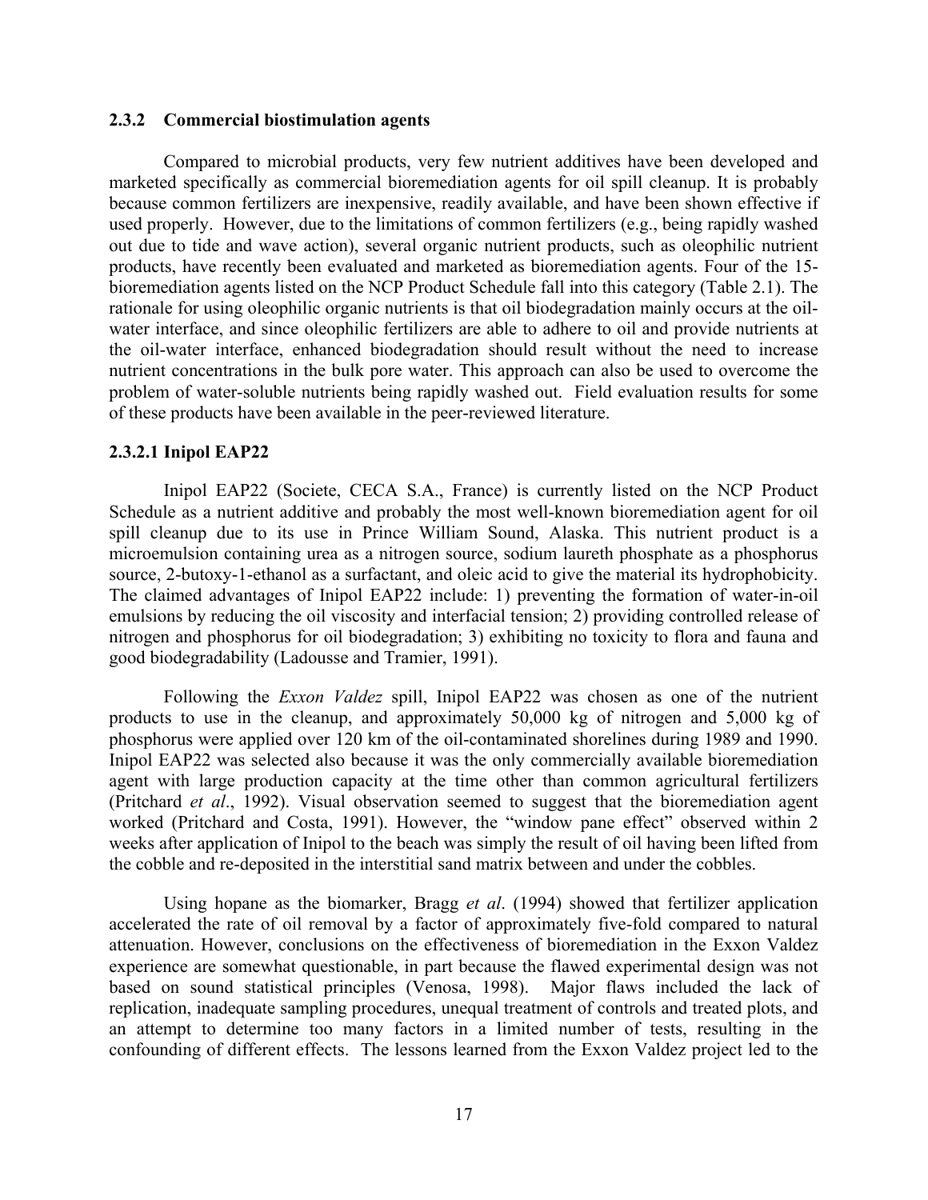### 2.3.2 Commercial biostimulation agents

Compared to microbial products, very few nutrient additives have been developed and marketed specifically as commercial bioremediation agents for oil spill cleanup. It is probably because common fertilizers are inexpensive, readily available, and have been shown effective if used properly. However, due to the limitations of common fertilizers (e.g., being rapidly washed out due to tide and wave action), several organic nutrient products, such as oleophilic nutrient products, have recently been evaluated and marketed as bioremediation agents. Four of the 15-bioremediation agents listed on the NCP Product Schedule fall into this category (Table 2.1). The rationale for using oleophilic organic nutrients is that oil biodegradation mainly occurs at the oil-water interface, and since oleophilic fertilizers are able to adhere to oil and provide nutrients at the oil-water interface, enhanced biodegradation should result without the need to increase nutrient concentrations in the bulk pore water. This approach can also be used to overcome the problem of water-soluble nutrients being rapidly washed out. Field evaluation results for some of these products have been available in the peer-reviewed literature.

#### 2.3.2.1 Inipol EAP22

Inipol EAP22 (Societe, CECA S.A., France) is currently listed on the NCP Product Schedule as a nutrient additive and probably the most well-known bioremediation agent for oil spill cleanup due to its use in Prince William Sound, Alaska. This nutrient product is a microemulsion containing urea as a nitrogen source, sodium laureth phosphate as a phosphorus source, 2-butoxy-1-ethanol as a surfactant, and oleic acid to give the material its hydrophobicity. The claimed advantages of Inipol EAP22 include: 1) preventing the formation of water-in-oil emulsions by reducing the oil viscosity and interfacial tension; 2) providing controlled release of nitrogen and phosphorus for oil biodegradation; 3) exhibiting no toxicity to flora and fauna and good biodegradability (Ladousse and Tramier, 1991).

Following the *Exxon Valdez* spill, Inipol EAP22 was chosen as one of the nutrient products to use in the cleanup, and approximately 50,000 kg of nitrogen and 5,000 kg of phosphorus were applied over 120 km of the oil-contaminated shorelines during 1989 and 1990. Inipol EAP22 was selected also because it was the only commercially available bioremediation agent with large production capacity at the time other than common agricultural fertilizers (Pritchard *et al*., 1992). Visual observation seemed to suggest that the bioremediation agent worked (Pritchard and Costa, 1991). However, the "window pane effect" observed within 2 weeks after application of Inipol to the beach was simply the result of oil having been lifted from the cobble and re-deposited in the interstitial sand matrix between and under the cobbles.

Using hopane as the biomarker, Bragg *et al*. (1994) showed that fertilizer application accelerated the rate of oil removal by a factor of approximately five-fold compared to natural attenuation. However, conclusions on the effectiveness of bioremediation in the Exxon Valdez experience are somewhat questionable, in part because the flawed experimental design was not based on sound statistical principles (Venosa, 1998). Major flaws included the lack of replication, inadequate sampling procedures, unequal treatment of controls and treated plots, and an attempt to determine too many factors in a limited number of tests, resulting in the confounding of different effects. The lessons learned from the Exxon Valdez project led to the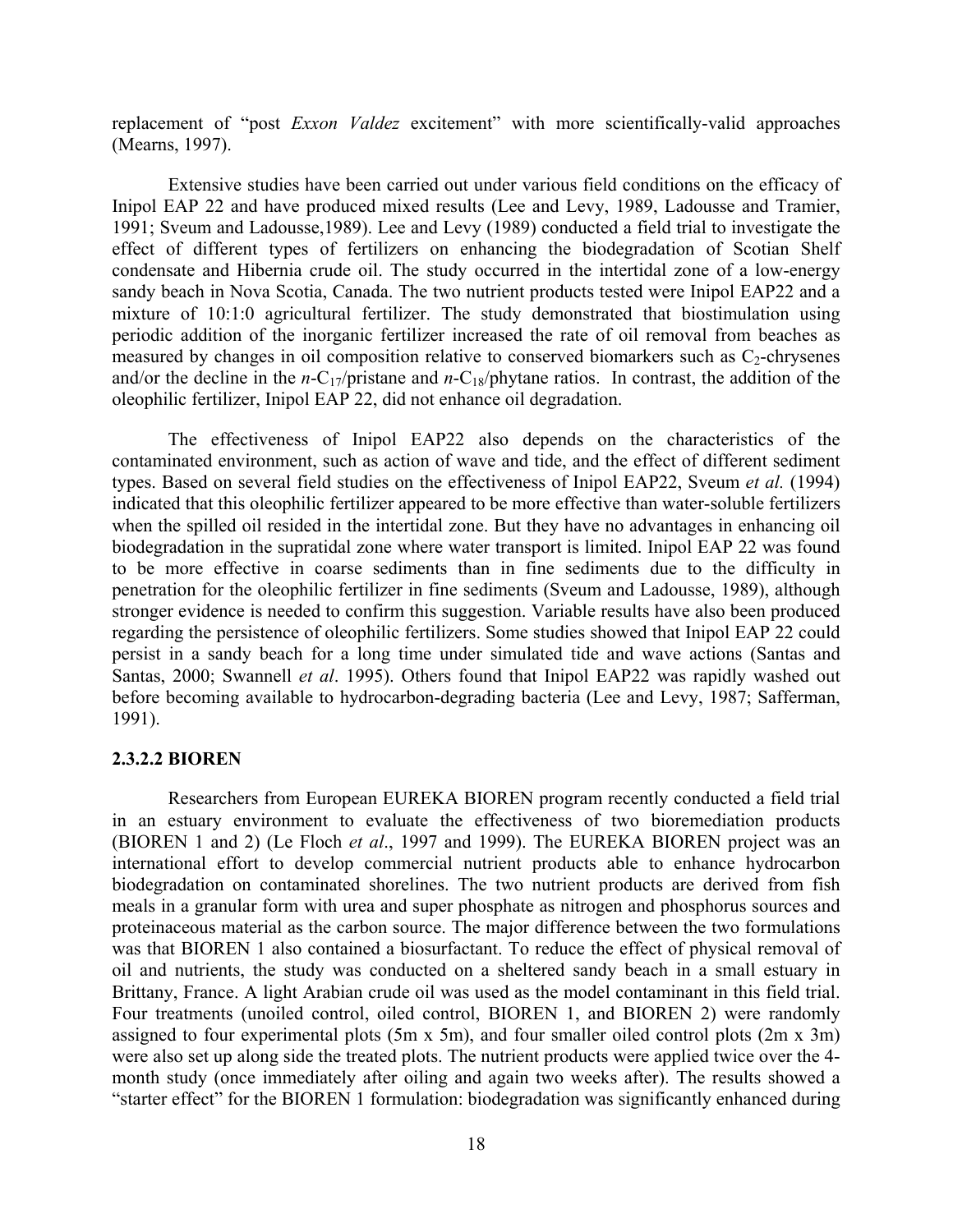replacement of "post *Exxon Valdez* excitement" with more scientifically-valid approaches (Mearns, 1997).

Extensive studies have been carried out under various field conditions on the efficacy of Inipol EAP 22 and have produced mixed results (Lee and Levy, 1989, Ladousse and Tramier, 1991; Sveum and Ladousse,1989). Lee and Levy (1989) conducted a field trial to investigate the effect of different types of fertilizers on enhancing the biodegradation of Scotian Shelf condensate and Hibernia crude oil. The study occurred in the intertidal zone of a low-energy sandy beach in Nova Scotia, Canada. The two nutrient products tested were Inipol EAP22 and a mixture of 10:1:0 agricultural fertilizer. The study demonstrated that biostimulation using periodic addition of the inorganic fertilizer increased the rate of oil removal from beaches as measured by changes in oil composition relative to conserved biomarkers such as $C_2$-chrysenes and/or the decline in the $n$-$C_{17}$/pristane and $n$-$C_{18}$/phytane ratios. In contrast, the addition of the oleophilic fertilizer, Inipol EAP 22, did not enhance oil degradation.

The effectiveness of Inipol EAP22 also depends on the characteristics of the contaminated environment, such as action of wave and tide, and the effect of different sediment types. Based on several field studies on the effectiveness of Inipol EAP22, Sveum *et al.* (1994) indicated that this oleophilic fertilizer appeared to be more effective than water-soluble fertilizers when the spilled oil resided in the intertidal zone. But they have no advantages in enhancing oil biodegradation in the supratidal zone where water transport is limited. Inipol EAP 22 was found to be more effective in coarse sediments than in fine sediments due to the difficulty in penetration for the oleophilic fertilizer in fine sediments (Sveum and Ladousse, 1989), although stronger evidence is needed to confirm this suggestion. Variable results have also been produced regarding the persistence of oleophilic fertilizers. Some studies showed that Inipol EAP 22 could persist in a sandy beach for a long time under simulated tide and wave actions (Santas and Santas, 2000; Swannell *et al*. 1995). Others found that Inipol EAP22 was rapidly washed out before becoming available to hydrocarbon-degrading bacteria (Lee and Levy, 1987; Safferman, 1991).

#### 2.3.2.2 BIOREN

Researchers from European EUREKA BIOREN program recently conducted a field trial in an estuary environment to evaluate the effectiveness of two bioremediation products (BIOREN 1 and 2) (Le Floch *et al*., 1997 and 1999). The EUREKA BIOREN project was an international effort to develop commercial nutrient products able to enhance hydrocarbon biodegradation on contaminated shorelines. The two nutrient products are derived from fish meals in a granular form with urea and super phosphate as nitrogen and phosphorus sources and proteinaceous material as the carbon source. The major difference between the two formulations was that BIOREN 1 also contained a biosurfactant. To reduce the effect of physical removal of oil and nutrients, the study was conducted on a sheltered sandy beach in a small estuary in Brittany, France. A light Arabian crude oil was used as the model contaminant in this field trial. Four treatments (unoiled control, oiled control, BIOREN 1, and BIOREN 2) were randomly assigned to four experimental plots (5m x 5m), and four smaller oiled control plots (2m x 3m) were also set up along side the treated plots. The nutrient products were applied twice over the 4-month study (once immediately after oiling and again two weeks after). The results showed a "starter effect" for the BIOREN 1 formulation: biodegradation was significantly enhanced during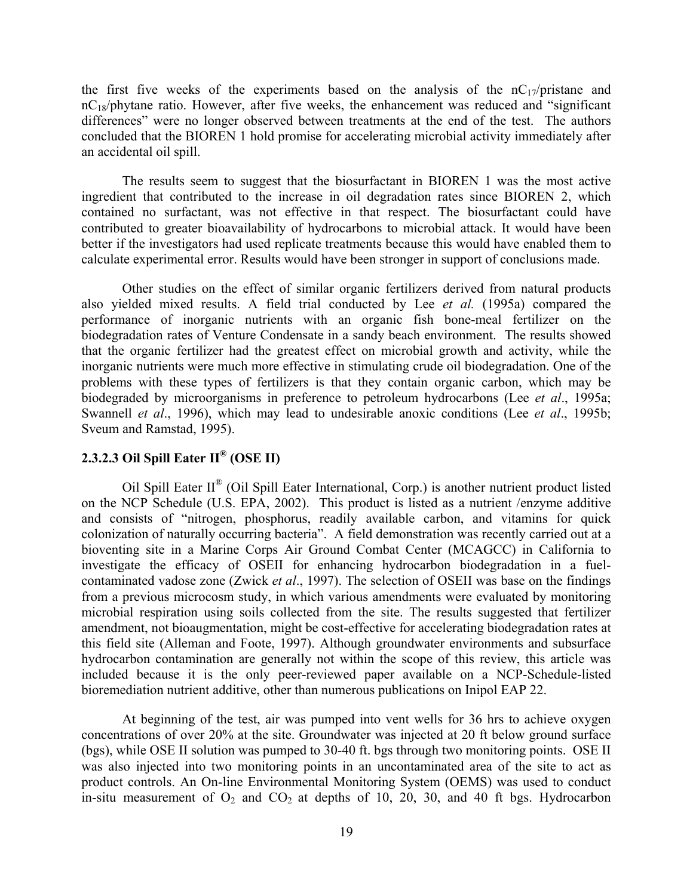the first five weeks of the experiments based on the analysis of the $nC_{17}$/pristane and $nC_{18}$/phytane ratio. However, after five weeks, the enhancement was reduced and "significant differences" were no longer observed between treatments at the end of the test. The authors concluded that the BIOREN 1 hold promise for accelerating microbial activity immediately after an accidental oil spill.

The results seem to suggest that the biosurfactant in BIOREN 1 was the most active ingredient that contributed to the increase in oil degradation rates since BIOREN 2, which contained no surfactant, was not effective in that respect. The biosurfactant could have contributed to greater bioavailability of hydrocarbons to microbial attack. It would have been better if the investigators had used replicate treatments because this would have enabled them to calculate experimental error. Results would have been stronger in support of conclusions made.

Other studies on the effect of similar organic fertilizers derived from natural products also yielded mixed results. A field trial conducted by Lee *et al.* (1995a) compared the performance of inorganic nutrients with an organic fish bone-meal fertilizer on the biodegradation rates of Venture Condensate in a sandy beach environment. The results showed that the organic fertilizer had the greatest effect on microbial growth and activity, while the inorganic nutrients were much more effective in stimulating crude oil biodegradation. One of the problems with these types of fertilizers is that they contain organic carbon, which may be biodegraded by microorganisms in preference to petroleum hydrocarbons (Lee *et al*., 1995a; Swannell *et al*., 1996), which may lead to undesirable anoxic conditions (Lee *et al*., 1995b; Sveum and Ramstad, 1995).

### 2.3.2.3 Oil Spill Eater II® (OSE II)

Oil Spill Eater II® (Oil Spill Eater International, Corp.) is another nutrient product listed on the NCP Schedule (U.S. EPA, 2002). This product is listed as a nutrient /enzyme additive and consists of "nitrogen, phosphorus, readily available carbon, and vitamins for quick colonization of naturally occurring bacteria". A field demonstration was recently carried out at a bioventing site in a Marine Corps Air Ground Combat Center (MCAGCC) in California to investigate the efficacy of OSEII for enhancing hydrocarbon biodegradation in a fuel-contaminated vadose zone (Zwick *et al*., 1997). The selection of OSEII was base on the findings from a previous microcosm study, in which various amendments were evaluated by monitoring microbial respiration using soils collected from the site. The results suggested that fertilizer amendment, not bioaugmentation, might be cost-effective for accelerating biodegradation rates at this field site (Alleman and Foote, 1997). Although groundwater environments and subsurface hydrocarbon contamination are generally not within the scope of this review, this article was included because it is the only peer-reviewed paper available on a NCP-Schedule-listed bioremediation nutrient additive, other than numerous publications on Inipol EAP 22.

At beginning of the test, air was pumped into vent wells for 36 hrs to achieve oxygen concentrations of over 20% at the site. Groundwater was injected at 20 ft below ground surface (bgs), while OSE II solution was pumped to 30-40 ft. bgs through two monitoring points. OSE II was also injected into two monitoring points in an uncontaminated area of the site to act as product controls. An On-line Environmental Monitoring System (OEMS) was used to conduct in-situ measurement of $O_2$ and $CO_2$ at depths of 10, 20, 30, and 40 ft bgs. Hydrocarbon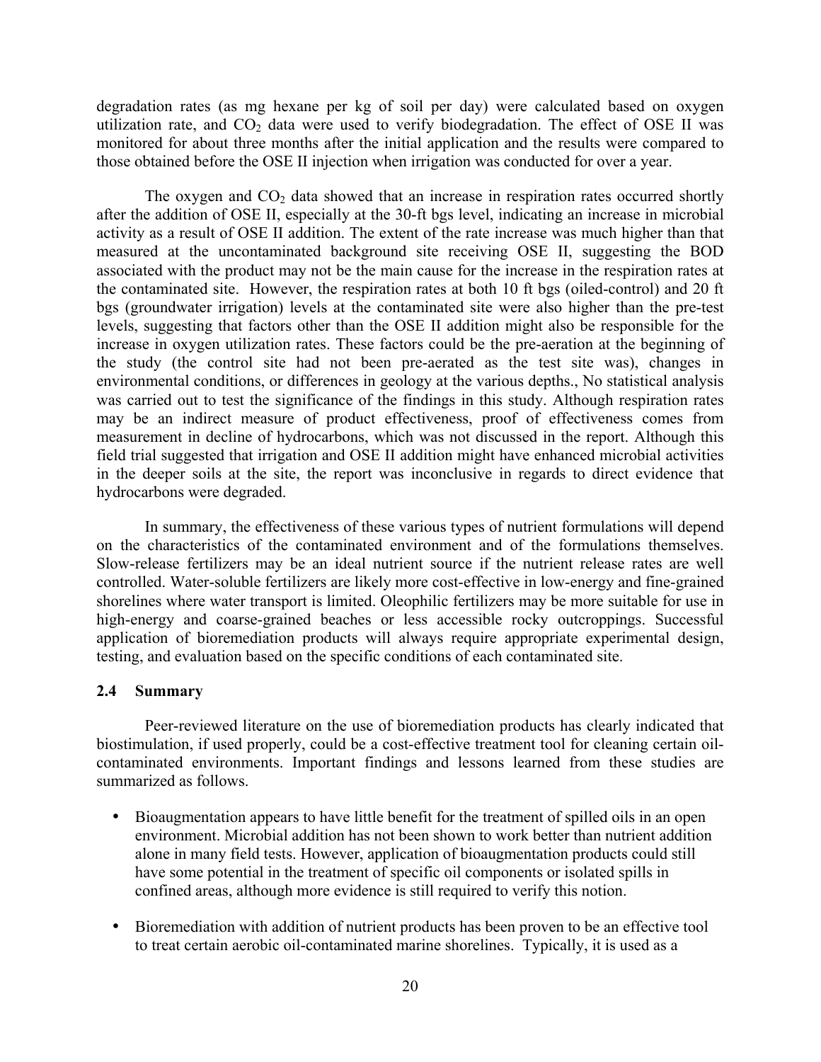degradation rates (as mg hexane per kg of soil per day) were calculated based on oxygen utilization rate, and $CO_2$ data were used to verify biodegradation. The effect of OSE II was monitored for about three months after the initial application and the results were compared to those obtained before the OSE II injection when irrigation was conducted for over a year.

The oxygen and $CO_2$ data showed that an increase in respiration rates occurred shortly after the addition of OSE II, especially at the 30-ft bgs level, indicating an increase in microbial activity as a result of OSE II addition. The extent of the rate increase was much higher than that measured at the uncontaminated background site receiving OSE II, suggesting the BOD associated with the product may not be the main cause for the increase in the respiration rates at the contaminated site. However, the respiration rates at both 10 ft bgs (oiled-control) and 20 ft bgs (groundwater irrigation) levels at the contaminated site were also higher than the pre-test levels, suggesting that factors other than the OSE II addition might also be responsible for the increase in oxygen utilization rates. These factors could be the pre-aeration at the beginning of the study (the control site had not been pre-aerated as the test site was), changes in environmental conditions, or differences in geology at the various depths., No statistical analysis was carried out to test the significance of the findings in this study. Although respiration rates may be an indirect measure of product effectiveness, proof of effectiveness comes from measurement in decline of hydrocarbons, which was not discussed in the report. Although this field trial suggested that irrigation and OSE II addition might have enhanced microbial activities in the deeper soils at the site, the report was inconclusive in regards to direct evidence that hydrocarbons were degraded.

In summary, the effectiveness of these various types of nutrient formulations will depend on the characteristics of the contaminated environment and of the formulations themselves. Slow-release fertilizers may be an ideal nutrient source if the nutrient release rates are well controlled. Water-soluble fertilizers are likely more cost-effective in low-energy and fine-grained shorelines where water transport is limited. Oleophilic fertilizers may be more suitable for use in high-energy and coarse-grained beaches or less accessible rocky outcroppings. Successful application of bioremediation products will always require appropriate experimental design, testing, and evaluation based on the specific conditions of each contaminated site.

### 2.4 Summary

Peer-reviewed literature on the use of bioremediation products has clearly indicated that biostimulation, if used properly, could be a cost-effective treatment tool for cleaning certain oil-contaminated environments. Important findings and lessons learned from these studies are summarized as follows.

- Bioaugmentation appears to have little benefit for the treatment of spilled oils in an open environment. Microbial addition has not been shown to work better than nutrient addition alone in many field tests. However, application of bioaugmentation products could still have some potential in the treatment of specific oil components or isolated spills in confined areas, although more evidence is still required to verify this notion.

- Bioremediation with addition of nutrient products has been proven to be an effective tool to treat certain aerobic oil-contaminated marine shorelines. Typically, it is used as a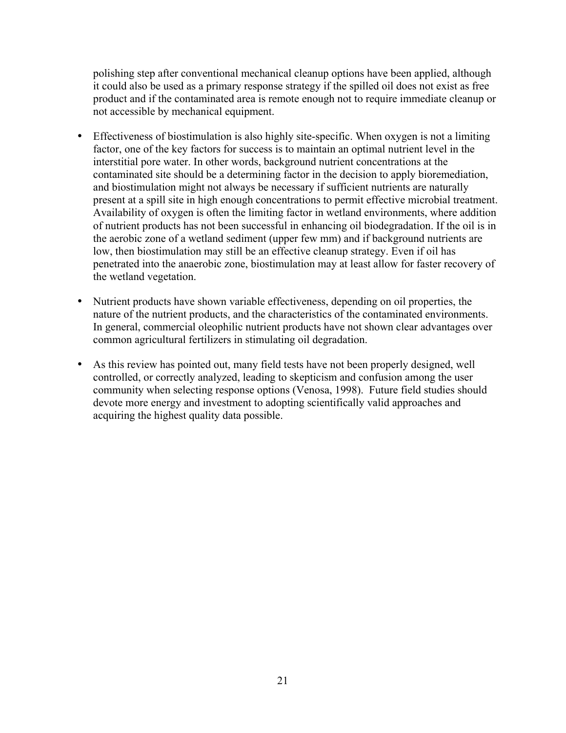polishing step after conventional mechanical cleanup options have been applied, although it could also be used as a primary response strategy if the spilled oil does not exist as free product and if the contaminated area is remote enough not to require immediate cleanup or not accessible by mechanical equipment.

- Effectiveness of biostimulation is also highly site-specific. When oxygen is not a limiting factor, one of the key factors for success is to maintain an optimal nutrient level in the interstitial pore water. In other words, background nutrient concentrations at the contaminated site should be a determining factor in the decision to apply bioremediation, and biostimulation might not always be necessary if sufficient nutrients are naturally present at a spill site in high enough concentrations to permit effective microbial treatment. Availability of oxygen is often the limiting factor in wetland environments, where addition of nutrient products has not been successful in enhancing oil biodegradation. If the oil is in the aerobic zone of a wetland sediment (upper few mm) and if background nutrients are low, then biostimulation may still be an effective cleanup strategy. Even if oil has penetrated into the anaerobic zone, biostimulation may at least allow for faster recovery of the wetland vegetation.

- Nutrient products have shown variable effectiveness, depending on oil properties, the nature of the nutrient products, and the characteristics of the contaminated environments. In general, commercial oleophilic nutrient products have not shown clear advantages over common agricultural fertilizers in stimulating oil degradation.

- As this review has pointed out, many field tests have not been properly designed, well controlled, or correctly analyzed, leading to skepticism and confusion among the user community when selecting response options (Venosa, 1998). Future field studies should devote more energy and investment to adopting scientifically valid approaches and acquiring the highest quality data possible.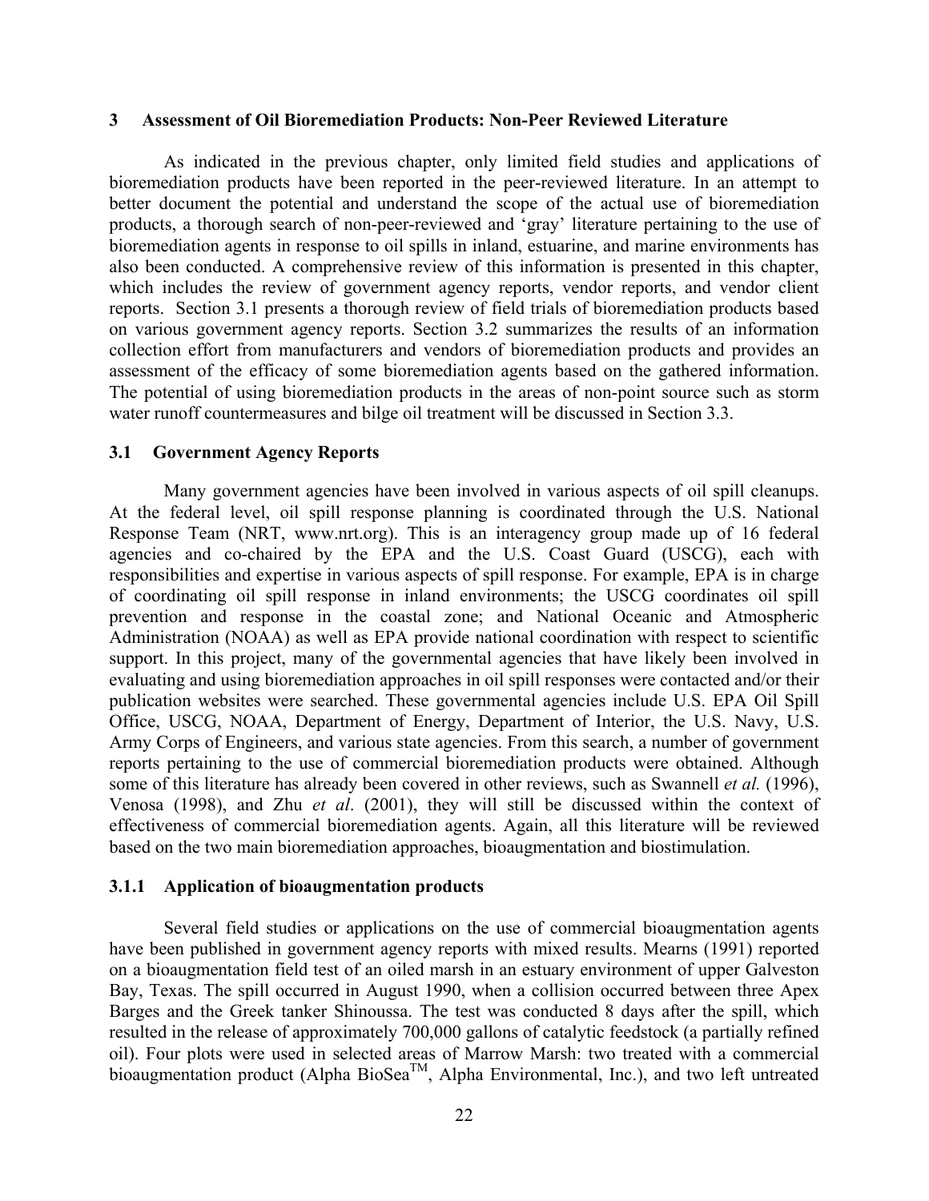# 3 Assessment of Oil Bioremediation Products: Non-Peer Reviewed Literature

As indicated in the previous chapter, only limited field studies and applications of bioremediation products have been reported in the peer-reviewed literature. In an attempt to better document the potential and understand the scope of the actual use of bioremediation products, a thorough search of non-peer-reviewed and 'gray' literature pertaining to the use of bioremediation agents in response to oil spills in inland, estuarine, and marine environments has also been conducted. A comprehensive review of this information is presented in this chapter, which includes the review of government agency reports, vendor reports, and vendor client reports. Section 3.1 presents a thorough review of field trials of bioremediation products based on various government agency reports. Section 3.2 summarizes the results of an information collection effort from manufacturers and vendors of bioremediation products and provides an assessment of the efficacy of some bioremediation agents based on the gathered information. The potential of using bioremediation products in the areas of non-point source such as storm water runoff countermeasures and bilge oil treatment will be discussed in Section 3.3.

## 3.1 Government Agency Reports

Many government agencies have been involved in various aspects of oil spill cleanups. At the federal level, oil spill response planning is coordinated through the U.S. National Response Team (NRT, www.nrt.org). This is an interagency group made up of 16 federal agencies and co-chaired by the EPA and the U.S. Coast Guard (USCG), each with responsibilities and expertise in various aspects of spill response. For example, EPA is in charge of coordinating oil spill response in inland environments; the USCG coordinates oil spill prevention and response in the coastal zone; and National Oceanic and Atmospheric Administration (NOAA) as well as EPA provide national coordination with respect to scientific support. In this project, many of the governmental agencies that have likely been involved in evaluating and using bioremediation approaches in oil spill responses were contacted and/or their publication websites were searched. These governmental agencies include U.S. EPA Oil Spill Office, USCG, NOAA, Department of Energy, Department of Interior, the U.S. Navy, U.S. Army Corps of Engineers, and various state agencies. From this search, a number of government reports pertaining to the use of commercial bioremediation products were obtained. Although some of this literature has already been covered in other reviews, such as Swannell *et al.* (1996), Venosa (1998), and Zhu *et al*. (2001), they will still be discussed within the context of effectiveness of commercial bioremediation agents. Again, all this literature will be reviewed based on the two main bioremediation approaches, bioaugmentation and biostimulation.

### 3.1.1 Application of bioaugmentation products

Several field studies or applications on the use of commercial bioaugmentation agents have been published in government agency reports with mixed results. Mearns (1991) reported on a bioaugmentation field test of an oiled marsh in an estuary environment of upper Galveston Bay, Texas. The spill occurred in August 1990, when a collision occurred between three Apex Barges and the Greek tanker Shinoussa. The test was conducted 8 days after the spill, which resulted in the release of approximately 700,000 gallons of catalytic feedstock (a partially refined oil). Four plots were used in selected areas of Marrow Marsh: two treated with a commercial bioaugmentation product (Alpha BioSea™, Alpha Environmental, Inc.), and two left untreated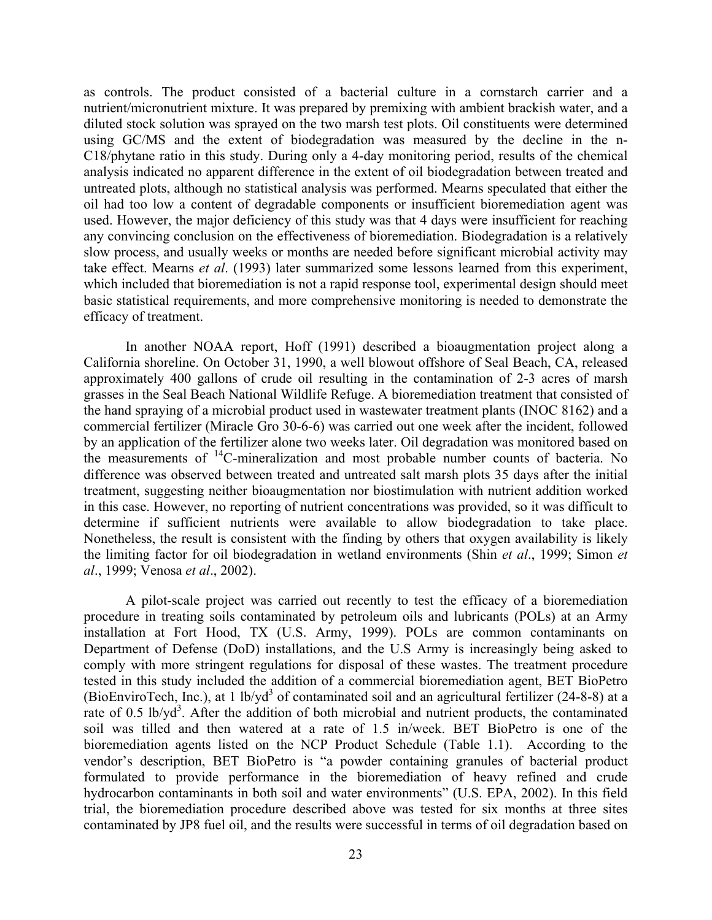as controls. The product consisted of a bacterial culture in a cornstarch carrier and a nutrient/micronutrient mixture. It was prepared by premixing with ambient brackish water, and a diluted stock solution was sprayed on the two marsh test plots. Oil constituents were determined using GC/MS and the extent of biodegradation was measured by the decline in the n-C18/phytane ratio in this study. During only a 4-day monitoring period, results of the chemical analysis indicated no apparent difference in the extent of oil biodegradation between treated and untreated plots, although no statistical analysis was performed. Mearns speculated that either the oil had too low a content of degradable components or insufficient bioremediation agent was used. However, the major deficiency of this study was that 4 days were insufficient for reaching any convincing conclusion on the effectiveness of bioremediation. Biodegradation is a relatively slow process, and usually weeks or months are needed before significant microbial activity may take effect. Mearns *et al*. (1993) later summarized some lessons learned from this experiment, which included that bioremediation is not a rapid response tool, experimental design should meet basic statistical requirements, and more comprehensive monitoring is needed to demonstrate the efficacy of treatment.

In another NOAA report, Hoff (1991) described a bioaugmentation project along a California shoreline. On October 31, 1990, a well blowout offshore of Seal Beach, CA, released approximately 400 gallons of crude oil resulting in the contamination of 2-3 acres of marsh grasses in the Seal Beach National Wildlife Refuge. A bioremediation treatment that consisted of the hand spraying of a microbial product used in wastewater treatment plants (INOC 8162) and a commercial fertilizer (Miracle Gro 30-6-6) was carried out one week after the incident, followed by an application of the fertilizer alone two weeks later. Oil degradation was monitored based on the measurements of $^{14}C$-mineralization and most probable number counts of bacteria. No difference was observed between treated and untreated salt marsh plots 35 days after the initial treatment, suggesting neither bioaugmentation nor biostimulation with nutrient addition worked in this case. However, no reporting of nutrient concentrations was provided, so it was difficult to determine if sufficient nutrients were available to allow biodegradation to take place. Nonetheless, the result is consistent with the finding by others that oxygen availability is likely the limiting factor for oil biodegradation in wetland environments (Shin *et al*., 1999; Simon *et al*., 1999; Venosa *et al*., 2002).

A pilot-scale project was carried out recently to test the efficacy of a bioremediation procedure in treating soils contaminated by petroleum oils and lubricants (POLs) at an Army installation at Fort Hood, TX (U.S. Army, 1999). POLs are common contaminants on Department of Defense (DoD) installations, and the U.S Army is increasingly being asked to comply with more stringent regulations for disposal of these wastes. The treatment procedure tested in this study included the addition of a commercial bioremediation agent, BET BioPetro (BioEnviroTech, Inc.), at 1 lb/yd$^3$ of contaminated soil and an agricultural fertilizer (24-8-8) at a rate of 0.5 lb/yd$^3$. After the addition of both microbial and nutrient products, the contaminated soil was tilled and then watered at a rate of 1.5 in/week. BET BioPetro is one of the bioremediation agents listed on the NCP Product Schedule (Table 1.1). According to the vendor's description, BET BioPetro is "a powder containing granules of bacterial product formulated to provide performance in the bioremediation of heavy refined and crude hydrocarbon contaminants in both soil and water environments" (U.S. EPA, 2002). In this field trial, the bioremediation procedure described above was tested for six months at three sites contaminated by JP8 fuel oil, and the results were successful in terms of oil degradation based on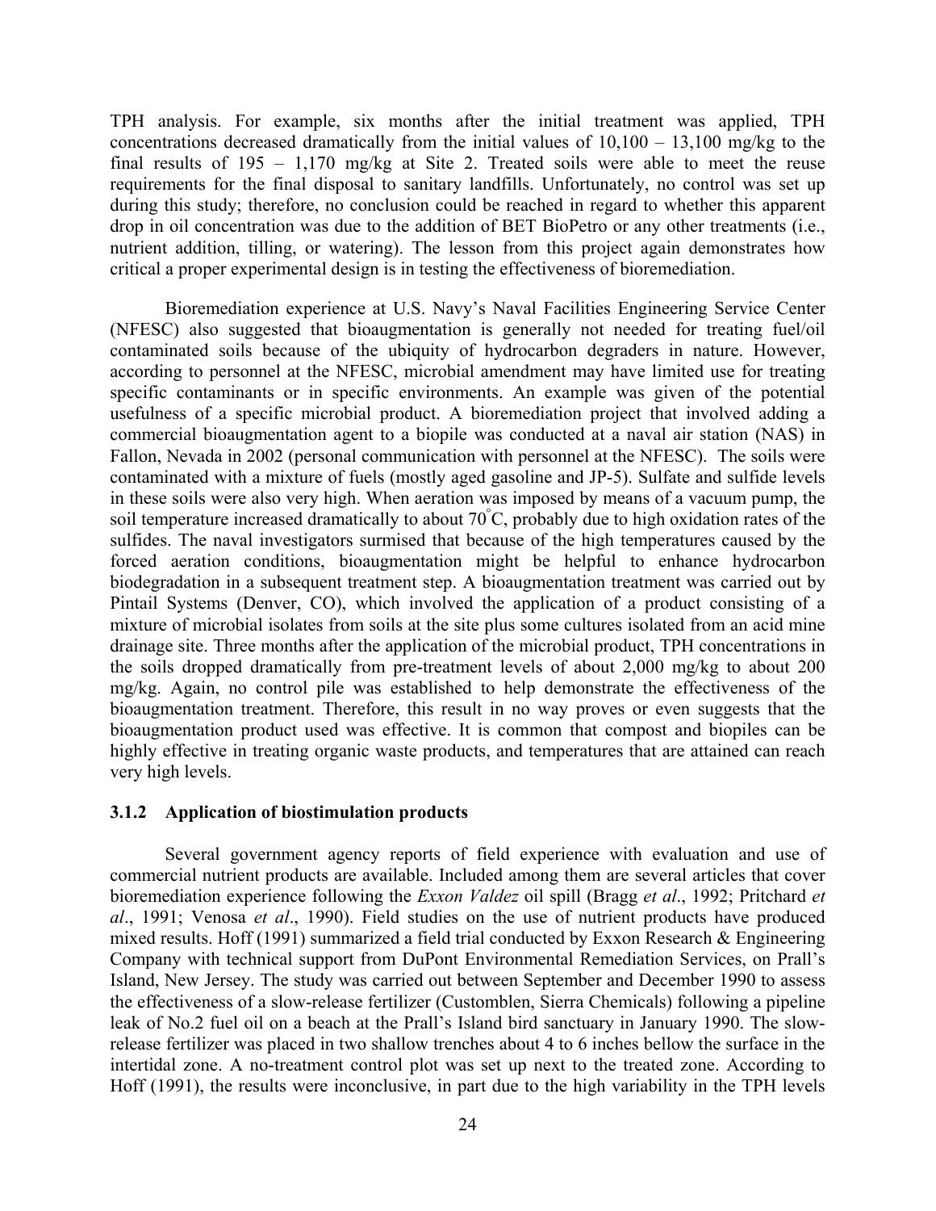TPH analysis. For example, six months after the initial treatment was applied, TPH concentrations decreased dramatically from the initial values of 10,100 – 13,100 mg/kg to the final results of 195 – 1,170 mg/kg at Site 2. Treated soils were able to meet the reuse requirements for the final disposal to sanitary landfills. Unfortunately, no control was set up during this study; therefore, no conclusion could be reached in regard to whether this apparent drop in oil concentration was due to the addition of BET BioPetro or any other treatments (i.e., nutrient addition, tilling, or watering). The lesson from this project again demonstrates how critical a proper experimental design is in testing the effectiveness of bioremediation.

Bioremediation experience at U.S. Navy's Naval Facilities Engineering Service Center (NFESC) also suggested that bioaugmentation is generally not needed for treating fuel/oil contaminated soils because of the ubiquity of hydrocarbon degraders in nature. However, according to personnel at the NFESC, microbial amendment may have limited use for treating specific contaminants or in specific environments. An example was given of the potential usefulness of a specific microbial product. A bioremediation project that involved adding a commercial bioaugmentation agent to a biopile was conducted at a naval air station (NAS) in Fallon, Nevada in 2002 (personal communication with personnel at the NFESC). The soils were contaminated with a mixture of fuels (mostly aged gasoline and JP-5). Sulfate and sulfide levels in these soils were also very high. When aeration was imposed by means of a vacuum pump, the soil temperature increased dramatically to about 70°C, probably due to high oxidation rates of the sulfides. The naval investigators surmised that because of the high temperatures caused by the forced aeration conditions, bioaugmentation might be helpful to enhance hydrocarbon biodegradation in a subsequent treatment step. A bioaugmentation treatment was carried out by Pintail Systems (Denver, CO), which involved the application of a product consisting of a mixture of microbial isolates from soils at the site plus some cultures isolated from an acid mine drainage site. Three months after the application of the microbial product, TPH concentrations in the soils dropped dramatically from pre-treatment levels of about 2,000 mg/kg to about 200 mg/kg. Again, no control pile was established to help demonstrate the effectiveness of the bioaugmentation treatment. Therefore, this result in no way proves or even suggests that the bioaugmentation product used was effective. It is common that compost and biopiles can be highly effective in treating organic waste products, and temperatures that are attained can reach very high levels.

### 3.1.2 Application of biostimulation products

Several government agency reports of field experience with evaluation and use of commercial nutrient products are available. Included among them are several articles that cover bioremediation experience following the *Exxon Valdez* oil spill (Bragg *et al*., 1992; Pritchard *et al*., 1991; Venosa *et al*., 1990). Field studies on the use of nutrient products have produced mixed results. Hoff (1991) summarized a field trial conducted by Exxon Research & Engineering Company with technical support from DuPont Environmental Remediation Services, on Prall's Island, New Jersey. The study was carried out between September and December 1990 to assess the effectiveness of a slow-release fertilizer (Customblen, Sierra Chemicals) following a pipeline leak of No.2 fuel oil on a beach at the Prall's Island bird sanctuary in January 1990. The slow-release fertilizer was placed in two shallow trenches about 4 to 6 inches bellow the surface in the intertidal zone. A no-treatment control plot was set up next to the treated zone. According to Hoff (1991), the results were inconclusive, in part due to the high variability in the TPH levels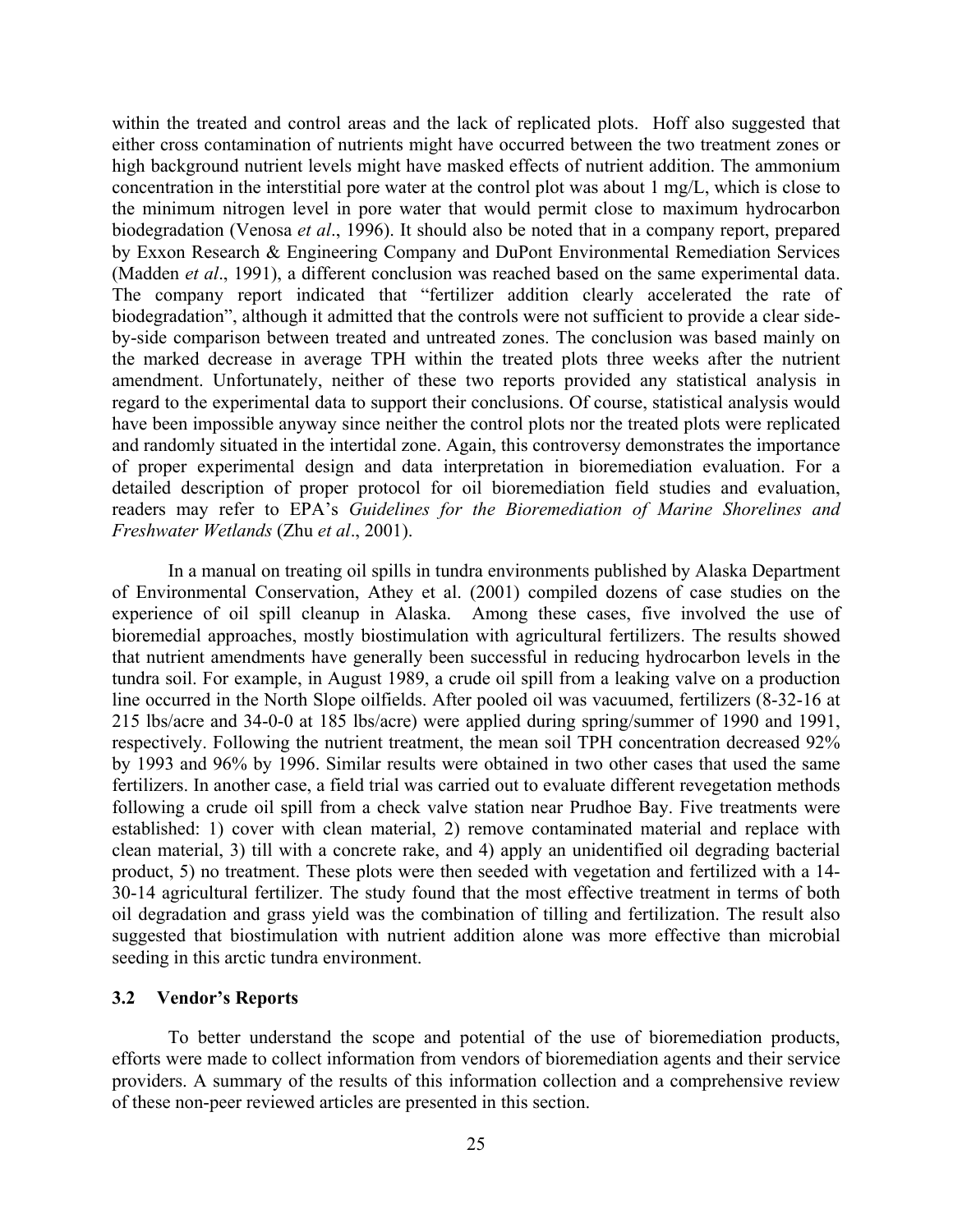within the treated and control areas and the lack of replicated plots. Hoff also suggested that either cross contamination of nutrients might have occurred between the two treatment zones or high background nutrient levels might have masked effects of nutrient addition. The ammonium concentration in the interstitial pore water at the control plot was about 1 mg/L, which is close to the minimum nitrogen level in pore water that would permit close to maximum hydrocarbon biodegradation (Venosa *et al*., 1996). It should also be noted that in a company report, prepared by Exxon Research & Engineering Company and DuPont Environmental Remediation Services (Madden *et al*., 1991), a different conclusion was reached based on the same experimental data. The company report indicated that "fertilizer addition clearly accelerated the rate of biodegradation", although it admitted that the controls were not sufficient to provide a clear side-by-side comparison between treated and untreated zones. The conclusion was based mainly on the marked decrease in average TPH within the treated plots three weeks after the nutrient amendment. Unfortunately, neither of these two reports provided any statistical analysis in regard to the experimental data to support their conclusions. Of course, statistical analysis would have been impossible anyway since neither the control plots nor the treated plots were replicated and randomly situated in the intertidal zone. Again, this controversy demonstrates the importance of proper experimental design and data interpretation in bioremediation evaluation. For a detailed description of proper protocol for oil bioremediation field studies and evaluation, readers may refer to EPA's *Guidelines for the Bioremediation of Marine Shorelines and Freshwater Wetlands* (Zhu *et al*., 2001).

In a manual on treating oil spills in tundra environments published by Alaska Department of Environmental Conservation, Athey et al. (2001) compiled dozens of case studies on the experience of oil spill cleanup in Alaska. Among these cases, five involved the use of bioremedial approaches, mostly biostimulation with agricultural fertilizers. The results showed that nutrient amendments have generally been successful in reducing hydrocarbon levels in the tundra soil. For example, in August 1989, a crude oil spill from a leaking valve on a production line occurred in the North Slope oilfields. After pooled oil was vacuumed, fertilizers (8-32-16 at 215 lbs/acre and 34-0-0 at 185 lbs/acre) were applied during spring/summer of 1990 and 1991, respectively. Following the nutrient treatment, the mean soil TPH concentration decreased 92% by 1993 and 96% by 1996. Similar results were obtained in two other cases that used the same fertilizers. In another case, a field trial was carried out to evaluate different revegetation methods following a crude oil spill from a check valve station near Prudhoe Bay. Five treatments were established: 1) cover with clean material, 2) remove contaminated material and replace with clean material, 3) till with a concrete rake, and 4) apply an unidentified oil degrading bacterial product, 5) no treatment. These plots were then seeded with vegetation and fertilized with a 14-30-14 agricultural fertilizer. The study found that the most effective treatment in terms of both oil degradation and grass yield was the combination of tilling and fertilization. The result also suggested that biostimulation with nutrient addition alone was more effective than microbial seeding in this arctic tundra environment.

### 3.2 Vendor's Reports

To better understand the scope and potential of the use of bioremediation products, efforts were made to collect information from vendors of bioremediation agents and their service providers. A summary of the results of this information collection and a comprehensive review of these non-peer reviewed articles are presented in this section.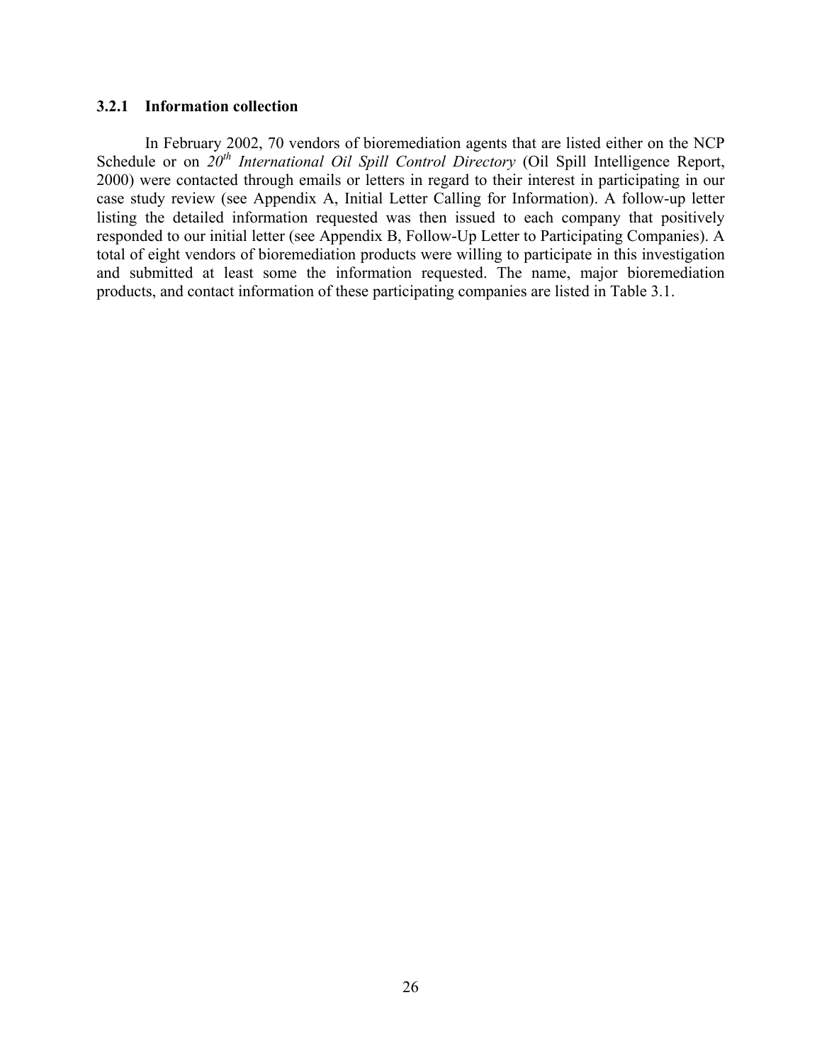### 3.2.1 Information collection

In February 2002, 70 vendors of bioremediation agents that are listed either on the NCP Schedule or on *20th International Oil Spill Control Directory* (Oil Spill Intelligence Report, 2000) were contacted through emails or letters in regard to their interest in participating in our case study review (see Appendix A, Initial Letter Calling for Information). A follow-up letter listing the detailed information requested was then issued to each company that positively responded to our initial letter (see Appendix B, Follow-Up Letter to Participating Companies). A total of eight vendors of bioremediation products were willing to participate in this investigation and submitted at least some the information requested. The name, major bioremediation products, and contact information of these participating companies are listed in Table 3.1.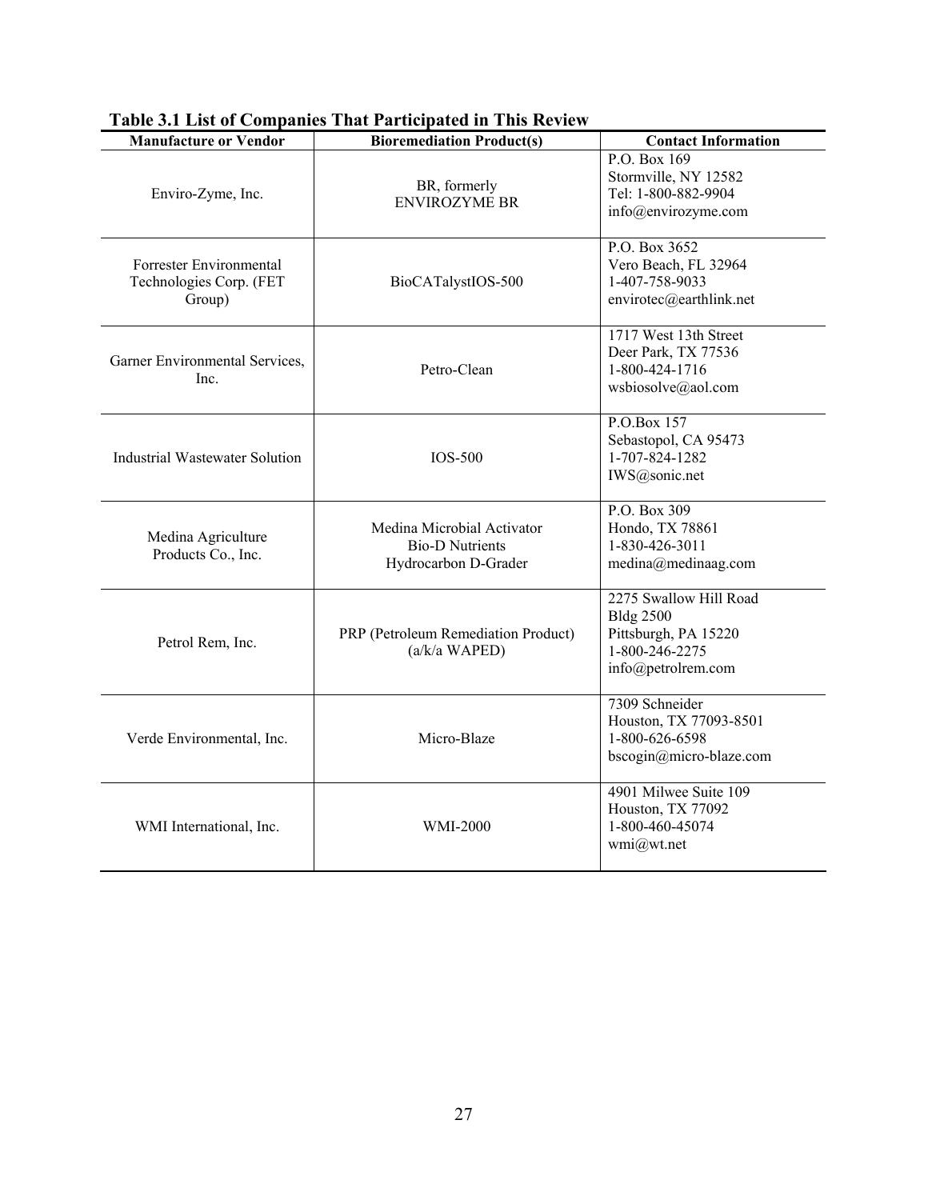**Table 3.1 List of Companies That Participated in This Review**

| Manufacture or Vendor | Bioremediation Product(s) | Contact Information |
|---|---|---|
| Enviro-Zyme, Inc. | BR, formerly ENVIROZYME BR | P.O. Box 169<br>Stormville, NY 12582<br>Tel: 1-800-882-9904<br>info@envirozyme.com |
| Forrester Environmental Technologies Corp. (FET Group) | BioCATalystIOS-500 | P.O. Box 3652<br>Vero Beach, FL 32964<br>1-407-758-9033<br>envirotec@earthlink.net |
| Garner Environmental Services, Inc. | Petro-Clean | 1717 West 13th Street<br>Deer Park, TX 77536<br>1-800-424-1716<br>wsbiosolve@aol.com |
| Industrial Wastewater Solution | IOS-500 | P.O.Box 157<br>Sebastopol, CA 95473<br>1-707-824-1282<br>IWS@sonic.net |
| Medina Agriculture Products Co., Inc. | Medina Microbial Activator<br>Bio-D Nutrients<br>Hydrocarbon D-Grader | P.O. Box 309<br>Hondo, TX 78861<br>1-830-426-3011<br>medina@medinaag.com |
| Petrol Rem, Inc. | PRP (Petroleum Remediation Product) (a/k/a WAPED) | 2275 Swallow Hill Road<br>Bldg 2500<br>Pittsburgh, PA 15220<br>1-800-246-2275<br>info@petrolrem.com |
| Verde Environmental, Inc. | Micro-Blaze | 7309 Schneider<br>Houston, TX 77093-8501<br>1-800-626-6598<br>bscogin@micro-blaze.com |
| WMI International, Inc. | WMI-2000 | 4901 Milwee Suite 109<br>Houston, TX 77092<br>1-800-460-45074<br>wmi@wt.net |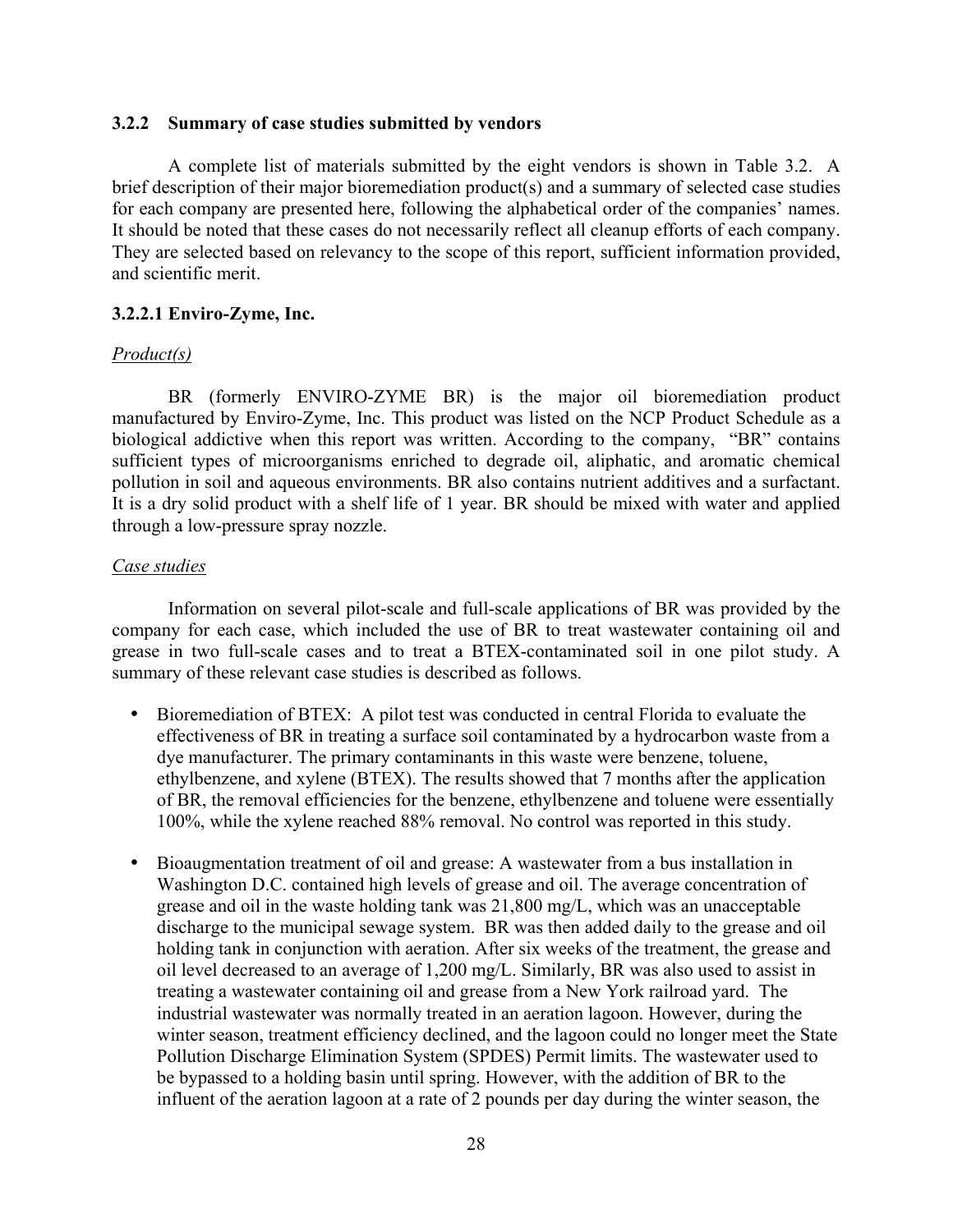### 3.2.2 Summary of case studies submitted by vendors

A complete list of materials submitted by the eight vendors is shown in Table 3.2. A brief description of their major bioremediation product(s) and a summary of selected case studies for each company are presented here, following the alphabetical order of the companies' names. It should be noted that these cases do not necessarily reflect all cleanup efforts of each company. They are selected based on relevancy to the scope of this report, sufficient information provided, and scientific merit.

#### 3.2.2.1 Enviro-Zyme, Inc.

*Product(s)*

BR (formerly ENVIRO-ZYME BR) is the major oil bioremediation product manufactured by Enviro-Zyme, Inc. This product was listed on the NCP Product Schedule as a biological addictive when this report was written. According to the company, "BR" contains sufficient types of microorganisms enriched to degrade oil, aliphatic, and aromatic chemical pollution in soil and aqueous environments. BR also contains nutrient additives and a surfactant. It is a dry solid product with a shelf life of 1 year. BR should be mixed with water and applied through a low-pressure spray nozzle.

*Case studies*

Information on several pilot-scale and full-scale applications of BR was provided by the company for each case, which included the use of BR to treat wastewater containing oil and grease in two full-scale cases and to treat a BTEX-contaminated soil in one pilot study. A summary of these relevant case studies is described as follows.

- Bioremediation of BTEX: A pilot test was conducted in central Florida to evaluate the effectiveness of BR in treating a surface soil contaminated by a hydrocarbon waste from a dye manufacturer. The primary contaminants in this waste were benzene, toluene, ethylbenzene, and xylene (BTEX). The results showed that 7 months after the application of BR, the removal efficiencies for the benzene, ethylbenzene and toluene were essentially 100%, while the xylene reached 88% removal. No control was reported in this study.

- Bioaugmentation treatment of oil and grease: A wastewater from a bus installation in Washington D.C. contained high levels of grease and oil. The average concentration of grease and oil in the waste holding tank was 21,800 mg/L, which was an unacceptable discharge to the municipal sewage system. BR was then added daily to the grease and oil holding tank in conjunction with aeration. After six weeks of the treatment, the grease and oil level decreased to an average of 1,200 mg/L. Similarly, BR was also used to assist in treating a wastewater containing oil and grease from a New York railroad yard. The industrial wastewater was normally treated in an aeration lagoon. However, during the winter season, treatment efficiency declined, and the lagoon could no longer meet the State Pollution Discharge Elimination System (SPDES) Permit limits. The wastewater used to be bypassed to a holding basin until spring. However, with the addition of BR to the influent of the aeration lagoon at a rate of 2 pounds per day during the winter season, the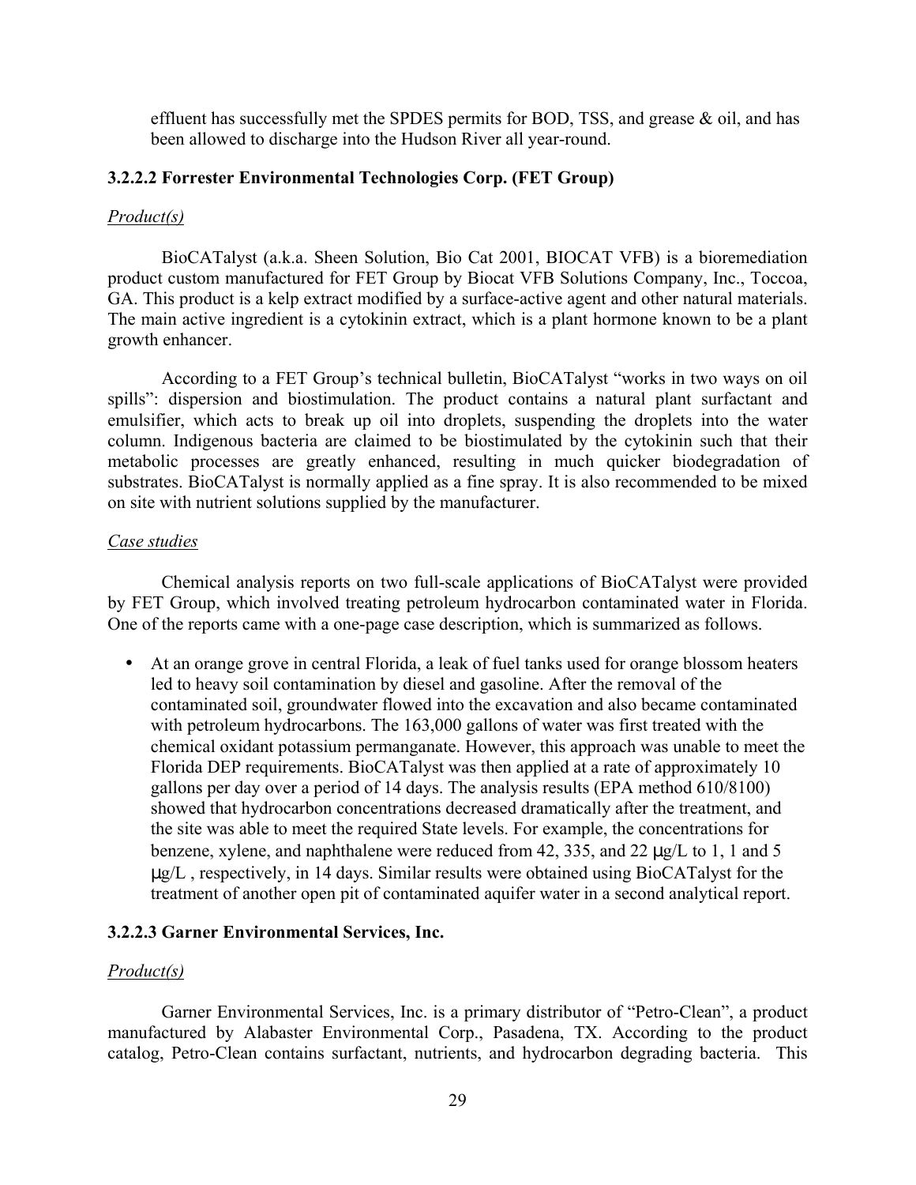effluent has successfully met the SPDES permits for BOD, TSS, and grease & oil, and has been allowed to discharge into the Hudson River all year-round.

### 3.2.2.2 Forrester Environmental Technologies Corp. (FET Group)

*Product(s)*

BioCATalyst (a.k.a. Sheen Solution, Bio Cat 2001, BIOCAT VFB) is a bioremediation product custom manufactured for FET Group by Biocat VFB Solutions Company, Inc., Toccoa, GA. This product is a kelp extract modified by a surface-active agent and other natural materials. The main active ingredient is a cytokinin extract, which is a plant hormone known to be a plant growth enhancer.

According to a FET Group's technical bulletin, BioCATalyst "works in two ways on oil spills": dispersion and biostimulation. The product contains a natural plant surfactant and emulsifier, which acts to break up oil into droplets, suspending the droplets into the water column. Indigenous bacteria are claimed to be biostimulated by the cytokinin such that their metabolic processes are greatly enhanced, resulting in much quicker biodegradation of substrates. BioCATalyst is normally applied as a fine spray. It is also recommended to be mixed on site with nutrient solutions supplied by the manufacturer.

*Case studies*

Chemical analysis reports on two full-scale applications of BioCATalyst were provided by FET Group, which involved treating petroleum hydrocarbon contaminated water in Florida. One of the reports came with a one-page case description, which is summarized as follows.

- At an orange grove in central Florida, a leak of fuel tanks used for orange blossom heaters led to heavy soil contamination by diesel and gasoline. After the removal of the contaminated soil, groundwater flowed into the excavation and also became contaminated with petroleum hydrocarbons. The 163,000 gallons of water was first treated with the chemical oxidant potassium permanganate. However, this approach was unable to meet the Florida DEP requirements. BioCATalyst was then applied at a rate of approximately 10 gallons per day over a period of 14 days. The analysis results (EPA method 610/8100) showed that hydrocarbon concentrations decreased dramatically after the treatment, and the site was able to meet the required State levels. For example, the concentrations for benzene, xylene, and naphthalene were reduced from 42, 335, and 22 μg/L to 1, 1 and 5 μg/L , respectively, in 14 days. Similar results were obtained using BioCATalyst for the treatment of another open pit of contaminated aquifer water in a second analytical report.

### 3.2.2.3 Garner Environmental Services, Inc.

*Product(s)*

Garner Environmental Services, Inc. is a primary distributor of "Petro-Clean", a product manufactured by Alabaster Environmental Corp., Pasadena, TX. According to the product catalog, Petro-Clean contains surfactant, nutrients, and hydrocarbon degrading bacteria. This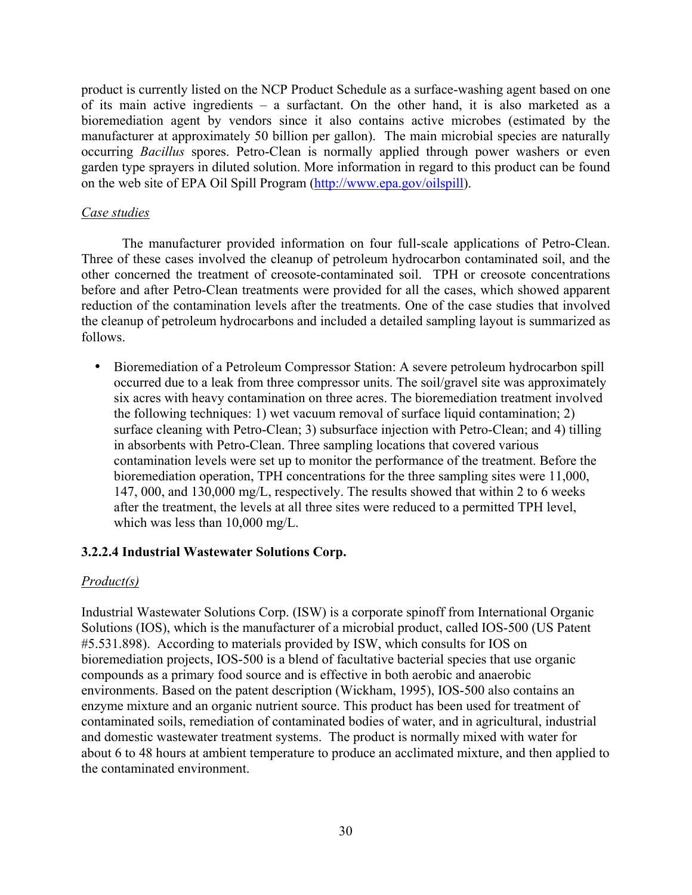product is currently listed on the NCP Product Schedule as a surface-washing agent based on one of its main active ingredients – a surfactant. On the other hand, it is also marketed as a bioremediation agent by vendors since it also contains active microbes (estimated by the manufacturer at approximately 50 billion per gallon). The main microbial species are naturally occurring *Bacillus* spores. Petro-Clean is normally applied through power washers or even garden type sprayers in diluted solution. More information in regard to this product can be found on the web site of EPA Oil Spill Program (http://www.epa.gov/oilspill).

*Case studies*

The manufacturer provided information on four full-scale applications of Petro-Clean. Three of these cases involved the cleanup of petroleum hydrocarbon contaminated soil, and the other concerned the treatment of creosote-contaminated soil. TPH or creosote concentrations before and after Petro-Clean treatments were provided for all the cases, which showed apparent reduction of the contamination levels after the treatments. One of the case studies that involved the cleanup of petroleum hydrocarbons and included a detailed sampling layout is summarized as follows.

- Bioremediation of a Petroleum Compressor Station: A severe petroleum hydrocarbon spill occurred due to a leak from three compressor units. The soil/gravel site was approximately six acres with heavy contamination on three acres. The bioremediation treatment involved the following techniques: 1) wet vacuum removal of surface liquid contamination; 2) surface cleaning with Petro-Clean; 3) subsurface injection with Petro-Clean; and 4) tilling in absorbents with Petro-Clean. Three sampling locations that covered various contamination levels were set up to monitor the performance of the treatment. Before the bioremediation operation, TPH concentrations for the three sampling sites were 11,000, 147, 000, and 130,000 mg/L, respectively. The results showed that within 2 to 6 weeks after the treatment, the levels at all three sites were reduced to a permitted TPH level, which was less than 10,000 mg/L.

### 3.2.2.4 Industrial Wastewater Solutions Corp.

*Product(s)*

Industrial Wastewater Solutions Corp. (ISW) is a corporate spinoff from International Organic Solutions (IOS), which is the manufacturer of a microbial product, called IOS-500 (US Patent #5.531.898). According to materials provided by ISW, which consults for IOS on bioremediation projects, IOS-500 is a blend of facultative bacterial species that use organic compounds as a primary food source and is effective in both aerobic and anaerobic environments. Based on the patent description (Wickham, 1995), IOS-500 also contains an enzyme mixture and an organic nutrient source. This product has been used for treatment of contaminated soils, remediation of contaminated bodies of water, and in agricultural, industrial and domestic wastewater treatment systems. The product is normally mixed with water for about 6 to 48 hours at ambient temperature to produce an acclimated mixture, and then applied to the contaminated environment.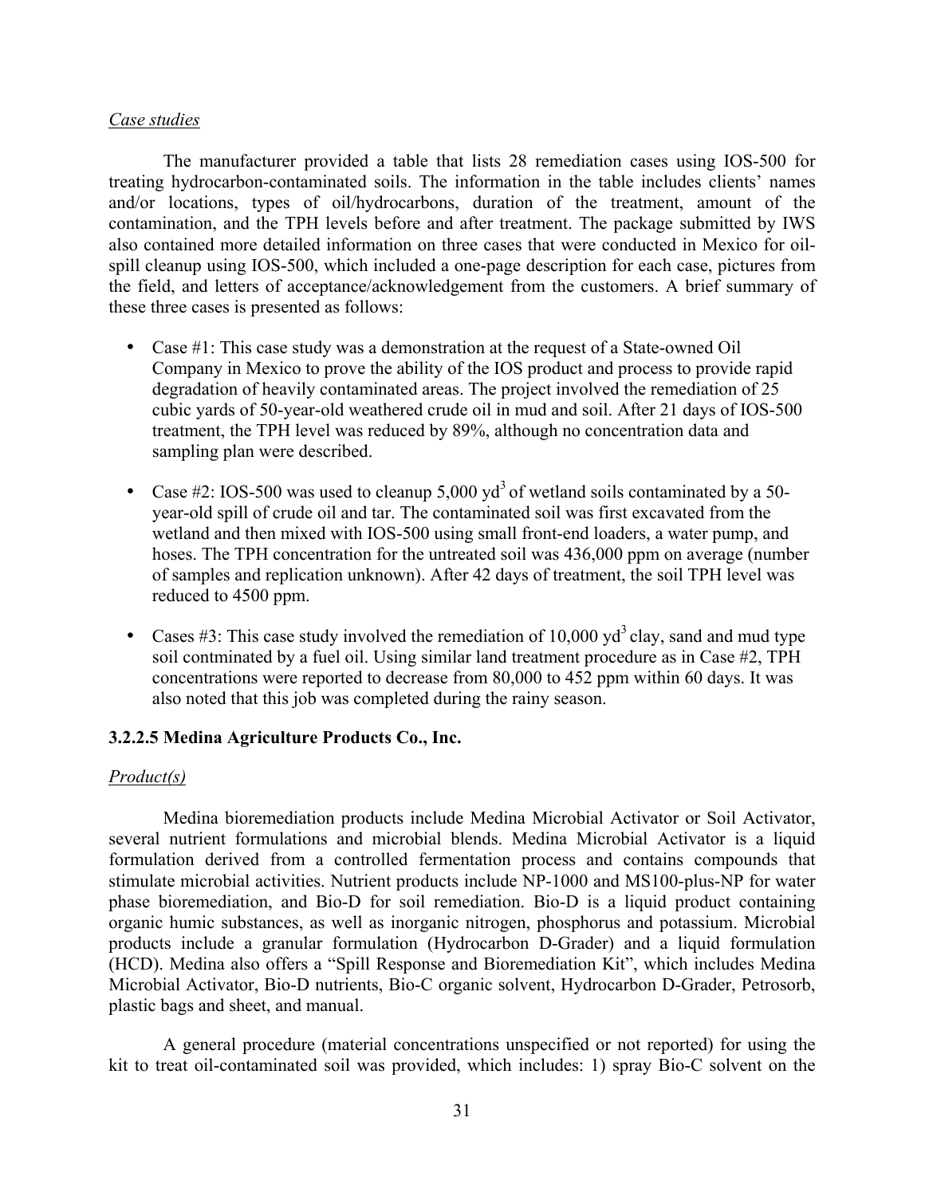*Case studies*

The manufacturer provided a table that lists 28 remediation cases using IOS-500 for treating hydrocarbon-contaminated soils. The information in the table includes clients' names and/or locations, types of oil/hydrocarbons, duration of the treatment, amount of the contamination, and the TPH levels before and after treatment. The package submitted by IWS also contained more detailed information on three cases that were conducted in Mexico for oil-spill cleanup using IOS-500, which included a one-page description for each case, pictures from the field, and letters of acceptance/acknowledgement from the customers. A brief summary of these three cases is presented as follows:

- Case #1: This case study was a demonstration at the request of a State-owned Oil Company in Mexico to prove the ability of the IOS product and process to provide rapid degradation of heavily contaminated areas. The project involved the remediation of 25 cubic yards of 50-year-old weathered crude oil in mud and soil. After 21 days of IOS-500 treatment, the TPH level was reduced by 89%, although no concentration data and sampling plan were described.
- Case #2: IOS-500 was used to cleanup 5,000 $yd^3$ of wetland soils contaminated by a 50-year-old spill of crude oil and tar. The contaminated soil was first excavated from the wetland and then mixed with IOS-500 using small front-end loaders, a water pump, and hoses. The TPH concentration for the untreated soil was 436,000 ppm on average (number of samples and replication unknown). After 42 days of treatment, the soil TPH level was reduced to 4500 ppm.
- Cases #3: This case study involved the remediation of 10,000 $yd^3$ clay, sand and mud type soil contminated by a fuel oil. Using similar land treatment procedure as in Case #2, TPH concentrations were reported to decrease from 80,000 to 452 ppm within 60 days. It was also noted that this job was completed during the rainy season.

### 3.2.2.5 Medina Agriculture Products Co., Inc.

*Product(s)*

Medina bioremediation products include Medina Microbial Activator or Soil Activator, several nutrient formulations and microbial blends. Medina Microbial Activator is a liquid formulation derived from a controlled fermentation process and contains compounds that stimulate microbial activities. Nutrient products include NP-1000 and MS100-plus-NP for water phase bioremediation, and Bio-D for soil remediation. Bio-D is a liquid product containing organic humic substances, as well as inorganic nitrogen, phosphorus and potassium. Microbial products include a granular formulation (Hydrocarbon D-Grader) and a liquid formulation (HCD). Medina also offers a "Spill Response and Bioremediation Kit", which includes Medina Microbial Activator, Bio-D nutrients, Bio-C organic solvent, Hydrocarbon D-Grader, Petrosorb, plastic bags and sheet, and manual.

A general procedure (material concentrations unspecified or not reported) for using the kit to treat oil-contaminated soil was provided, which includes: 1) spray Bio-C solvent on the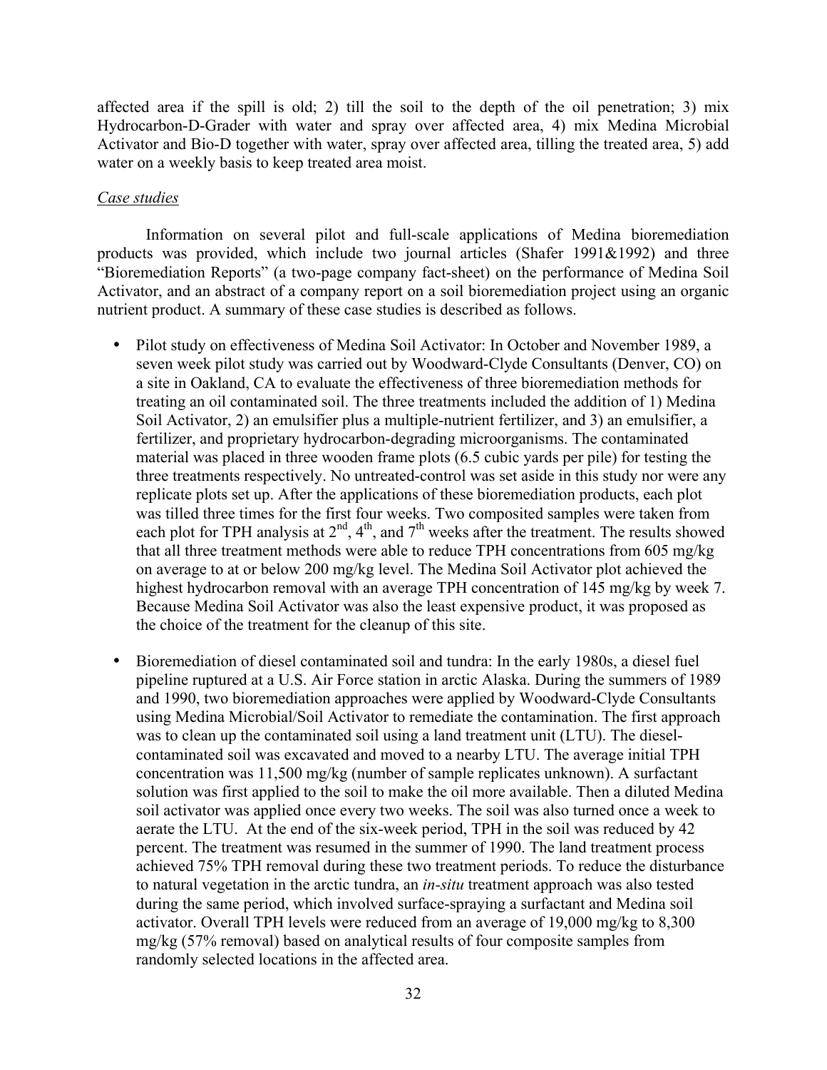affected area if the spill is old; 2) till the soil to the depth of the oil penetration; 3) mix Hydrocarbon-D-Grader with water and spray over affected area, 4) mix Medina Microbial Activator and Bio-D together with water, spray over affected area, tilling the treated area, 5) add water on a weekly basis to keep treated area moist.

*Case studies*

Information on several pilot and full-scale applications of Medina bioremediation products was provided, which include two journal articles (Shafer 1991&1992) and three "Bioremediation Reports" (a two-page company fact-sheet) on the performance of Medina Soil Activator, and an abstract of a company report on a soil bioremediation project using an organic nutrient product. A summary of these case studies is described as follows.

- Pilot study on effectiveness of Medina Soil Activator: In October and November 1989, a seven week pilot study was carried out by Woodward-Clyde Consultants (Denver, CO) on a site in Oakland, CA to evaluate the effectiveness of three bioremediation methods for treating an oil contaminated soil. The three treatments included the addition of 1) Medina Soil Activator, 2) an emulsifier plus a multiple-nutrient fertilizer, and 3) an emulsifier, a fertilizer, and proprietary hydrocarbon-degrading microorganisms. The contaminated material was placed in three wooden frame plots (6.5 cubic yards per pile) for testing the three treatments respectively. No untreated-control was set aside in this study nor were any replicate plots set up. After the applications of these bioremediation products, each plot was tilled three times for the first four weeks. Two composited samples were taken from each plot for TPH analysis at 2nd, 4th, and 7th weeks after the treatment. The results showed that all three treatment methods were able to reduce TPH concentrations from 605 mg/kg on average to at or below 200 mg/kg level. The Medina Soil Activator plot achieved the highest hydrocarbon removal with an average TPH concentration of 145 mg/kg by week 7. Because Medina Soil Activator was also the least expensive product, it was proposed as the choice of the treatment for the cleanup of this site.

- Bioremediation of diesel contaminated soil and tundra: In the early 1980s, a diesel fuel pipeline ruptured at a U.S. Air Force station in arctic Alaska. During the summers of 1989 and 1990, two bioremediation approaches were applied by Woodward-Clyde Consultants using Medina Microbial/Soil Activator to remediate the contamination. The first approach was to clean up the contaminated soil using a land treatment unit (LTU). The diesel-contaminated soil was excavated and moved to a nearby LTU. The average initial TPH concentration was 11,500 mg/kg (number of sample replicates unknown). A surfactant solution was first applied to the soil to make the oil more available. Then a diluted Medina soil activator was applied once every two weeks. The soil was also turned once a week to aerate the LTU. At the end of the six-week period, TPH in the soil was reduced by 42 percent. The treatment was resumed in the summer of 1990. The land treatment process achieved 75% TPH removal during these two treatment periods. To reduce the disturbance to natural vegetation in the arctic tundra, an *in-situ* treatment approach was also tested during the same period, which involved surface-spraying a surfactant and Medina soil activator. Overall TPH levels were reduced from an average of 19,000 mg/kg to 8,300 mg/kg (57% removal) based on analytical results of four composite samples from randomly selected locations in the affected area.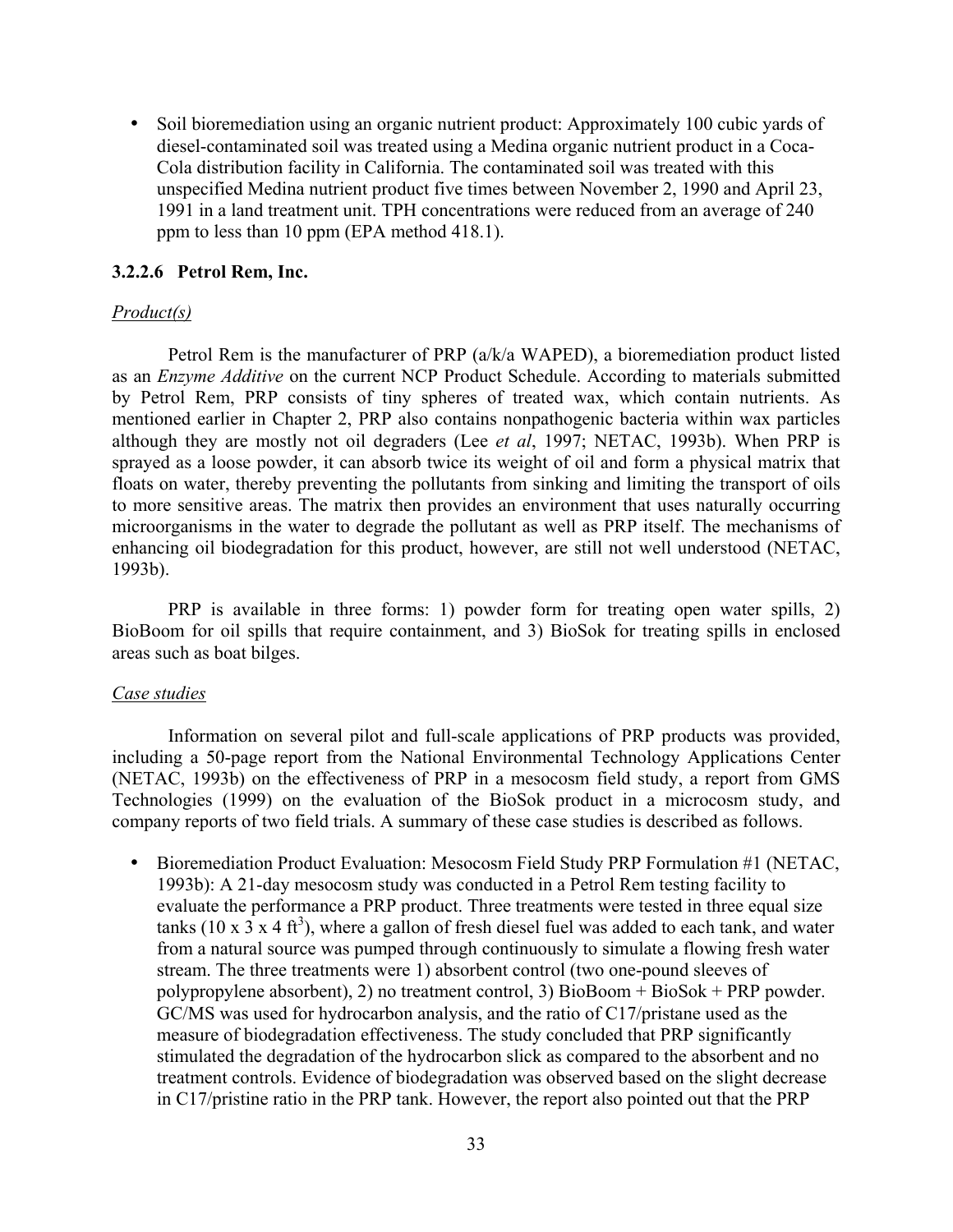- Soil bioremediation using an organic nutrient product: Approximately 100 cubic yards of diesel-contaminated soil was treated using a Medina organic nutrient product in a Coca-Cola distribution facility in California. The contaminated soil was treated with this unspecified Medina nutrient product five times between November 2, 1990 and April 23, 1991 in a land treatment unit. TPH concentrations were reduced from an average of 240 ppm to less than 10 ppm (EPA method 418.1).

### 3.2.2.6 Petrol Rem, Inc.

*Product(s)*

Petrol Rem is the manufacturer of PRP (a/k/a WAPED), a bioremediation product listed as an *Enzyme Additive* on the current NCP Product Schedule. According to materials submitted by Petrol Rem, PRP consists of tiny spheres of treated wax, which contain nutrients. As mentioned earlier in Chapter 2, PRP also contains nonpathogenic bacteria within wax particles although they are mostly not oil degraders (Lee *et al*, 1997; NETAC, 1993b). When PRP is sprayed as a loose powder, it can absorb twice its weight of oil and form a physical matrix that floats on water, thereby preventing the pollutants from sinking and limiting the transport of oils to more sensitive areas. The matrix then provides an environment that uses naturally occurring microorganisms in the water to degrade the pollutant as well as PRP itself. The mechanisms of enhancing oil biodegradation for this product, however, are still not well understood (NETAC, 1993b).

PRP is available in three forms: 1) powder form for treating open water spills, 2) BioBoom for oil spills that require containment, and 3) BioSok for treating spills in enclosed areas such as boat bilges.

*Case studies*

Information on several pilot and full-scale applications of PRP products was provided, including a 50-page report from the National Environmental Technology Applications Center (NETAC, 1993b) on the effectiveness of PRP in a mesocosm field study, a report from GMS Technologies (1999) on the evaluation of the BioSok product in a microcosm study, and company reports of two field trials. A summary of these case studies is described as follows.

- Bioremediation Product Evaluation: Mesocosm Field Study PRP Formulation #1 (NETAC, 1993b): A 21-day mesocosm study was conducted in a Petrol Rem testing facility to evaluate the performance a PRP product. Three treatments were tested in three equal size tanks (10 x 3 x 4 $ft^3$), where a gallon of fresh diesel fuel was added to each tank, and water from a natural source was pumped through continuously to simulate a flowing fresh water stream. The three treatments were 1) absorbent control (two one-pound sleeves of polypropylene absorbent), 2) no treatment control, 3) BioBoom + BioSok + PRP powder. GC/MS was used for hydrocarbon analysis, and the ratio of C17/pristane used as the measure of biodegradation effectiveness. The study concluded that PRP significantly stimulated the degradation of the hydrocarbon slick as compared to the absorbent and no treatment controls. Evidence of biodegradation was observed based on the slight decrease in C17/pristine ratio in the PRP tank. However, the report also pointed out that the PRP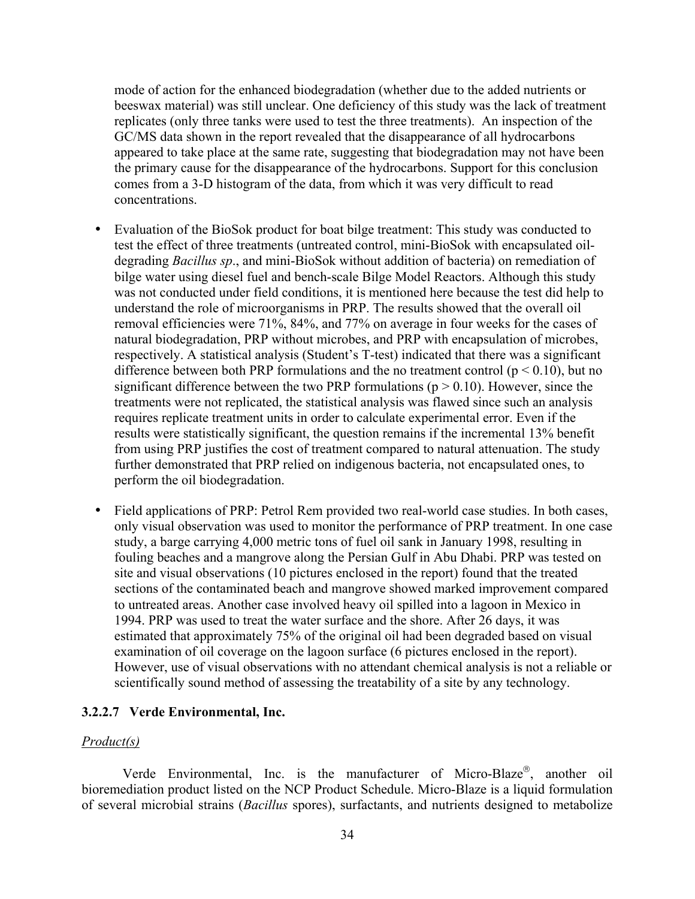mode of action for the enhanced biodegradation (whether due to the added nutrients or beeswax material) was still unclear. One deficiency of this study was the lack of treatment replicates (only three tanks were used to test the three treatments). An inspection of the GC/MS data shown in the report revealed that the disappearance of all hydrocarbons appeared to take place at the same rate, suggesting that biodegradation may not have been the primary cause for the disappearance of the hydrocarbons. Support for this conclusion comes from a 3-D histogram of the data, from which it was very difficult to read concentrations.

- Evaluation of the BioSok product for boat bilge treatment: This study was conducted to test the effect of three treatments (untreated control, mini-BioSok with encapsulated oil-degrading *Bacillus sp*., and mini-BioSok without addition of bacteria) on remediation of bilge water using diesel fuel and bench-scale Bilge Model Reactors. Although this study was not conducted under field conditions, it is mentioned here because the test did help to understand the role of microorganisms in PRP. The results showed that the overall oil removal efficiencies were 71%, 84%, and 77% on average in four weeks for the cases of natural biodegradation, PRP without microbes, and PRP with encapsulation of microbes, respectively. A statistical analysis (Student's T-test) indicated that there was a significant difference between both PRP formulations and the no treatment control ($p < 0.10$), but no significant difference between the two PRP formulations ($p > 0.10$). However, since the treatments were not replicated, the statistical analysis was flawed since such an analysis requires replicate treatment units in order to calculate experimental error. Even if the results were statistically significant, the question remains if the incremental 13% benefit from using PRP justifies the cost of treatment compared to natural attenuation. The study further demonstrated that PRP relied on indigenous bacteria, not encapsulated ones, to perform the oil biodegradation.

- Field applications of PRP: Petrol Rem provided two real-world case studies. In both cases, only visual observation was used to monitor the performance of PRP treatment. In one case study, a barge carrying 4,000 metric tons of fuel oil sank in January 1998, resulting in fouling beaches and a mangrove along the Persian Gulf in Abu Dhabi. PRP was tested on site and visual observations (10 pictures enclosed in the report) found that the treated sections of the contaminated beach and mangrove showed marked improvement compared to untreated areas. Another case involved heavy oil spilled into a lagoon in Mexico in 1994. PRP was used to treat the water surface and the shore. After 26 days, it was estimated that approximately 75% of the original oil had been degraded based on visual examination of oil coverage on the lagoon surface (6 pictures enclosed in the report). However, use of visual observations with no attendant chemical analysis is not a reliable or scientifically sound method of assessing the treatability of a site by any technology.

#### 3.2.2.7 Verde Environmental, Inc.

*Product(s)*

Verde Environmental, Inc. is the manufacturer of Micro-Blaze®, another oil bioremediation product listed on the NCP Product Schedule. Micro-Blaze is a liquid formulation of several microbial strains (*Bacillus* spores), surfactants, and nutrients designed to metabolize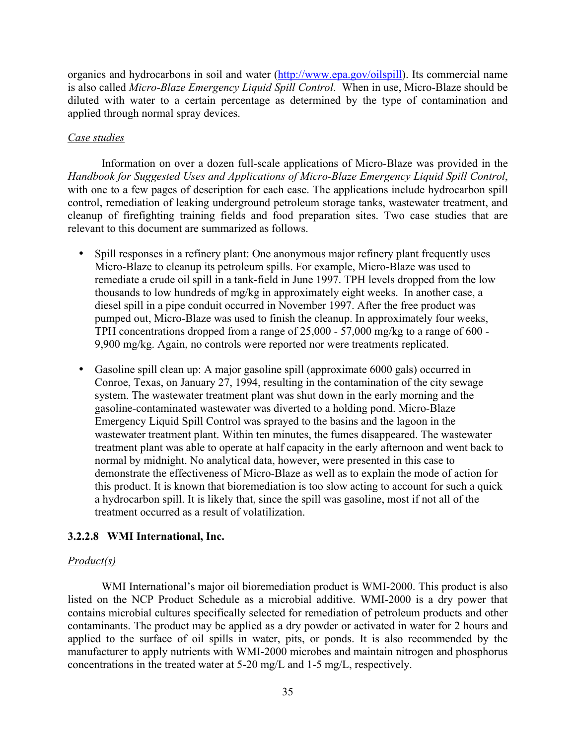organics and hydrocarbons in soil and water (http://www.epa.gov/oilspill). Its commercial name is also called *Micro-Blaze Emergency Liquid Spill Control*. When in use, Micro-Blaze should be diluted with water to a certain percentage as determined by the type of contamination and applied through normal spray devices.

*Case studies*

Information on over a dozen full-scale applications of Micro-Blaze was provided in the *Handbook for Suggested Uses and Applications of Micro-Blaze Emergency Liquid Spill Control*, with one to a few pages of description for each case. The applications include hydrocarbon spill control, remediation of leaking underground petroleum storage tanks, wastewater treatment, and cleanup of firefighting training fields and food preparation sites. Two case studies that are relevant to this document are summarized as follows.

- Spill responses in a refinery plant: One anonymous major refinery plant frequently uses Micro-Blaze to cleanup its petroleum spills. For example, Micro-Blaze was used to remediate a crude oil spill in a tank-field in June 1997. TPH levels dropped from the low thousands to low hundreds of mg/kg in approximately eight weeks. In another case, a diesel spill in a pipe conduit occurred in November 1997. After the free product was pumped out, Micro-Blaze was used to finish the cleanup. In approximately four weeks, TPH concentrations dropped from a range of 25,000 - 57,000 mg/kg to a range of 600 - 9,900 mg/kg. Again, no controls were reported nor were treatments replicated.

- Gasoline spill clean up: A major gasoline spill (approximate 6000 gals) occurred in Conroe, Texas, on January 27, 1994, resulting in the contamination of the city sewage system. The wastewater treatment plant was shut down in the early morning and the gasoline-contaminated wastewater was diverted to a holding pond. Micro-Blaze Emergency Liquid Spill Control was sprayed to the basins and the lagoon in the wastewater treatment plant. Within ten minutes, the fumes disappeared. The wastewater treatment plant was able to operate at half capacity in the early afternoon and went back to normal by midnight. No analytical data, however, were presented in this case to demonstrate the effectiveness of Micro-Blaze as well as to explain the mode of action for this product. It is known that bioremediation is too slow acting to account for such a quick a hydrocarbon spill. It is likely that, since the spill was gasoline, most if not all of the treatment occurred as a result of volatilization.

#### 3.2.2.8 WMI International, Inc.

*Product(s)*

WMI International's major oil bioremediation product is WMI-2000. This product is also listed on the NCP Product Schedule as a microbial additive. WMI-2000 is a dry power that contains microbial cultures specifically selected for remediation of petroleum products and other contaminants. The product may be applied as a dry powder or activated in water for 2 hours and applied to the surface of oil spills in water, pits, or ponds. It is also recommended by the manufacturer to apply nutrients with WMI-2000 microbes and maintain nitrogen and phosphorus concentrations in the treated water at 5-20 mg/L and 1-5 mg/L, respectively.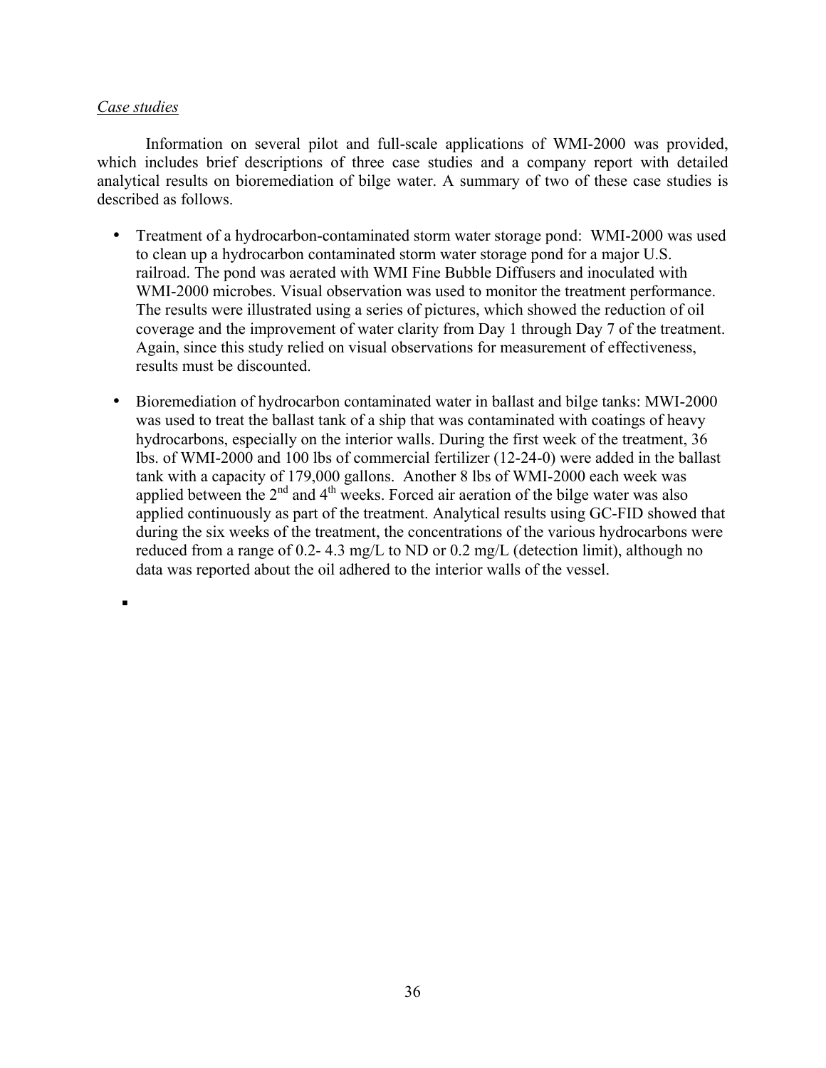*Case studies*

Information on several pilot and full-scale applications of WMI-2000 was provided, which includes brief descriptions of three case studies and a company report with detailed analytical results on bioremediation of bilge water. A summary of two of these case studies is described as follows.

- Treatment of a hydrocarbon-contaminated storm water storage pond: WMI-2000 was used to clean up a hydrocarbon contaminated storm water storage pond for a major U.S. railroad. The pond was aerated with WMI Fine Bubble Diffusers and inoculated with WMI-2000 microbes. Visual observation was used to monitor the treatment performance. The results were illustrated using a series of pictures, which showed the reduction of oil coverage and the improvement of water clarity from Day 1 through Day 7 of the treatment. Again, since this study relied on visual observations for measurement of effectiveness, results must be discounted.

- Bioremediation of hydrocarbon contaminated water in ballast and bilge tanks: MWI-2000 was used to treat the ballast tank of a ship that was contaminated with coatings of heavy hydrocarbons, especially on the interior walls. During the first week of the treatment, 36 lbs. of WMI-2000 and 100 lbs of commercial fertilizer (12-24-0) were added in the ballast tank with a capacity of 179,000 gallons. Another 8 lbs of WMI-2000 each week was applied between the 2nd and 4th weeks. Forced air aeration of the bilge water was also applied continuously as part of the treatment. Analytical results using GC-FID showed that during the six weeks of the treatment, the concentrations of the various hydrocarbons were reduced from a range of 0.2- 4.3 mg/L to ND or 0.2 mg/L (detection limit), although no data was reported about the oil adhered to the interior walls of the vessel.

-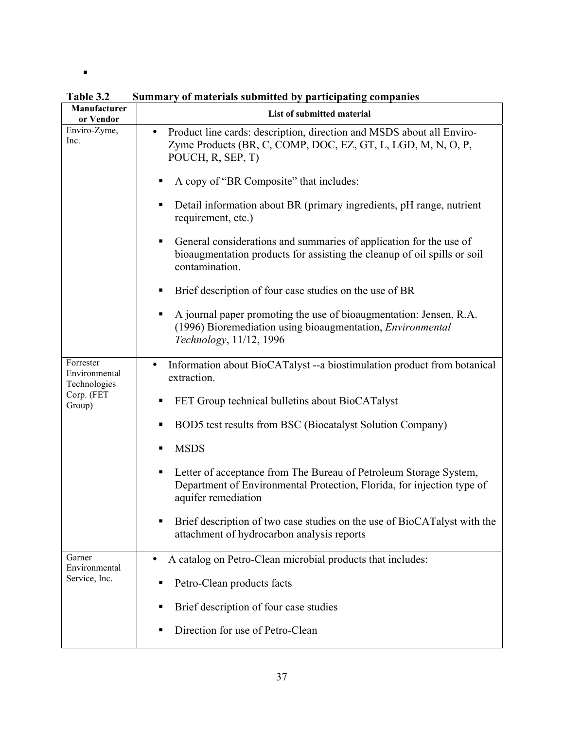▪

**Table 3.2 Summary of materials submitted by participating companies**

| Manufacturer or Vendor | List of submitted material |
|---|---|
| Enviro-Zyme, Inc. | • Product line cards: description, direction and MSDS about all Enviro-Zyme Products (BR, C, COMP, DOC, EZ, GT, L, LGD, M, N, O, P, POUCH, R, SEP, T) <br> ▪ A copy of "BR Composite" that includes: <br> ▪ Detail information about BR (primary ingredients, pH range, nutrient requirement, etc.) <br> ▪ General considerations and summaries of application for the use of bioaugmentation products for assisting the cleanup of oil spills or soil contamination. <br> ▪ Brief description of four case studies on the use of BR <br> ▪ A journal paper promoting the use of bioaugmentation: Jensen, R.A. (1996) Bioremediation using bioaugmentation, *Environmental Technology*, 11/12, 1996 |
| Forrester Environmental Technologies Corp. (FET Group) | • Information about BioCATalyst --a biostimulation product from botanical extraction. <br> ▪ FET Group technical bulletins about BioCATalyst <br> ▪ BOD5 test results from BSC (Biocatalyst Solution Company) <br> ▪ MSDS <br> ▪ Letter of acceptance from The Bureau of Petroleum Storage System, Department of Environmental Protection, Florida, for injection type of aquifer remediation <br> ▪ Brief description of two case studies on the use of BioCATalyst with the attachment of hydrocarbon analysis reports |
| Garner Environmental Service, Inc. | • A catalog on Petro-Clean microbial products that includes: <br> ▪ Petro-Clean products facts <br> ▪ Brief description of four case studies <br> ▪ Direction for use of Petro-Clean |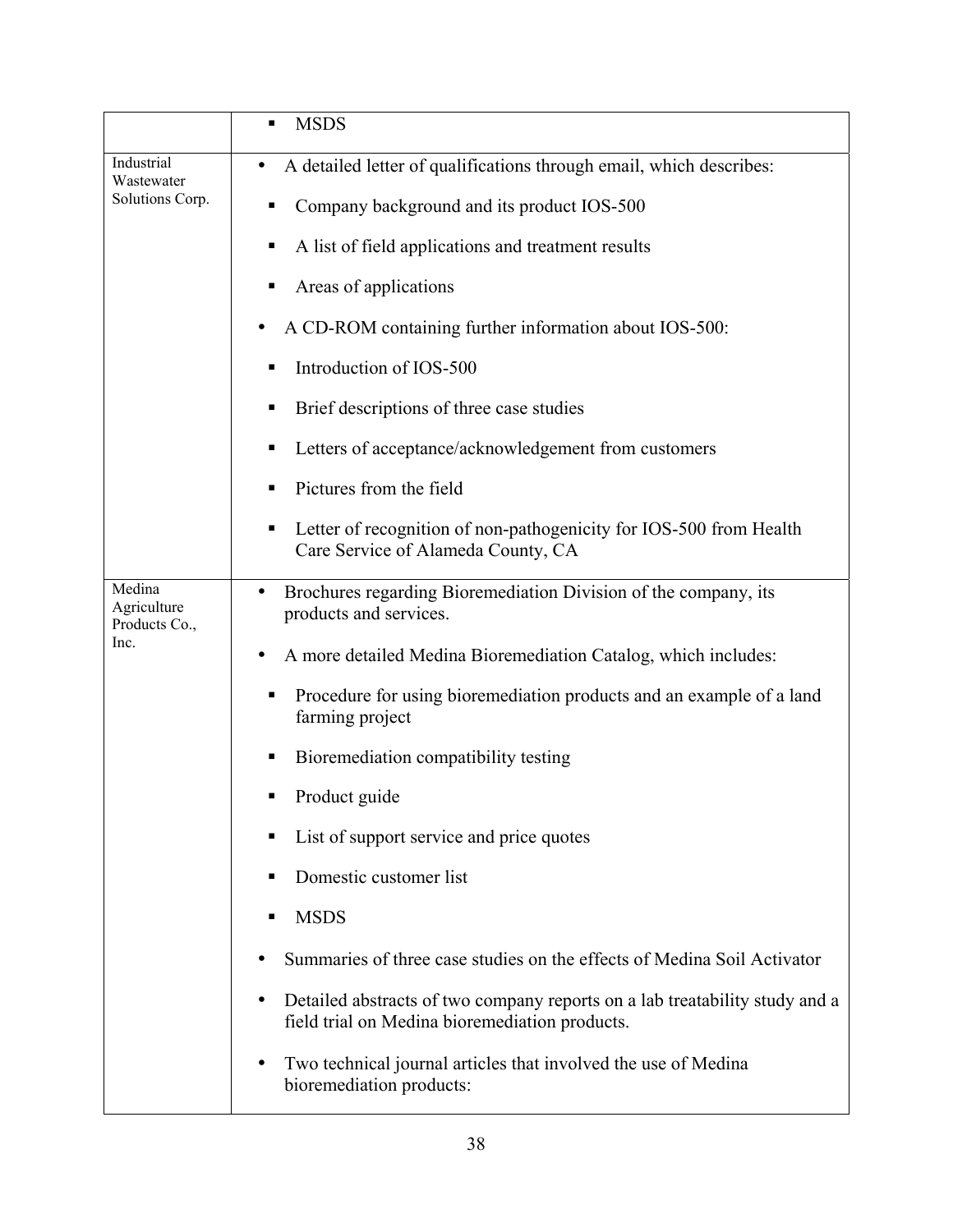| | |
|---|---|
| | ▪ MSDS |
| Industrial Wastewater Solutions Corp. | • A detailed letter of qualifications through email, which describes:<br>▪ Company background and its product IOS-500<br>▪ A list of field applications and treatment results<br>▪ Areas of applications<br>• A CD-ROM containing further information about IOS-500:<br>▪ Introduction of IOS-500<br>▪ Brief descriptions of three case studies<br>▪ Letters of acceptance/acknowledgement from customers<br>▪ Pictures from the field<br>▪ Letter of recognition of non-pathogenicity for IOS-500 from Health Care Service of Alameda County, CA |
| Medina Agriculture Products Co., Inc. | • Brochures regarding Bioremediation Division of the company, its products and services.<br>• A more detailed Medina Bioremediation Catalog, which includes:<br>▪ Procedure for using bioremediation products and an example of a land farming project<br>▪ Bioremediation compatibility testing<br>▪ Product guide<br>▪ List of support service and price quotes<br>▪ Domestic customer list<br>▪ MSDS<br>• Summaries of three case studies on the effects of Medina Soil Activator<br>• Detailed abstracts of two company reports on a lab treatability study and a field trial on Medina bioremediation products.<br>• Two technical journal articles that involved the use of Medina bioremediation products: |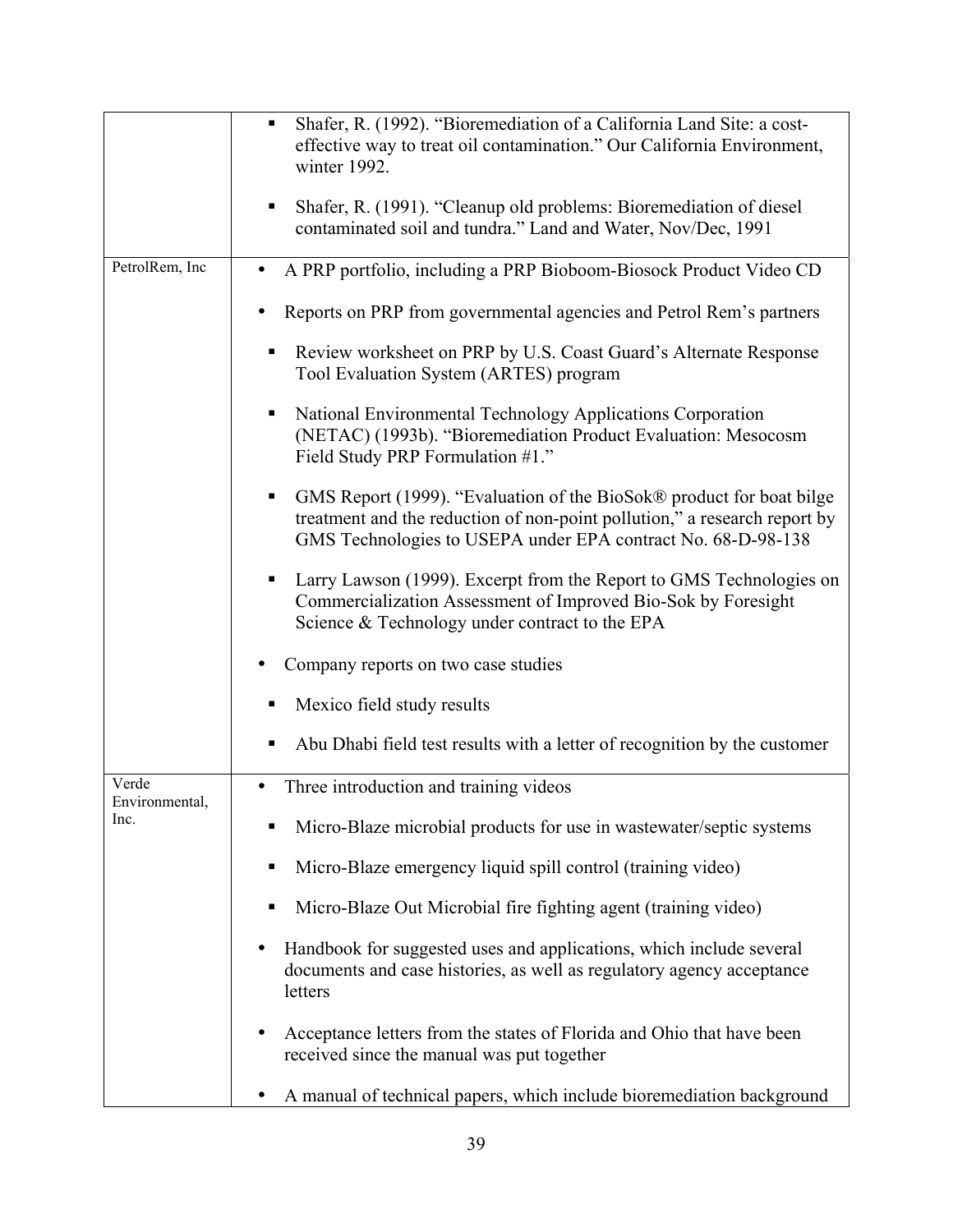| | |
|---|---|
| | ▪ Shafer, R. (1992). "Bioremediation of a California Land Site: a cost-effective way to treat oil contamination." Our California Environment, winter 1992.<br><br>▪ Shafer, R. (1991). "Cleanup old problems: Bioremediation of diesel contaminated soil and tundra." Land and Water, Nov/Dec, 1991 |
| PetrolRem, Inc | • A PRP portfolio, including a PRP Bioboom-Biosock Product Video CD<br><br>• Reports on PRP from governmental agencies and Petrol Rem's partners<br><br>▪ Review worksheet on PRP by U.S. Coast Guard's Alternate Response Tool Evaluation System (ARTES) program<br><br>▪ National Environmental Technology Applications Corporation (NETAC) (1993b). "Bioremediation Product Evaluation: Mesocosm Field Study PRP Formulation #1."<br><br>▪ GMS Report (1999). "Evaluation of the BioSok® product for boat bilge treatment and the reduction of non-point pollution," a research report by GMS Technologies to USEPA under EPA contract No. 68-D-98-138<br><br>▪ Larry Lawson (1999). Excerpt from the Report to GMS Technologies on Commercialization Assessment of Improved Bio-Sok by Foresight Science & Technology under contract to the EPA<br><br>• Company reports on two case studies<br><br>▪ Mexico field study results<br><br>▪ Abu Dhabi field test results with a letter of recognition by the customer |
| Verde Environmental, Inc. | • Three introduction and training videos<br><br>▪ Micro-Blaze microbial products for use in wastewater/septic systems<br><br>▪ Micro-Blaze emergency liquid spill control (training video)<br><br>▪ Micro-Blaze Out Microbial fire fighting agent (training video)<br><br>• Handbook for suggested uses and applications, which include several documents and case histories, as well as regulatory agency acceptance letters<br><br>• Acceptance letters from the states of Florida and Ohio that have been received since the manual was put together<br><br>• A manual of technical papers, which include bioremediation background |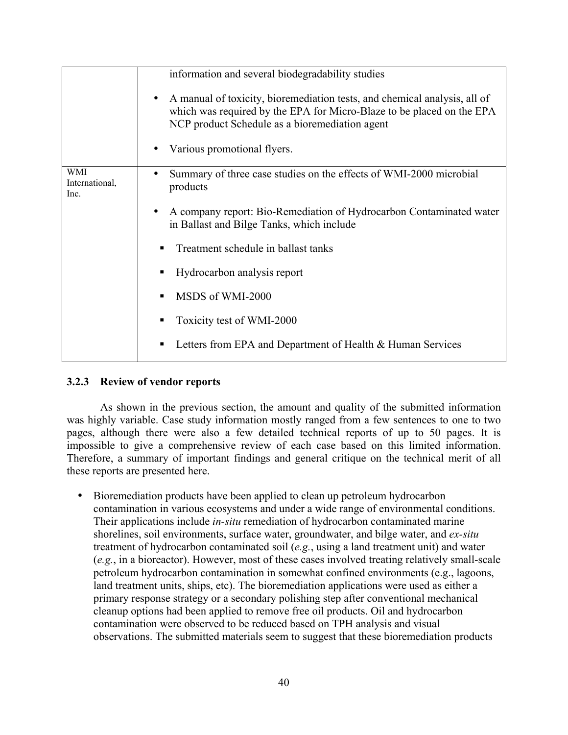| | |
|---|---|
| | information and several biodegradability studies<br><br>• A manual of toxicity, bioremediation tests, and chemical analysis, all of which was required by the EPA for Micro-Blaze to be placed on the EPA NCP product Schedule as a bioremediation agent<br><br>• Various promotional flyers. |
| WMI International, Inc. | • Summary of three case studies on the effects of WMI-2000 microbial products<br><br>• A company report: Bio-Remediation of Hydrocarbon Contaminated water in Ballast and Bilge Tanks, which include<br><br>▪ Treatment schedule in ballast tanks<br><br>▪ Hydrocarbon analysis report<br><br>▪ MSDS of WMI-2000<br><br>▪ Toxicity test of WMI-2000<br><br>▪ Letters from EPA and Department of Health & Human Services |

### 3.2.3 Review of vendor reports

As shown in the previous section, the amount and quality of the submitted information was highly variable. Case study information mostly ranged from a few sentences to one to two pages, although there were also a few detailed technical reports of up to 50 pages. It is impossible to give a comprehensive review of each case based on this limited information. Therefore, a summary of important findings and general critique on the technical merit of all these reports are presented here.

- Bioremediation products have been applied to clean up petroleum hydrocarbon contamination in various ecosystems and under a wide range of environmental conditions. Their applications include *in-situ* remediation of hydrocarbon contaminated marine shorelines, soil environments, surface water, groundwater, and bilge water, and *ex-situ* treatment of hydrocarbon contaminated soil (*e.g.*, using a land treatment unit) and water (*e.g.*, in a bioreactor). However, most of these cases involved treating relatively small-scale petroleum hydrocarbon contamination in somewhat confined environments (e.g., lagoons, land treatment units, ships, etc). The bioremediation applications were used as either a primary response strategy or a secondary polishing step after conventional mechanical cleanup options had been applied to remove free oil products. Oil and hydrocarbon contamination were observed to be reduced based on TPH analysis and visual observations. The submitted materials seem to suggest that these bioremediation products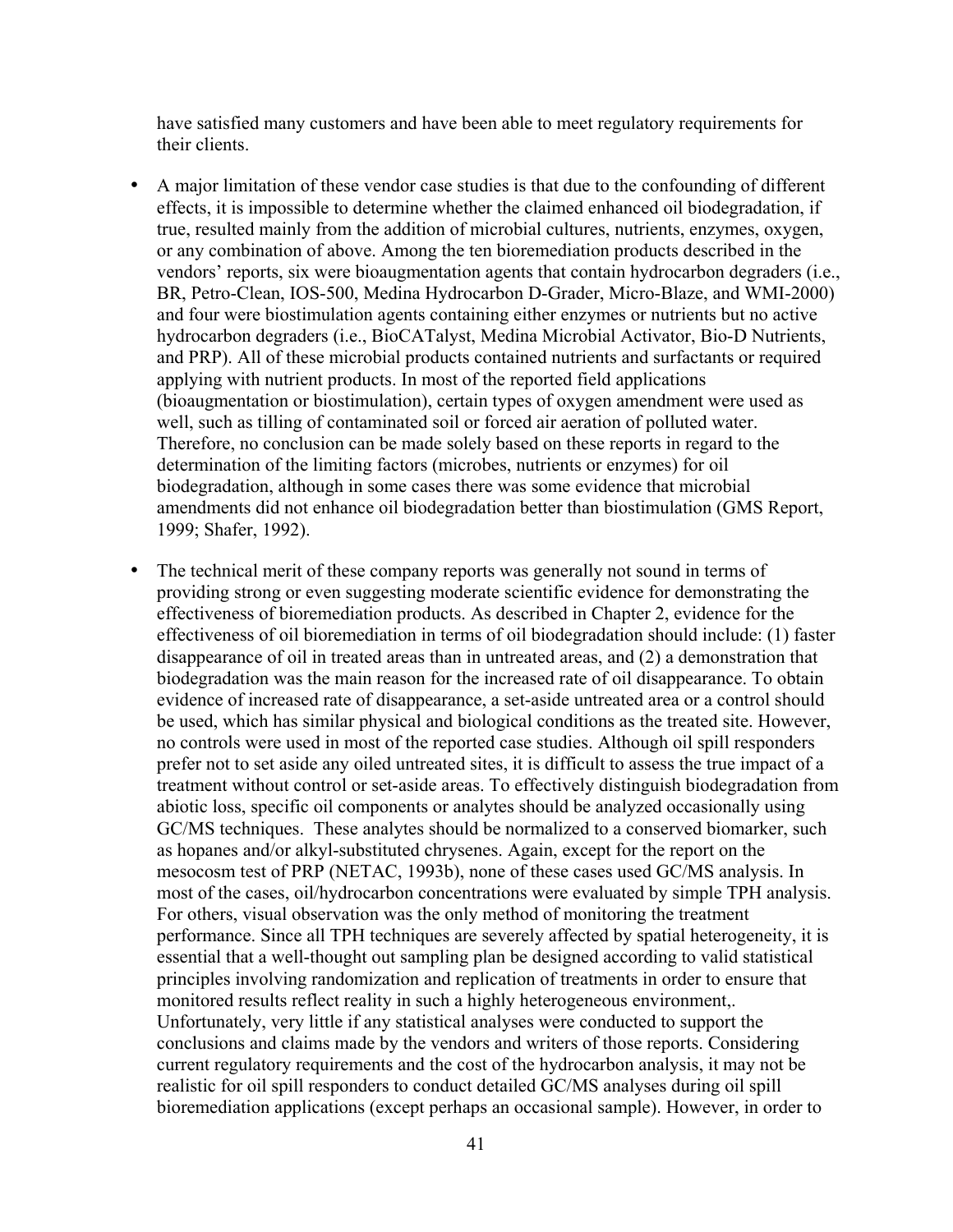have satisfied many customers and have been able to meet regulatory requirements for their clients.

- A major limitation of these vendor case studies is that due to the confounding of different effects, it is impossible to determine whether the claimed enhanced oil biodegradation, if true, resulted mainly from the addition of microbial cultures, nutrients, enzymes, oxygen, or any combination of above. Among the ten bioremediation products described in the vendors' reports, six were bioaugmentation agents that contain hydrocarbon degraders (i.e., BR, Petro-Clean, IOS-500, Medina Hydrocarbon D-Grader, Micro-Blaze, and WMI-2000) and four were biostimulation agents containing either enzymes or nutrients but no active hydrocarbon degraders (i.e., BioCATalyst, Medina Microbial Activator, Bio-D Nutrients, and PRP). All of these microbial products contained nutrients and surfactants or required applying with nutrient products. In most of the reported field applications (bioaugmentation or biostimulation), certain types of oxygen amendment were used as well, such as tilling of contaminated soil or forced air aeration of polluted water. Therefore, no conclusion can be made solely based on these reports in regard to the determination of the limiting factors (microbes, nutrients or enzymes) for oil biodegradation, although in some cases there was some evidence that microbial amendments did not enhance oil biodegradation better than biostimulation (GMS Report, 1999; Shafer, 1992).

- The technical merit of these company reports was generally not sound in terms of providing strong or even suggesting moderate scientific evidence for demonstrating the effectiveness of bioremediation products. As described in Chapter 2, evidence for the effectiveness of oil bioremediation in terms of oil biodegradation should include: (1) faster disappearance of oil in treated areas than in untreated areas, and (2) a demonstration that biodegradation was the main reason for the increased rate of oil disappearance. To obtain evidence of increased rate of disappearance, a set-aside untreated area or a control should be used, which has similar physical and biological conditions as the treated site. However, no controls were used in most of the reported case studies. Although oil spill responders prefer not to set aside any oiled untreated sites, it is difficult to assess the true impact of a treatment without control or set-aside areas. To effectively distinguish biodegradation from abiotic loss, specific oil components or analytes should be analyzed occasionally using GC/MS techniques. These analytes should be normalized to a conserved biomarker, such as hopanes and/or alkyl-substituted chrysenes. Again, except for the report on the mesocosm test of PRP (NETAC, 1993b), none of these cases used GC/MS analysis. In most of the cases, oil/hydrocarbon concentrations were evaluated by simple TPH analysis. For others, visual observation was the only method of monitoring the treatment performance. Since all TPH techniques are severely affected by spatial heterogeneity, it is essential that a well-thought out sampling plan be designed according to valid statistical principles involving randomization and replication of treatments in order to ensure that monitored results reflect reality in such a highly heterogeneous environment,. Unfortunately, very little if any statistical analyses were conducted to support the conclusions and claims made by the vendors and writers of those reports. Considering current regulatory requirements and the cost of the hydrocarbon analysis, it may not be realistic for oil spill responders to conduct detailed GC/MS analyses during oil spill bioremediation applications (except perhaps an occasional sample). However, in order to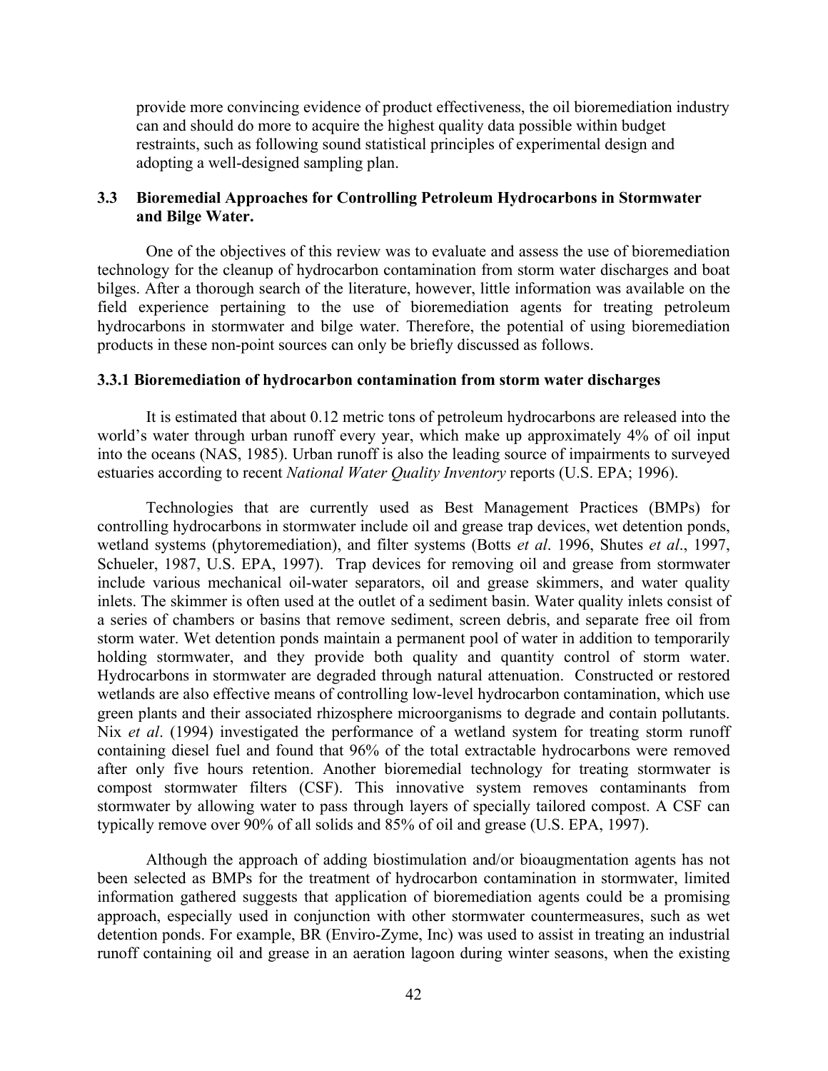provide more convincing evidence of product effectiveness, the oil bioremediation industry can and should do more to acquire the highest quality data possible within budget restraints, such as following sound statistical principles of experimental design and adopting a well-designed sampling plan.

### 3.3 Bioremedial Approaches for Controlling Petroleum Hydrocarbons in Stormwater and Bilge Water.

One of the objectives of this review was to evaluate and assess the use of bioremediation technology for the cleanup of hydrocarbon contamination from storm water discharges and boat bilges. After a thorough search of the literature, however, little information was available on the field experience pertaining to the use of bioremediation agents for treating petroleum hydrocarbons in stormwater and bilge water. Therefore, the potential of using bioremediation products in these non-point sources can only be briefly discussed as follows.

#### 3.3.1 Bioremediation of hydrocarbon contamination from storm water discharges

It is estimated that about 0.12 metric tons of petroleum hydrocarbons are released into the world's water through urban runoff every year, which make up approximately 4% of oil input into the oceans (NAS, 1985). Urban runoff is also the leading source of impairments to surveyed estuaries according to recent *National Water Quality Inventory* reports (U.S. EPA; 1996).

Technologies that are currently used as Best Management Practices (BMPs) for controlling hydrocarbons in stormwater include oil and grease trap devices, wet detention ponds, wetland systems (phytoremediation), and filter systems (Botts *et al*. 1996, Shutes *et al*., 1997, Schueler, 1987, U.S. EPA, 1997). Trap devices for removing oil and grease from stormwater include various mechanical oil-water separators, oil and grease skimmers, and water quality inlets. The skimmer is often used at the outlet of a sediment basin. Water quality inlets consist of a series of chambers or basins that remove sediment, screen debris, and separate free oil from storm water. Wet detention ponds maintain a permanent pool of water in addition to temporarily holding stormwater, and they provide both quality and quantity control of storm water. Hydrocarbons in stormwater are degraded through natural attenuation. Constructed or restored wetlands are also effective means of controlling low-level hydrocarbon contamination, which use green plants and their associated rhizosphere microorganisms to degrade and contain pollutants. Nix *et al*. (1994) investigated the performance of a wetland system for treating storm runoff containing diesel fuel and found that 96% of the total extractable hydrocarbons were removed after only five hours retention. Another bioremedial technology for treating stormwater is compost stormwater filters (CSF). This innovative system removes contaminants from stormwater by allowing water to pass through layers of specially tailored compost. A CSF can typically remove over 90% of all solids and 85% of oil and grease (U.S. EPA, 1997).

Although the approach of adding biostimulation and/or bioaugmentation agents has not been selected as BMPs for the treatment of hydrocarbon contamination in stormwater, limited information gathered suggests that application of bioremediation agents could be a promising approach, especially used in conjunction with other stormwater countermeasures, such as wet detention ponds. For example, BR (Enviro-Zyme, Inc) was used to assist in treating an industrial runoff containing oil and grease in an aeration lagoon during winter seasons, when the existing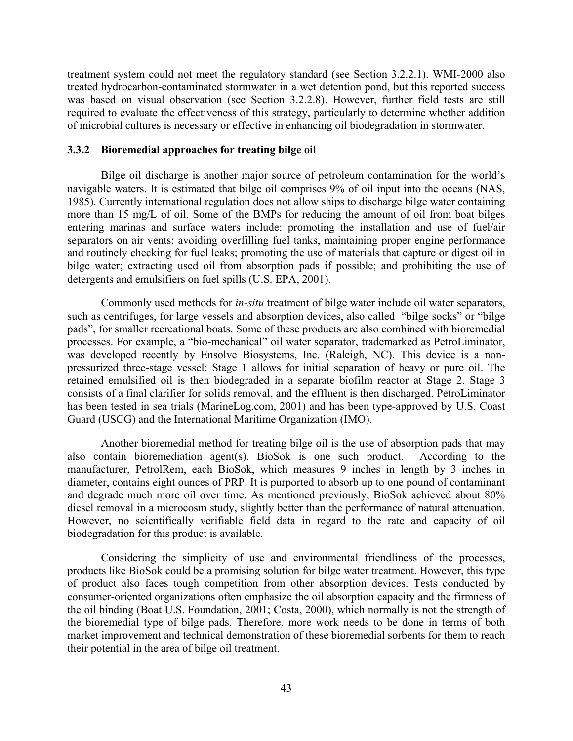treatment system could not meet the regulatory standard (see Section 3.2.2.1). WMI-2000 also treated hydrocarbon-contaminated stormwater in a wet detention pond, but this reported success was based on visual observation (see Section 3.2.2.8). However, further field tests are still required to evaluate the effectiveness of this strategy, particularly to determine whether addition of microbial cultures is necessary or effective in enhancing oil biodegradation in stormwater.

### 3.3.2 Bioremedial approaches for treating bilge oil

Bilge oil discharge is another major source of petroleum contamination for the world's navigable waters. It is estimated that bilge oil comprises 9% of oil input into the oceans (NAS, 1985). Currently international regulation does not allow ships to discharge bilge water containing more than 15 mg/L of oil. Some of the BMPs for reducing the amount of oil from boat bilges entering marinas and surface waters include: promoting the installation and use of fuel/air separators on air vents; avoiding overfilling fuel tanks, maintaining proper engine performance and routinely checking for fuel leaks; promoting the use of materials that capture or digest oil in bilge water; extracting used oil from absorption pads if possible; and prohibiting the use of detergents and emulsifiers on fuel spills (U.S. EPA, 2001).

Commonly used methods for *in-situ* treatment of bilge water include oil water separators, such as centrifuges, for large vessels and absorption devices, also called "bilge socks" or "bilge pads", for smaller recreational boats. Some of these products are also combined with bioremedial processes. For example, a "bio-mechanical" oil water separator, trademarked as PetroLiminator, was developed recently by Ensolve Biosystems, Inc. (Raleigh, NC). This device is a non-pressurized three-stage vessel: Stage 1 allows for initial separation of heavy or pure oil. The retained emulsified oil is then biodegraded in a separate biofilm reactor at Stage 2. Stage 3 consists of a final clarifier for solids removal, and the effluent is then discharged. PetroLiminator has been tested in sea trials (MarineLog.com, 2001) and has been type-approved by U.S. Coast Guard (USCG) and the International Maritime Organization (IMO).

Another bioremedial method for treating bilge oil is the use of absorption pads that may also contain bioremediation agent(s). BioSok is one such product. According to the manufacturer, PetrolRem, each BioSok, which measures 9 inches in length by 3 inches in diameter, contains eight ounces of PRP. It is purported to absorb up to one pound of contaminant and degrade much more oil over time. As mentioned previously, BioSok achieved about 80% diesel removal in a microcosm study, slightly better than the performance of natural attenuation. However, no scientifically verifiable field data in regard to the rate and capacity of oil biodegradation for this product is available.

Considering the simplicity of use and environmental friendliness of the processes, products like BioSok could be a promising solution for bilge water treatment. However, this type of product also faces tough competition from other absorption devices. Tests conducted by consumer-oriented organizations often emphasize the oil absorption capacity and the firmness of the oil binding (Boat U.S. Foundation, 2001; Costa, 2000), which normally is not the strength of the bioremedial type of bilge pads. Therefore, more work needs to be done in terms of both market improvement and technical demonstration of these bioremedial sorbents for them to reach their potential in the area of bilge oil treatment.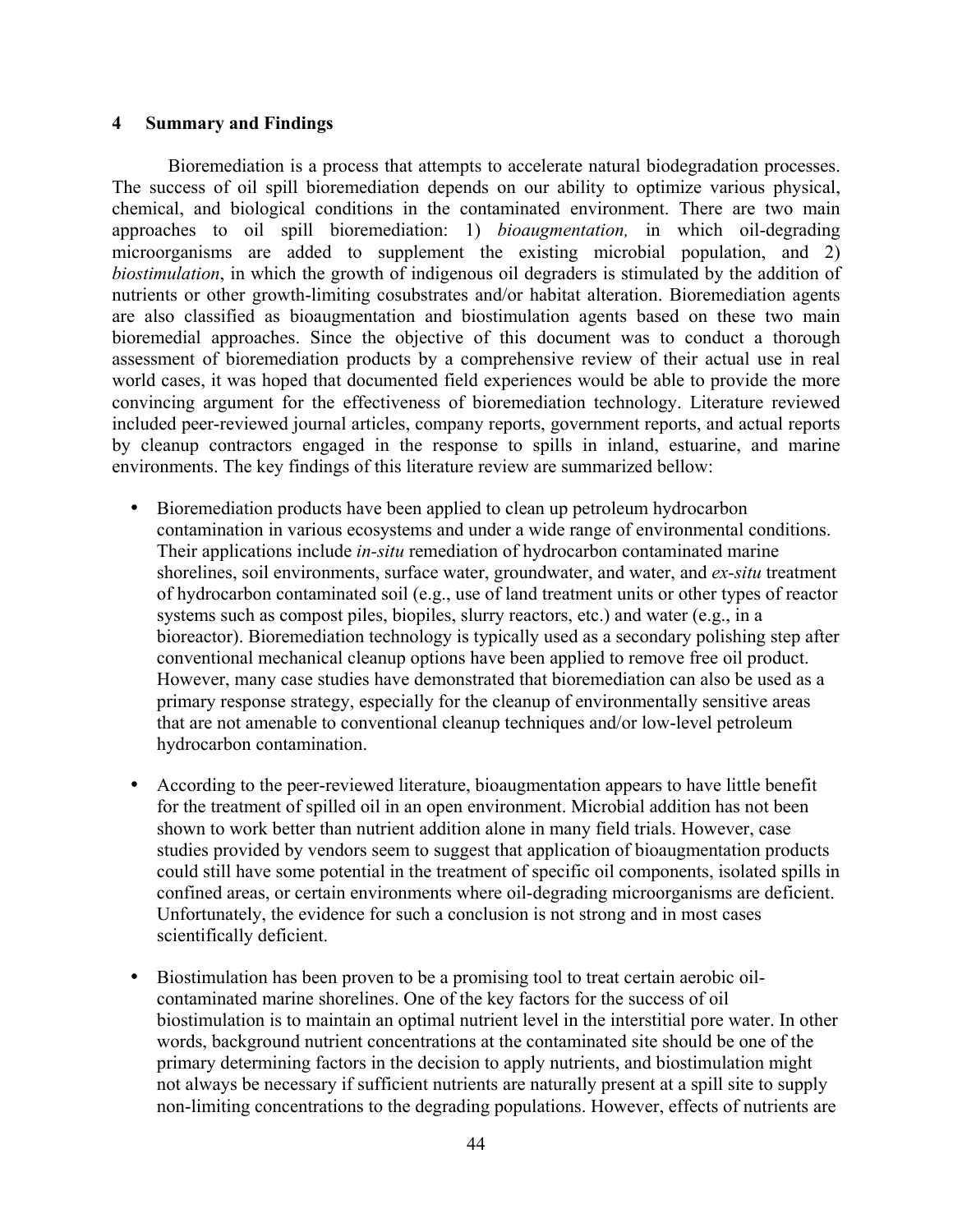## 4 Summary and Findings

Bioremediation is a process that attempts to accelerate natural biodegradation processes. The success of oil spill bioremediation depends on our ability to optimize various physical, chemical, and biological conditions in the contaminated environment. There are two main approaches to oil spill bioremediation: 1) *bioaugmentation,* in which oil-degrading microorganisms are added to supplement the existing microbial population, and 2) *biostimulation*, in which the growth of indigenous oil degraders is stimulated by the addition of nutrients or other growth-limiting cosubstrates and/or habitat alteration. Bioremediation agents are also classified as bioaugmentation and biostimulation agents based on these two main bioremedial approaches. Since the objective of this document was to conduct a thorough assessment of bioremediation products by a comprehensive review of their actual use in real world cases, it was hoped that documented field experiences would be able to provide the more convincing argument for the effectiveness of bioremediation technology. Literature reviewed included peer-reviewed journal articles, company reports, government reports, and actual reports by cleanup contractors engaged in the response to spills in inland, estuarine, and marine environments. The key findings of this literature review are summarized bellow:

- Bioremediation products have been applied to clean up petroleum hydrocarbon contamination in various ecosystems and under a wide range of environmental conditions. Their applications include *in-situ* remediation of hydrocarbon contaminated marine shorelines, soil environments, surface water, groundwater, and water, and *ex-situ* treatment of hydrocarbon contaminated soil (e.g., use of land treatment units or other types of reactor systems such as compost piles, biopiles, slurry reactors, etc.) and water (e.g., in a bioreactor). Bioremediation technology is typically used as a secondary polishing step after conventional mechanical cleanup options have been applied to remove free oil product. However, many case studies have demonstrated that bioremediation can also be used as a primary response strategy, especially for the cleanup of environmentally sensitive areas that are not amenable to conventional cleanup techniques and/or low-level petroleum hydrocarbon contamination.

- According to the peer-reviewed literature, bioaugmentation appears to have little benefit for the treatment of spilled oil in an open environment. Microbial addition has not been shown to work better than nutrient addition alone in many field trials. However, case studies provided by vendors seem to suggest that application of bioaugmentation products could still have some potential in the treatment of specific oil components, isolated spills in confined areas, or certain environments where oil-degrading microorganisms are deficient. Unfortunately, the evidence for such a conclusion is not strong and in most cases scientifically deficient.

- Biostimulation has been proven to be a promising tool to treat certain aerobic oil-contaminated marine shorelines. One of the key factors for the success of oil biostimulation is to maintain an optimal nutrient level in the interstitial pore water. In other words, background nutrient concentrations at the contaminated site should be one of the primary determining factors in the decision to apply nutrients, and biostimulation might not always be necessary if sufficient nutrients are naturally present at a spill site to supply non-limiting concentrations to the degrading populations. However, effects of nutrients are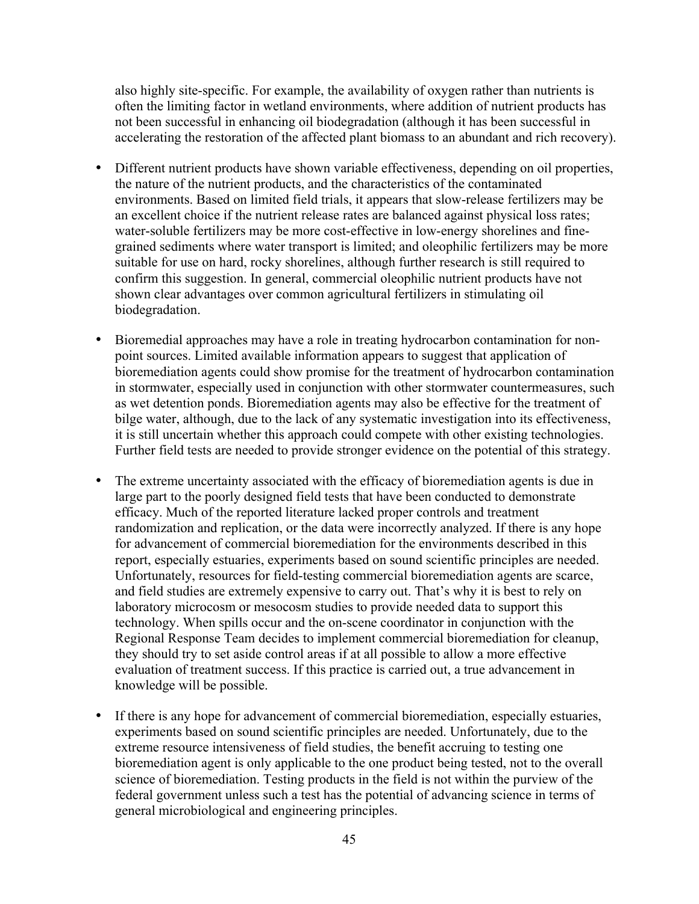also highly site-specific. For example, the availability of oxygen rather than nutrients is often the limiting factor in wetland environments, where addition of nutrient products has not been successful in enhancing oil biodegradation (although it has been successful in accelerating the restoration of the affected plant biomass to an abundant and rich recovery).

- Different nutrient products have shown variable effectiveness, depending on oil properties, the nature of the nutrient products, and the characteristics of the contaminated environments. Based on limited field trials, it appears that slow-release fertilizers may be an excellent choice if the nutrient release rates are balanced against physical loss rates; water-soluble fertilizers may be more cost-effective in low-energy shorelines and fine-grained sediments where water transport is limited; and oleophilic fertilizers may be more suitable for use on hard, rocky shorelines, although further research is still required to confirm this suggestion. In general, commercial oleophilic nutrient products have not shown clear advantages over common agricultural fertilizers in stimulating oil biodegradation.

- Bioremedial approaches may have a role in treating hydrocarbon contamination for non-point sources. Limited available information appears to suggest that application of bioremediation agents could show promise for the treatment of hydrocarbon contamination in stormwater, especially used in conjunction with other stormwater countermeasures, such as wet detention ponds. Bioremediation agents may also be effective for the treatment of bilge water, although, due to the lack of any systematic investigation into its effectiveness, it is still uncertain whether this approach could compete with other existing technologies. Further field tests are needed to provide stronger evidence on the potential of this strategy.

- The extreme uncertainty associated with the efficacy of bioremediation agents is due in large part to the poorly designed field tests that have been conducted to demonstrate efficacy. Much of the reported literature lacked proper controls and treatment randomization and replication, or the data were incorrectly analyzed. If there is any hope for advancement of commercial bioremediation for the environments described in this report, especially estuaries, experiments based on sound scientific principles are needed. Unfortunately, resources for field-testing commercial bioremediation agents are scarce, and field studies are extremely expensive to carry out. That's why it is best to rely on laboratory microcosm or mesocosm studies to provide needed data to support this technology. When spills occur and the on-scene coordinator in conjunction with the Regional Response Team decides to implement commercial bioremediation for cleanup, they should try to set aside control areas if at all possible to allow a more effective evaluation of treatment success. If this practice is carried out, a true advancement in knowledge will be possible.

- If there is any hope for advancement of commercial bioremediation, especially estuaries, experiments based on sound scientific principles are needed. Unfortunately, due to the extreme resource intensiveness of field studies, the benefit accruing to testing one bioremediation agent is only applicable to the one product being tested, not to the overall science of bioremediation. Testing products in the field is not within the purview of the federal government unless such a test has the potential of advancing science in terms of general microbiological and engineering principles.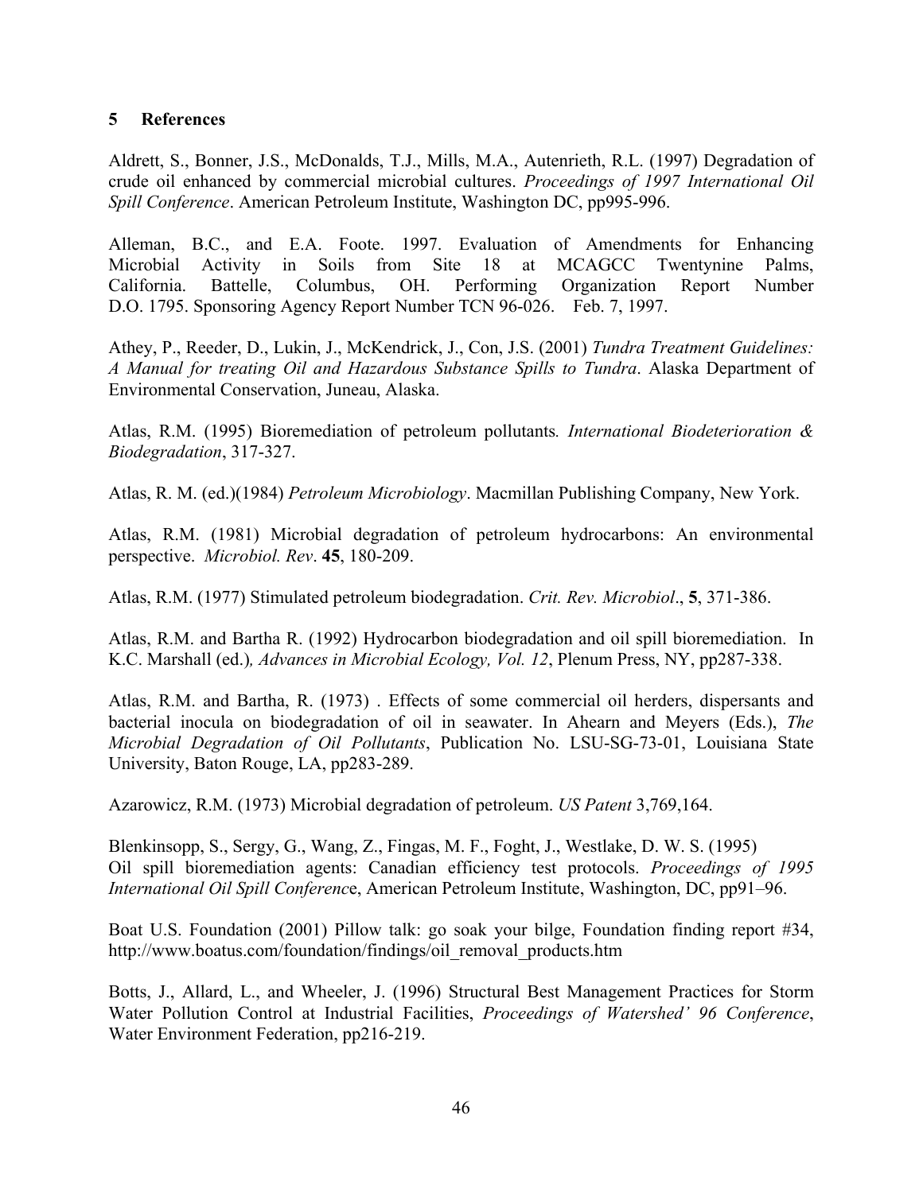## 5 References

Aldrett, S., Bonner, J.S., McDonalds, T.J., Mills, M.A., Autenrieth, R.L. (1997) Degradation of crude oil enhanced by commercial microbial cultures. *Proceedings of 1997 International Oil Spill Conference*. American Petroleum Institute, Washington DC, pp995-996.

Alleman, B.C., and E.A. Foote. 1997. Evaluation of Amendments for Enhancing Microbial Activity in Soils from Site 18 at MCAGCC Twentynine Palms, California. Battelle, Columbus, OH. Performing Organization Report Number D.O. 1795. Sponsoring Agency Report Number TCN 96-026. Feb. 7, 1997.

Athey, P., Reeder, D., Lukin, J., McKendrick, J., Con, J.S. (2001) *Tundra Treatment Guidelines: A Manual for treating Oil and Hazardous Substance Spills to Tundra*. Alaska Department of Environmental Conservation, Juneau, Alaska.

Atlas, R.M. (1995) Bioremediation of petroleum pollutants*. International Biodeterioration & Biodegradation*, 317-327.

Atlas, R. M. (ed.)(1984) *Petroleum Microbiology*. Macmillan Publishing Company, New York.

Atlas, R.M. (1981) Microbial degradation of petroleum hydrocarbons: An environmental perspective. *Microbiol. Rev*. **45**, 180-209.

Atlas, R.M. (1977) Stimulated petroleum biodegradation. *Crit. Rev. Microbiol*., **5**, 371-386.

Atlas, R.M. and Bartha R. (1992) Hydrocarbon biodegradation and oil spill bioremediation. In K.C. Marshall (ed.)*, Advances in Microbial Ecology, Vol. 12*, Plenum Press, NY, pp287-338.

Atlas, R.M. and Bartha, R. (1973) . Effects of some commercial oil herders, dispersants and bacterial inocula on biodegradation of oil in seawater. In Ahearn and Meyers (Eds.), *The Microbial Degradation of Oil Pollutants*, Publication No. LSU-SG-73-01, Louisiana State University, Baton Rouge, LA, pp283-289.

Azarowicz, R.M. (1973) Microbial degradation of petroleum. *US Patent* 3,769,164.

Blenkinsopp, S., Sergy, G., Wang, Z., Fingas, M. F., Foght, J., Westlake, D. W. S. (1995) Oil spill bioremediation agents: Canadian efficiency test protocols. *Proceedings of 1995 International Oil Spill Conferenc*e, American Petroleum Institute, Washington, DC, pp91–96.

Boat U.S. Foundation (2001) Pillow talk: go soak your bilge, Foundation finding report #34, http://www.boatus.com/foundation/findings/oil_removal_products.htm

Botts, J., Allard, L., and Wheeler, J. (1996) Structural Best Management Practices for Storm Water Pollution Control at Industrial Facilities, *Proceedings of Watershed' 96 Conference*, Water Environment Federation, pp216-219.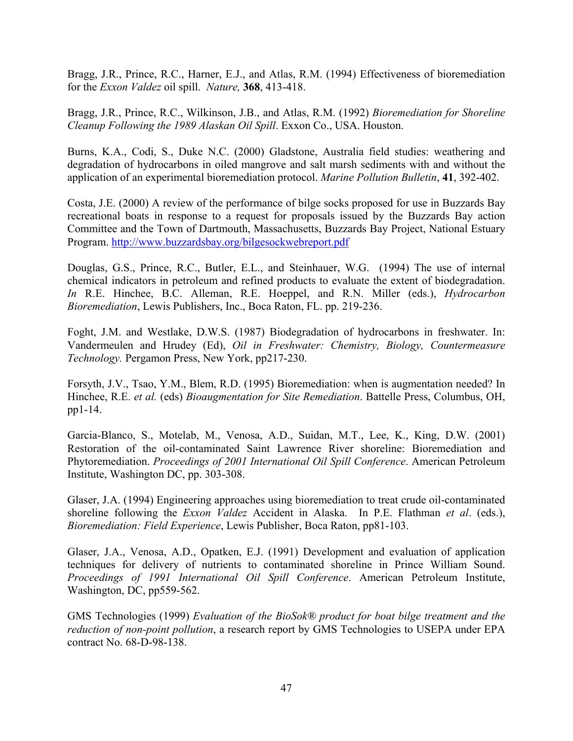Bragg, J.R., Prince, R.C., Harner, E.J., and Atlas, R.M. (1994) Effectiveness of bioremediation for the *Exxon Valdez* oil spill. *Nature,* **368**, 413-418.

Bragg, J.R., Prince, R.C., Wilkinson, J.B., and Atlas, R.M. (1992) *Bioremediation for Shoreline Cleanup Following the 1989 Alaskan Oil Spill*. Exxon Co., USA. Houston.

Burns, K.A., Codi, S., Duke N.C. (2000) Gladstone, Australia field studies: weathering and degradation of hydrocarbons in oiled mangrove and salt marsh sediments with and without the application of an experimental bioremediation protocol. *Marine Pollution Bulletin*, **41**, 392-402.

Costa, J.E. (2000) A review of the performance of bilge socks proposed for use in Buzzards Bay recreational boats in response to a request for proposals issued by the Buzzards Bay action Committee and the Town of Dartmouth, Massachusetts, Buzzards Bay Project, National Estuary Program. http://www.buzzardsbay.org/bilgesockwebreport.pdf

Douglas, G.S., Prince, R.C., Butler, E.L., and Steinhauer, W.G. (1994) The use of internal chemical indicators in petroleum and refined products to evaluate the extent of biodegradation. *In* R.E. Hinchee, B.C. Alleman, R.E. Hoeppel, and R.N. Miller (eds.), *Hydrocarbon Bioremediation*, Lewis Publishers, Inc., Boca Raton, FL. pp. 219-236.

Foght, J.M. and Westlake, D.W.S. (1987) Biodegradation of hydrocarbons in freshwater. In: Vandermeulen and Hrudey (Ed), *Oil in Freshwater: Chemistry, Biology, Countermeasure Technology.* Pergamon Press, New York, pp217-230.

Forsyth, J.V., Tsao, Y.M., Blem, R.D. (1995) Bioremediation: when is augmentation needed? In Hinchee, R.E. *et al.* (eds) *Bioaugmentation for Site Remediation*. Battelle Press, Columbus, OH, pp1-14.

Garcia-Blanco, S., Motelab, M., Venosa, A.D., Suidan, M.T., Lee, K., King, D.W. (2001) Restoration of the oil-contaminated Saint Lawrence River shoreline: Bioremediation and Phytoremediation. *Proceedings of 2001 International Oil Spill Conference*. American Petroleum Institute, Washington DC, pp. 303-308.

Glaser, J.A. (1994) Engineering approaches using bioremediation to treat crude oil-contaminated shoreline following the *Exxon Valdez* Accident in Alaska. In P.E. Flathman *et al*. (eds.), *Bioremediation: Field Experience*, Lewis Publisher, Boca Raton, pp81-103.

Glaser, J.A., Venosa, A.D., Opatken, E.J. (1991) Development and evaluation of application techniques for delivery of nutrients to contaminated shoreline in Prince William Sound. *Proceedings of 1991 International Oil Spill Conference*. American Petroleum Institute, Washington, DC, pp559-562.

GMS Technologies (1999) *Evaluation of the BioSok® product for boat bilge treatment and the reduction of non-point pollution*, a research report by GMS Technologies to USEPA under EPA contract No. 68-D-98-138.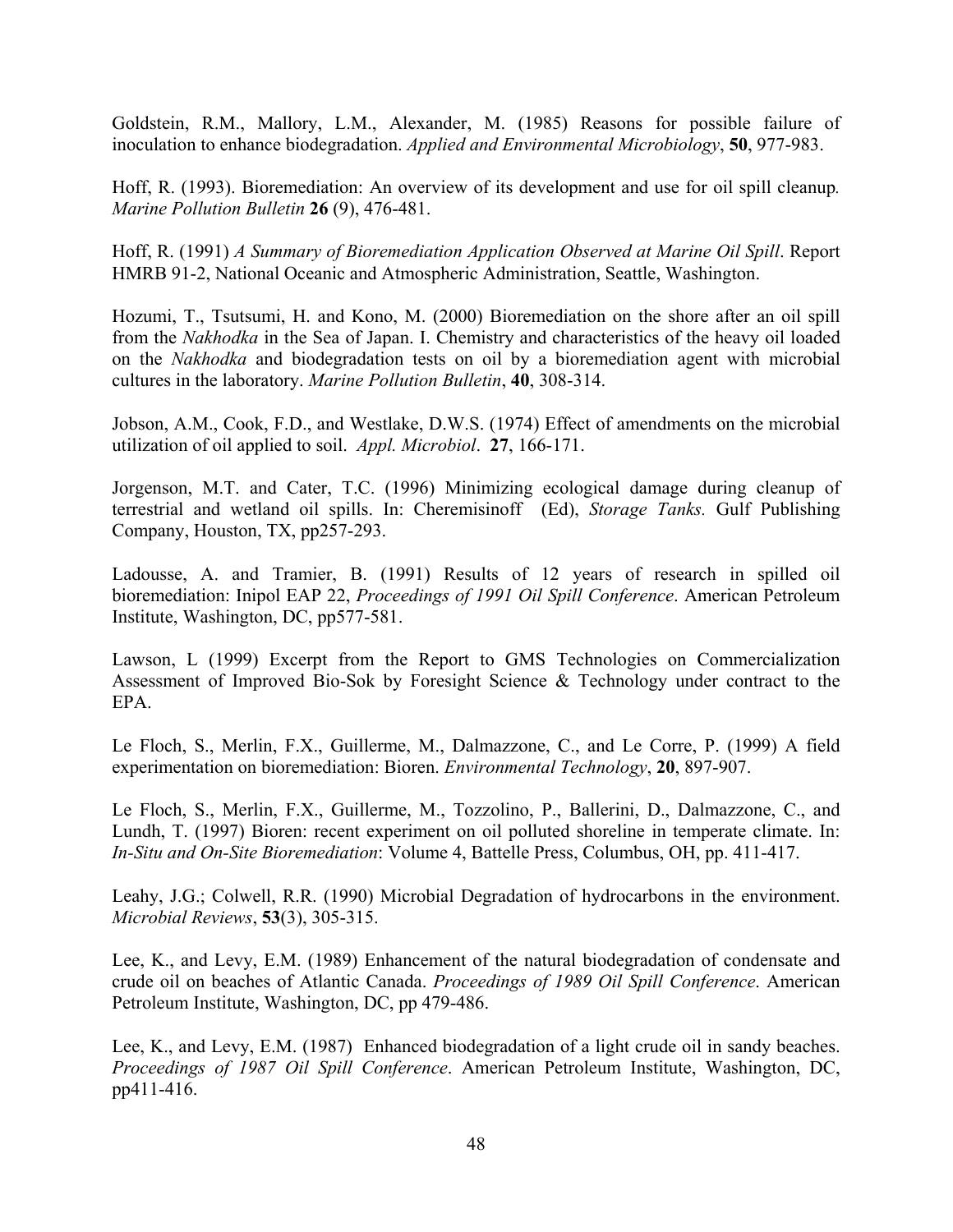Goldstein, R.M., Mallory, L.M., Alexander, M. (1985) Reasons for possible failure of inoculation to enhance biodegradation. *Applied and Environmental Microbiology*, **50**, 977-983.

Hoff, R. (1993). Bioremediation: An overview of its development and use for oil spill cleanup*. Marine Pollution Bulletin* **26** (9), 476-481.

Hoff, R. (1991) *A Summary of Bioremediation Application Observed at Marine Oil Spill*. Report HMRB 91-2, National Oceanic and Atmospheric Administration, Seattle, Washington.

Hozumi, T., Tsutsumi, H. and Kono, M. (2000) Bioremediation on the shore after an oil spill from the *Nakhodka* in the Sea of Japan. I. Chemistry and characteristics of the heavy oil loaded on the *Nakhodka* and biodegradation tests on oil by a bioremediation agent with microbial cultures in the laboratory. *Marine Pollution Bulletin*, **40**, 308-314.

Jobson, A.M., Cook, F.D., and Westlake, D.W.S. (1974) Effect of amendments on the microbial utilization of oil applied to soil. *Appl. Microbiol*. **27**, 166-171.

Jorgenson, M.T. and Cater, T.C. (1996) Minimizing ecological damage during cleanup of terrestrial and wetland oil spills. In: Cheremisinoff (Ed), *Storage Tanks.* Gulf Publishing Company, Houston, TX, pp257-293.

Ladousse, A. and Tramier, B. (1991) Results of 12 years of research in spilled oil bioremediation: Inipol EAP 22, *Proceedings of 1991 Oil Spill Conference*. American Petroleum Institute, Washington, DC, pp577-581.

Lawson, L (1999) Excerpt from the Report to GMS Technologies on Commercialization Assessment of Improved Bio-Sok by Foresight Science & Technology under contract to the EPA.

Le Floch, S., Merlin, F.X., Guillerme, M., Dalmazzone, C., and Le Corre, P. (1999) A field experimentation on bioremediation: Bioren. *Environmental Technology*, **20**, 897-907.

Le Floch, S., Merlin, F.X., Guillerme, M., Tozzolino, P., Ballerini, D., Dalmazzone, C., and Lundh, T. (1997) Bioren: recent experiment on oil polluted shoreline in temperate climate. In: *In-Situ and On-Site Bioremediation*: Volume 4, Battelle Press, Columbus, OH, pp. 411-417.

Leahy, J.G.; Colwell, R.R. (1990) Microbial Degradation of hydrocarbons in the environment. *Microbial Reviews*, **53**(3), 305-315.

Lee, K., and Levy, E.M. (1989) Enhancement of the natural biodegradation of condensate and crude oil on beaches of Atlantic Canada. *Proceedings of 1989 Oil Spill Conference*. American Petroleum Institute, Washington, DC, pp 479-486.

Lee, K., and Levy, E.M. (1987) Enhanced biodegradation of a light crude oil in sandy beaches. *Proceedings of 1987 Oil Spill Conference*. American Petroleum Institute, Washington, DC, pp411-416.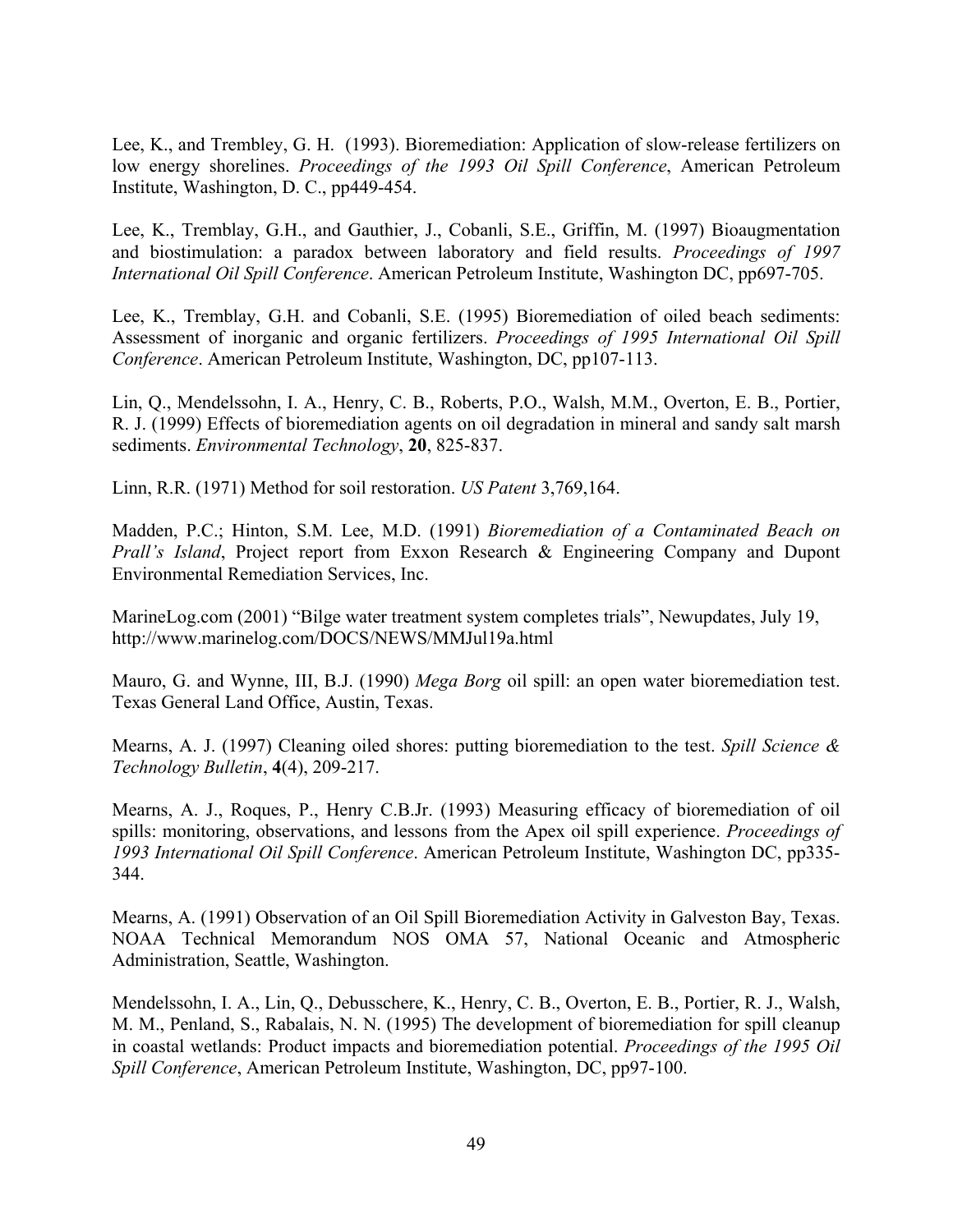Lee, K., and Trembley, G. H. (1993). Bioremediation: Application of slow-release fertilizers on low energy shorelines. *Proceedings of the 1993 Oil Spill Conference*, American Petroleum Institute, Washington, D. C., pp449-454.

Lee, K., Tremblay, G.H., and Gauthier, J., Cobanli, S.E., Griffin, M. (1997) Bioaugmentation and biostimulation: a paradox between laboratory and field results. *Proceedings of 1997 International Oil Spill Conference*. American Petroleum Institute, Washington DC, pp697-705.

Lee, K., Tremblay, G.H. and Cobanli, S.E. (1995) Bioremediation of oiled beach sediments: Assessment of inorganic and organic fertilizers. *Proceedings of 1995 International Oil Spill Conference*. American Petroleum Institute, Washington, DC, pp107-113.

Lin, Q., Mendelssohn, I. A., Henry, C. B., Roberts, P.O., Walsh, M.M., Overton, E. B., Portier, R. J. (1999) Effects of bioremediation agents on oil degradation in mineral and sandy salt marsh sediments. *Environmental Technology*, **20**, 825-837.

Linn, R.R. (1971) Method for soil restoration. *US Patent* 3,769,164.

Madden, P.C.; Hinton, S.M. Lee, M.D. (1991) *Bioremediation of a Contaminated Beach on Prall's Island*, Project report from Exxon Research & Engineering Company and Dupont Environmental Remediation Services, Inc.

MarineLog.com (2001) "Bilge water treatment system completes trials", Newupdates, July 19, http://www.marinelog.com/DOCS/NEWS/MMJul19a.html

Mauro, G. and Wynne, III, B.J. (1990) *Mega Borg* oil spill: an open water bioremediation test. Texas General Land Office, Austin, Texas.

Mearns, A. J. (1997) Cleaning oiled shores: putting bioremediation to the test. *Spill Science & Technology Bulletin*, **4**(4), 209-217.

Mearns, A. J., Roques, P., Henry C.B.Jr. (1993) Measuring efficacy of bioremediation of oil spills: monitoring, observations, and lessons from the Apex oil spill experience. *Proceedings of 1993 International Oil Spill Conference*. American Petroleum Institute, Washington DC, pp335-344.

Mearns, A. (1991) Observation of an Oil Spill Bioremediation Activity in Galveston Bay, Texas. NOAA Technical Memorandum NOS OMA 57, National Oceanic and Atmospheric Administration, Seattle, Washington.

Mendelssohn, I. A., Lin, Q., Debusschere, K., Henry, C. B., Overton, E. B., Portier, R. J., Walsh, M. M., Penland, S., Rabalais, N. N. (1995) The development of bioremediation for spill cleanup in coastal wetlands: Product impacts and bioremediation potential. *Proceedings of the 1995 Oil Spill Conference*, American Petroleum Institute, Washington, DC, pp97-100.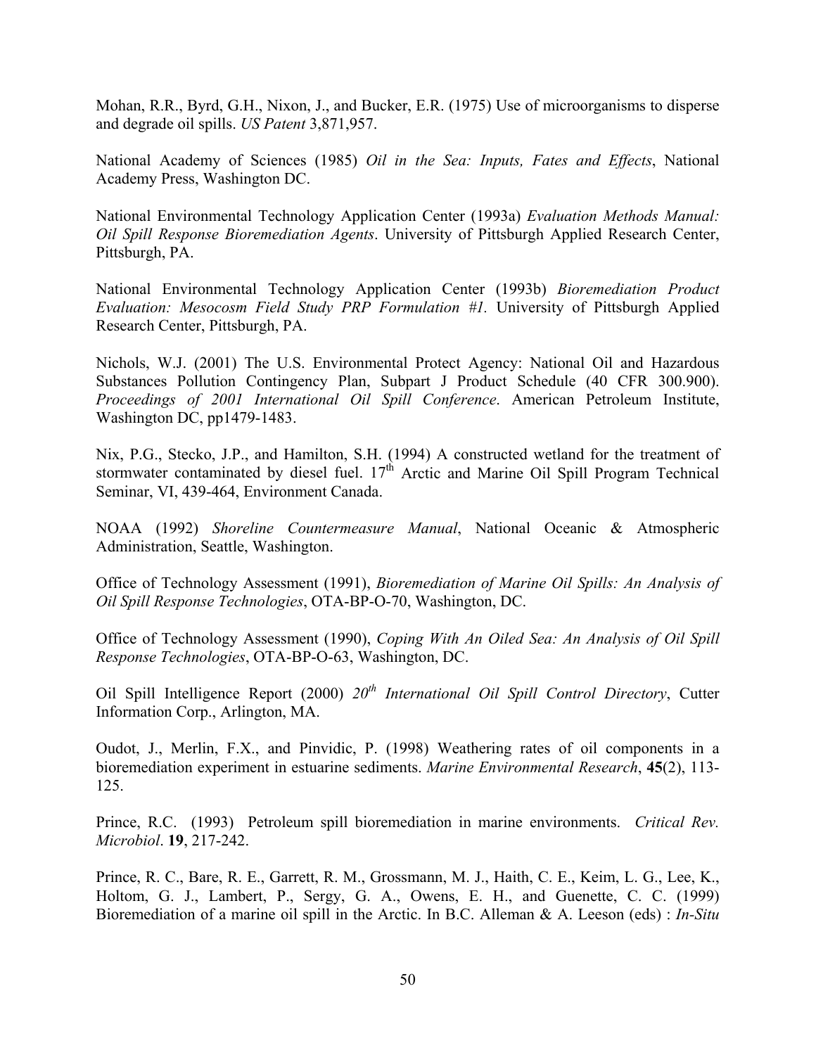Mohan, R.R., Byrd, G.H., Nixon, J., and Bucker, E.R. (1975) Use of microorganisms to disperse and degrade oil spills. *US Patent* 3,871,957.

National Academy of Sciences (1985) *Oil in the Sea: Inputs, Fates and Effects*, National Academy Press, Washington DC.

National Environmental Technology Application Center (1993a) *Evaluation Methods Manual: Oil Spill Response Bioremediation Agents*. University of Pittsburgh Applied Research Center, Pittsburgh, PA.

National Environmental Technology Application Center (1993b) *Bioremediation Product Evaluation: Mesocosm Field Study PRP Formulation #1.* University of Pittsburgh Applied Research Center, Pittsburgh, PA.

Nichols, W.J. (2001) The U.S. Environmental Protect Agency: National Oil and Hazardous Substances Pollution Contingency Plan, Subpart J Product Schedule (40 CFR 300.900). *Proceedings of 2001 International Oil Spill Conference*. American Petroleum Institute, Washington DC, pp1479-1483.

Nix, P.G., Stecko, J.P., and Hamilton, S.H. (1994) A constructed wetland for the treatment of stormwater contaminated by diesel fuel. 17th Arctic and Marine Oil Spill Program Technical Seminar, VI, 439-464, Environment Canada.

NOAA (1992) *Shoreline Countermeasure Manual*, National Oceanic & Atmospheric Administration, Seattle, Washington.

Office of Technology Assessment (1991), *Bioremediation of Marine Oil Spills: An Analysis of Oil Spill Response Technologies*, OTA-BP-O-70, Washington, DC.

Office of Technology Assessment (1990), *Coping With An Oiled Sea: An Analysis of Oil Spill Response Technologies*, OTA-BP-O-63, Washington, DC.

Oil Spill Intelligence Report (2000) *20th International Oil Spill Control Directory*, Cutter Information Corp., Arlington, MA.

Oudot, J., Merlin, F.X., and Pinvidic, P. (1998) Weathering rates of oil components in a bioremediation experiment in estuarine sediments. *Marine Environmental Research*, **45**(2), 113-125.

Prince, R.C. (1993) Petroleum spill bioremediation in marine environments. *Critical Rev. Microbiol*. **19**, 217-242.

Prince, R. C., Bare, R. E., Garrett, R. M., Grossmann, M. J., Haith, C. E., Keim, L. G., Lee, K., Holtom, G. J., Lambert, P., Sergy, G. A., Owens, E. H., and Guenette, C. C. (1999) Bioremediation of a marine oil spill in the Arctic. In B.C. Alleman & A. Leeson (eds) : *In-Situ*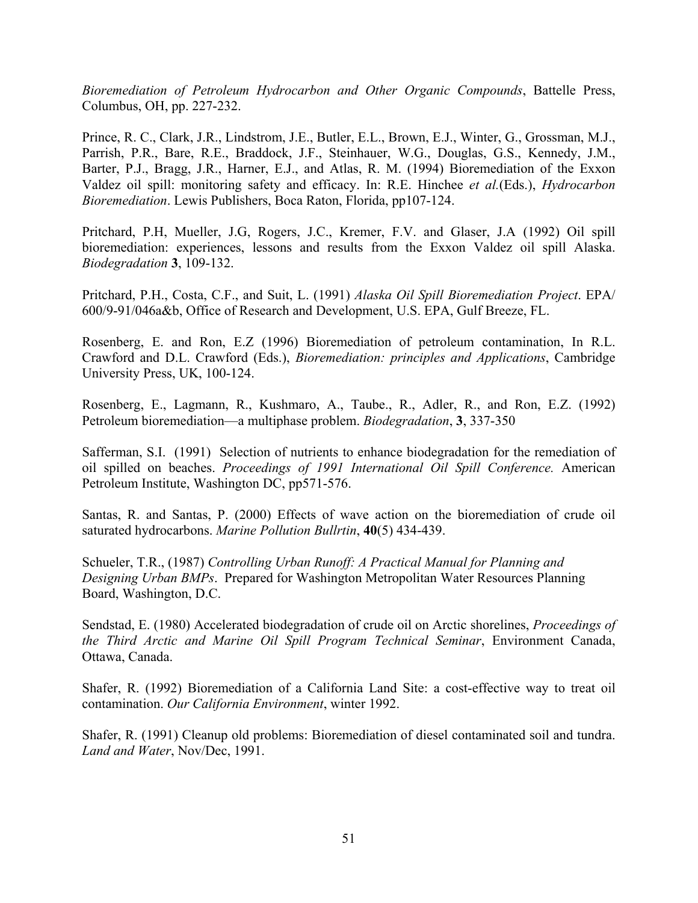*Bioremediation of Petroleum Hydrocarbon and Other Organic Compounds*, Battelle Press, Columbus, OH, pp. 227-232.

Prince, R. C., Clark, J.R., Lindstrom, J.E., Butler, E.L., Brown, E.J., Winter, G., Grossman, M.J., Parrish, P.R., Bare, R.E., Braddock, J.F., Steinhauer, W.G., Douglas, G.S., Kennedy, J.M., Barter, P.J., Bragg, J.R., Harner, E.J., and Atlas, R. M. (1994) Bioremediation of the Exxon Valdez oil spill: monitoring safety and efficacy. In: R.E. Hinchee *et al.*(Eds.), *Hydrocarbon Bioremediation*. Lewis Publishers, Boca Raton, Florida, pp107-124.

Pritchard, P.H, Mueller, J.G, Rogers, J.C., Kremer, F.V. and Glaser, J.A (1992) Oil spill bioremediation: experiences, lessons and results from the Exxon Valdez oil spill Alaska. *Biodegradation* **3**, 109-132.

Pritchard, P.H., Costa, C.F., and Suit, L. (1991) *Alaska Oil Spill Bioremediation Project*. EPA/ 600/9-91/046a&b, Office of Research and Development, U.S. EPA, Gulf Breeze, FL.

Rosenberg, E. and Ron, E.Z (1996) Bioremediation of petroleum contamination, In R.L. Crawford and D.L. Crawford (Eds.), *Bioremediation: principles and Applications*, Cambridge University Press, UK, 100-124.

Rosenberg, E., Lagmann, R., Kushmaro, A., Taube., R., Adler, R., and Ron, E.Z. (1992) Petroleum bioremediation—a multiphase problem. *Biodegradation*, **3**, 337-350

Safferman, S.I. (1991) Selection of nutrients to enhance biodegradation for the remediation of oil spilled on beaches. *Proceedings of 1991 International Oil Spill Conference.* American Petroleum Institute, Washington DC, pp571-576.

Santas, R. and Santas, P. (2000) Effects of wave action on the bioremediation of crude oil saturated hydrocarbons. *Marine Pollution Bullrtin*, **40**(5) 434-439.

Schueler, T.R., (1987) *Controlling Urban Runoff: A Practical Manual for Planning and Designing Urban BMPs*. Prepared for Washington Metropolitan Water Resources Planning Board, Washington, D.C.

Sendstad, E. (1980) Accelerated biodegradation of crude oil on Arctic shorelines, *Proceedings of the Third Arctic and Marine Oil Spill Program Technical Seminar*, Environment Canada, Ottawa, Canada.

Shafer, R. (1992) Bioremediation of a California Land Site: a cost-effective way to treat oil contamination. *Our California Environment*, winter 1992.

Shafer, R. (1991) Cleanup old problems: Bioremediation of diesel contaminated soil and tundra. *Land and Water*, Nov/Dec, 1991.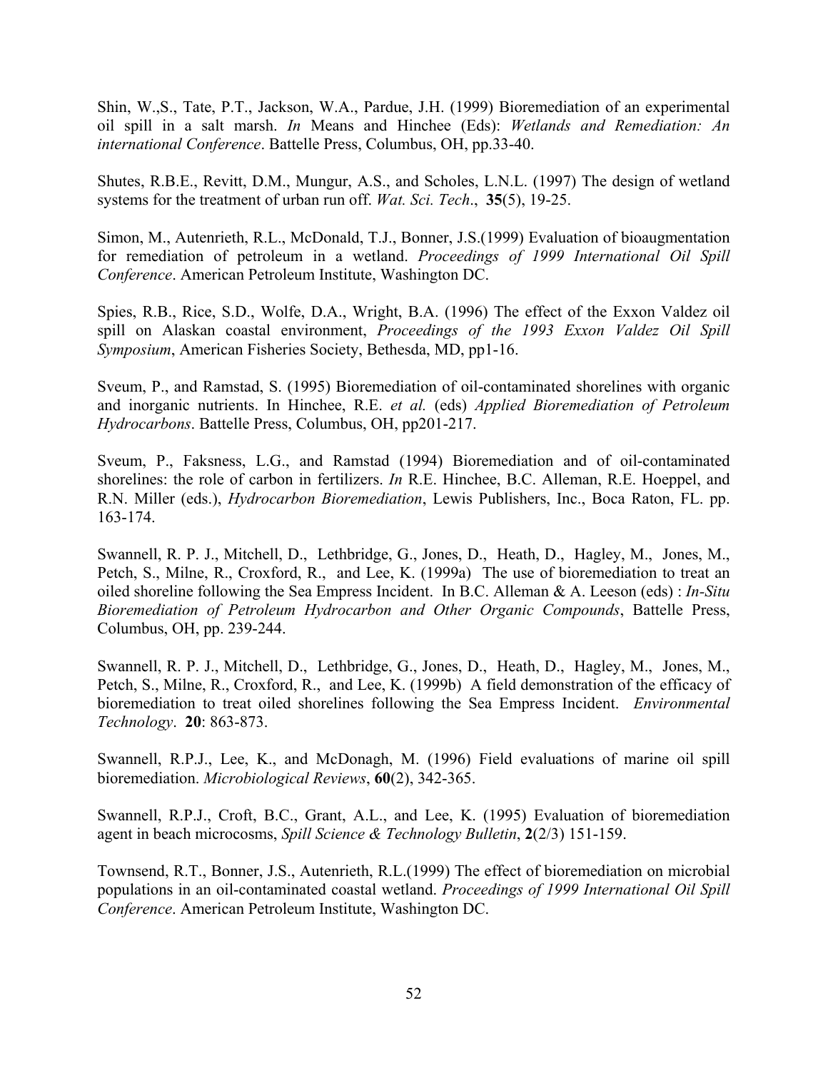Shin, W.,S., Tate, P.T., Jackson, W.A., Pardue, J.H. (1999) Bioremediation of an experimental oil spill in a salt marsh. *In* Means and Hinchee (Eds): *Wetlands and Remediation: An international Conference*. Battelle Press, Columbus, OH, pp.33-40.

Shutes, R.B.E., Revitt, D.M., Mungur, A.S., and Scholes, L.N.L. (1997) The design of wetland systems for the treatment of urban run off. *Wat. Sci. Tech*., **35**(5), 19-25.

Simon, M., Autenrieth, R.L., McDonald, T.J., Bonner, J.S.(1999) Evaluation of bioaugmentation for remediation of petroleum in a wetland. *Proceedings of 1999 International Oil Spill Conference*. American Petroleum Institute, Washington DC.

Spies, R.B., Rice, S.D., Wolfe, D.A., Wright, B.A. (1996) The effect of the Exxon Valdez oil spill on Alaskan coastal environment, *Proceedings of the 1993 Exxon Valdez Oil Spill Symposium*, American Fisheries Society, Bethesda, MD, pp1-16.

Sveum, P., and Ramstad, S. (1995) Bioremediation of oil-contaminated shorelines with organic and inorganic nutrients. In Hinchee, R.E. *et al.* (eds) *Applied Bioremediation of Petroleum Hydrocarbons*. Battelle Press, Columbus, OH, pp201-217.

Sveum, P., Faksness, L.G., and Ramstad (1994) Bioremediation and of oil-contaminated shorelines: the role of carbon in fertilizers. *In* R.E. Hinchee, B.C. Alleman, R.E. Hoeppel, and R.N. Miller (eds.), *Hydrocarbon Bioremediation*, Lewis Publishers, Inc., Boca Raton, FL. pp. 163-174.

Swannell, R. P. J., Mitchell, D., Lethbridge, G., Jones, D., Heath, D., Hagley, M., Jones, M., Petch, S., Milne, R., Croxford, R., and Lee, K. (1999a) The use of bioremediation to treat an oiled shoreline following the Sea Empress Incident. In B.C. Alleman & A. Leeson (eds) : *In-Situ Bioremediation of Petroleum Hydrocarbon and Other Organic Compounds*, Battelle Press, Columbus, OH, pp. 239-244.

Swannell, R. P. J., Mitchell, D., Lethbridge, G., Jones, D., Heath, D., Hagley, M., Jones, M., Petch, S., Milne, R., Croxford, R., and Lee, K. (1999b) A field demonstration of the efficacy of bioremediation to treat oiled shorelines following the Sea Empress Incident. *Environmental Technology*. **20**: 863-873.

Swannell, R.P.J., Lee, K., and McDonagh, M. (1996) Field evaluations of marine oil spill bioremediation. *Microbiological Reviews*, **60**(2), 342-365.

Swannell, R.P.J., Croft, B.C., Grant, A.L., and Lee, K. (1995) Evaluation of bioremediation agent in beach microcosms, *Spill Science & Technology Bulletin*, **2**(2/3) 151-159.

Townsend, R.T., Bonner, J.S., Autenrieth, R.L.(1999) The effect of bioremediation on microbial populations in an oil-contaminated coastal wetland. *Proceedings of 1999 International Oil Spill Conference*. American Petroleum Institute, Washington DC.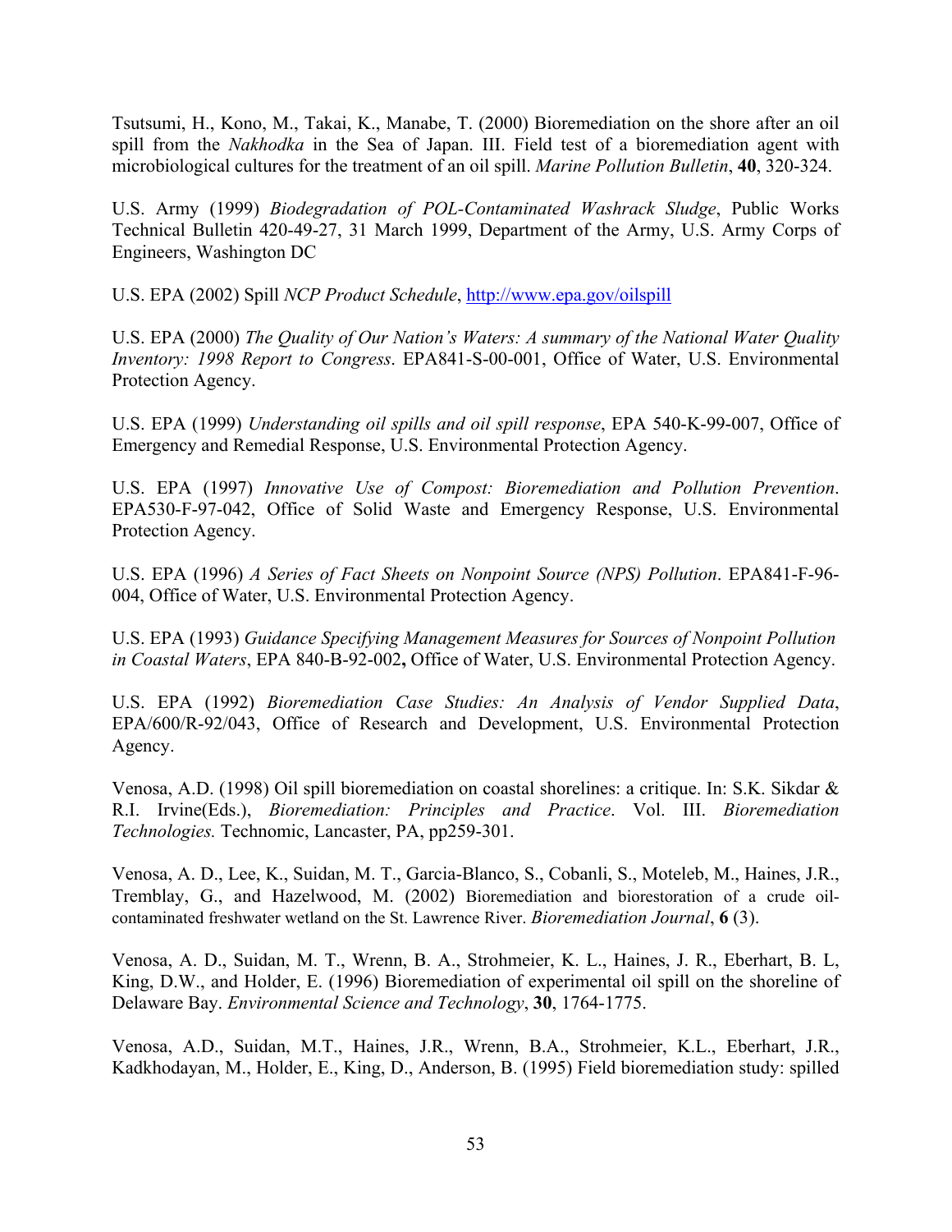Tsutsumi, H., Kono, M., Takai, K., Manabe, T. (2000) Bioremediation on the shore after an oil spill from the *Nakhodka* in the Sea of Japan. III. Field test of a bioremediation agent with microbiological cultures for the treatment of an oil spill. *Marine Pollution Bulletin*, **40**, 320-324.

U.S. Army (1999) *Biodegradation of POL-Contaminated Washrack Sludge*, Public Works Technical Bulletin 420-49-27, 31 March 1999, Department of the Army, U.S. Army Corps of Engineers, Washington DC

U.S. EPA (2002) Spill *NCP Product Schedule*, http://www.epa.gov/oilspill

U.S. EPA (2000) *The Quality of Our Nation's Waters: A summary of the National Water Quality Inventory: 1998 Report to Congress*. EPA841-S-00-001, Office of Water, U.S. Environmental Protection Agency.

U.S. EPA (1999) *Understanding oil spills and oil spill response*, EPA 540-K-99-007, Office of Emergency and Remedial Response, U.S. Environmental Protection Agency.

U.S. EPA (1997) *Innovative Use of Compost: Bioremediation and Pollution Prevention*. EPA530-F-97-042, Office of Solid Waste and Emergency Response, U.S. Environmental Protection Agency.

U.S. EPA (1996) *A Series of Fact Sheets on Nonpoint Source (NPS) Pollution*. EPA841-F-96-004, Office of Water, U.S. Environmental Protection Agency.

U.S. EPA (1993) *Guidance Specifying Management Measures for Sources of Nonpoint Pollution in Coastal Waters*, EPA 840-B-92-002**,** Office of Water, U.S. Environmental Protection Agency.

U.S. EPA (1992) *Bioremediation Case Studies: An Analysis of Vendor Supplied Data*, EPA/600/R-92/043, Office of Research and Development, U.S. Environmental Protection Agency.

Venosa, A.D. (1998) Oil spill bioremediation on coastal shorelines: a critique. In: S.K. Sikdar & R.I. Irvine(Eds.), *Bioremediation: Principles and Practice*. Vol. III. *Bioremediation Technologies.* Technomic, Lancaster, PA, pp259-301.

Venosa, A. D., Lee, K., Suidan, M. T., Garcia-Blanco, S., Cobanli, S., Moteleb, M., Haines, J.R., Tremblay, G., and Hazelwood, M. (2002) Bioremediation and biorestoration of a crude oil-contaminated freshwater wetland on the St. Lawrence River. *Bioremediation Journal*, **6** (3).

Venosa, A. D., Suidan, M. T., Wrenn, B. A., Strohmeier, K. L., Haines, J. R., Eberhart, B. L, King, D.W., and Holder, E. (1996) Bioremediation of experimental oil spill on the shoreline of Delaware Bay. *Environmental Science and Technology*, **30**, 1764-1775.

Venosa, A.D., Suidan, M.T., Haines, J.R., Wrenn, B.A., Strohmeier, K.L., Eberhart, J.R., Kadkhodayan, M., Holder, E., King, D., Anderson, B. (1995) Field bioremediation study: spilled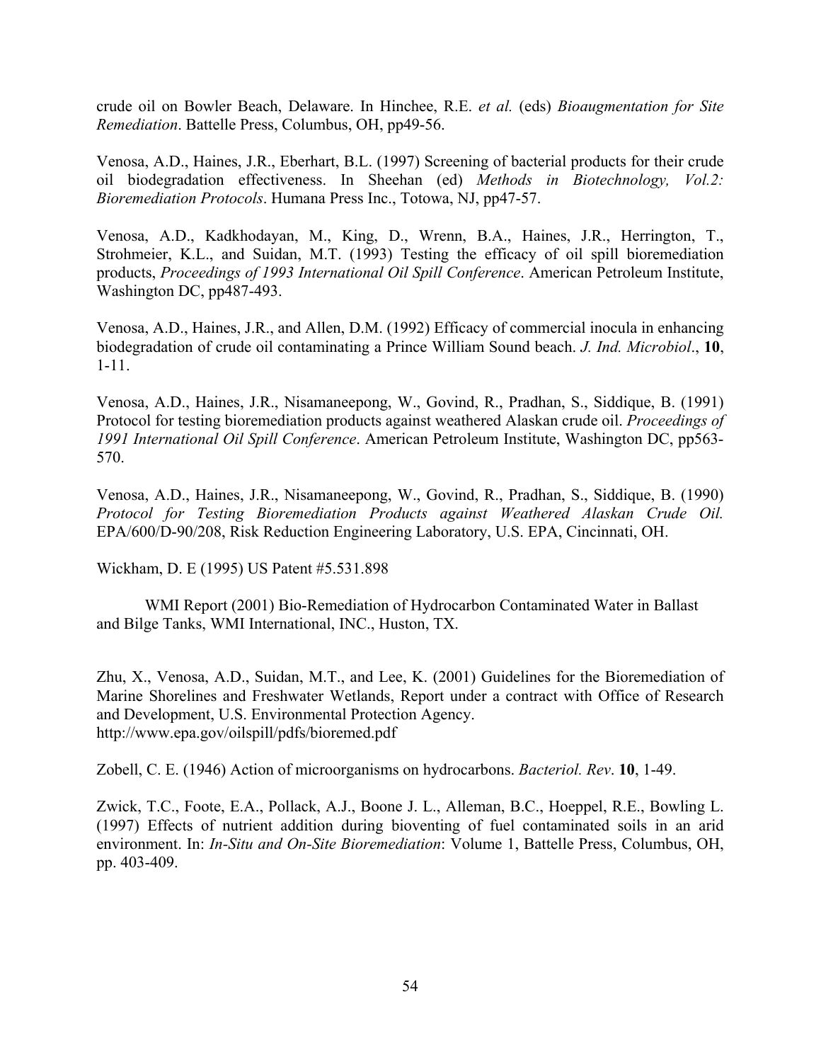crude oil on Bowler Beach, Delaware. In Hinchee, R.E. *et al.* (eds) *Bioaugmentation for Site Remediation*. Battelle Press, Columbus, OH, pp49-56.

Venosa, A.D., Haines, J.R., Eberhart, B.L. (1997) Screening of bacterial products for their crude oil biodegradation effectiveness. In Sheehan (ed) *Methods in Biotechnology, Vol.2: Bioremediation Protocols*. Humana Press Inc., Totowa, NJ, pp47-57.

Venosa, A.D., Kadkhodayan, M., King, D., Wrenn, B.A., Haines, J.R., Herrington, T., Strohmeier, K.L., and Suidan, M.T. (1993) Testing the efficacy of oil spill bioremediation products, *Proceedings of 1993 International Oil Spill Conference*. American Petroleum Institute, Washington DC, pp487-493.

Venosa, A.D., Haines, J.R., and Allen, D.M. (1992) Efficacy of commercial inocula in enhancing biodegradation of crude oil contaminating a Prince William Sound beach. *J. Ind. Microbiol*., **10**, 1-11.

Venosa, A.D., Haines, J.R., Nisamaneepong, W., Govind, R., Pradhan, S., Siddique, B. (1991) Protocol for testing bioremediation products against weathered Alaskan crude oil. *Proceedings of 1991 International Oil Spill Conference*. American Petroleum Institute, Washington DC, pp563-570.

Venosa, A.D., Haines, J.R., Nisamaneepong, W., Govind, R., Pradhan, S., Siddique, B. (1990) *Protocol for Testing Bioremediation Products against Weathered Alaskan Crude Oil.* EPA/600/D-90/208, Risk Reduction Engineering Laboratory, U.S. EPA, Cincinnati, OH.

Wickham, D. E (1995) US Patent #5.531.898

WMI Report (2001) Bio-Remediation of Hydrocarbon Contaminated Water in Ballast and Bilge Tanks, WMI International, INC., Huston, TX.

Zhu, X., Venosa, A.D., Suidan, M.T., and Lee, K. (2001) Guidelines for the Bioremediation of Marine Shorelines and Freshwater Wetlands, Report under a contract with Office of Research and Development, U.S. Environmental Protection Agency.
http://www.epa.gov/oilspill/pdfs/bioremed.pdf

Zobell, C. E. (1946) Action of microorganisms on hydrocarbons. *Bacteriol. Rev*. **10**, 1-49.

Zwick, T.C., Foote, E.A., Pollack, A.J., Boone J. L., Alleman, B.C., Hoeppel, R.E., Bowling L. (1997) Effects of nutrient addition during bioventing of fuel contaminated soils in an arid environment. In: *In-Situ and On-Site Bioremediation*: Volume 1, Battelle Press, Columbus, OH, pp. 403-409.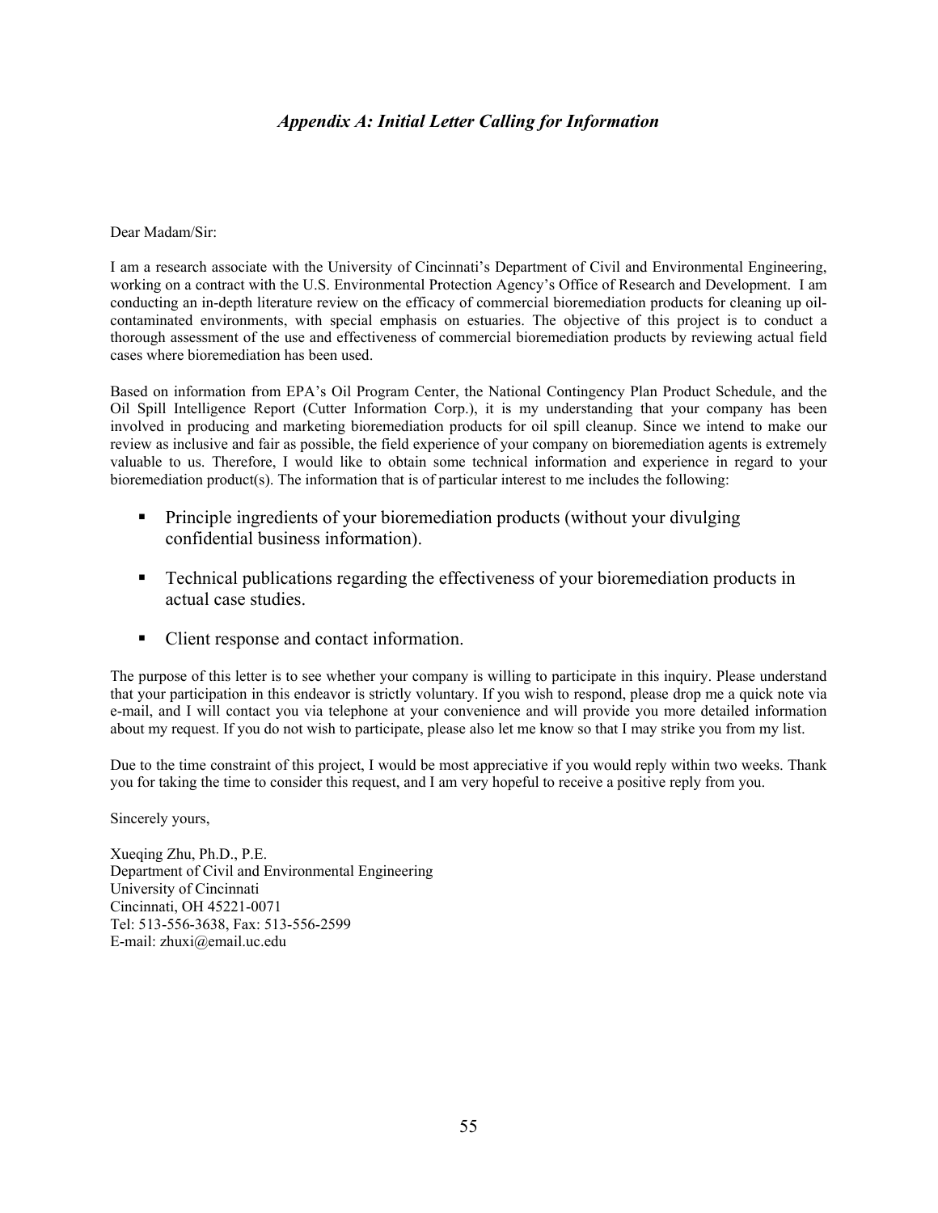## *Appendix A: Initial Letter Calling for Information*

Dear Madam/Sir:

I am a research associate with the University of Cincinnati's Department of Civil and Environmental Engineering, working on a contract with the U.S. Environmental Protection Agency's Office of Research and Development. I am conducting an in-depth literature review on the efficacy of commercial bioremediation products for cleaning up oil-contaminated environments, with special emphasis on estuaries. The objective of this project is to conduct a thorough assessment of the use and effectiveness of commercial bioremediation products by reviewing actual field cases where bioremediation has been used.

Based on information from EPA's Oil Program Center, the National Contingency Plan Product Schedule, and the Oil Spill Intelligence Report (Cutter Information Corp.), it is my understanding that your company has been involved in producing and marketing bioremediation products for oil spill cleanup. Since we intend to make our review as inclusive and fair as possible, the field experience of your company on bioremediation agents is extremely valuable to us. Therefore, I would like to obtain some technical information and experience in regard to your bioremediation product(s). The information that is of particular interest to me includes the following:

- Principle ingredients of your bioremediation products (without your divulging confidential business information).
- Technical publications regarding the effectiveness of your bioremediation products in actual case studies.
- Client response and contact information.

The purpose of this letter is to see whether your company is willing to participate in this inquiry. Please understand that your participation in this endeavor is strictly voluntary. If you wish to respond, please drop me a quick note via e-mail, and I will contact you via telephone at your convenience and will provide you more detailed information about my request. If you do not wish to participate, please also let me know so that I may strike you from my list.

Due to the time constraint of this project, I would be most appreciative if you would reply within two weeks. Thank you for taking the time to consider this request, and I am very hopeful to receive a positive reply from you.

Sincerely yours,

Xueqing Zhu, Ph.D., P.E.  
Department of Civil and Environmental Engineering  
University of Cincinnati  
Cincinnati, OH 45221-0071  
Tel: 513-556-3638, Fax: 513-556-2599  
E-mail: zhuxi@email.uc.edu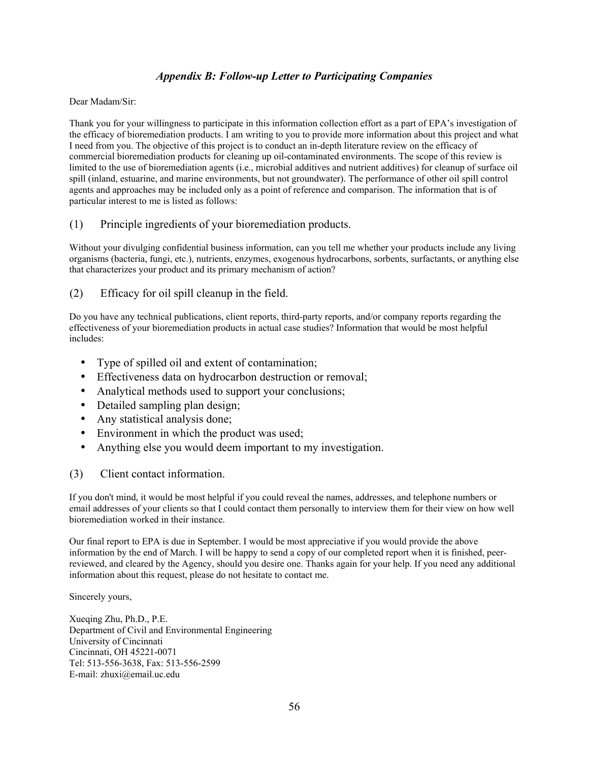## *Appendix B: Follow-up Letter to Participating Companies*

Dear Madam/Sir:

Thank you for your willingness to participate in this information collection effort as a part of EPA's investigation of the efficacy of bioremediation products. I am writing to you to provide more information about this project and what I need from you. The objective of this project is to conduct an in-depth literature review on the efficacy of commercial bioremediation products for cleaning up oil-contaminated environments. The scope of this review is limited to the use of bioremediation agents (i.e., microbial additives and nutrient additives) for cleanup of surface oil spill (inland, estuarine, and marine environments, but not groundwater). The performance of other oil spill control agents and approaches may be included only as a point of reference and comparison. The information that is of particular interest to me is listed as follows:

(1) Principle ingredients of your bioremediation products.

Without your divulging confidential business information, can you tell me whether your products include any living organisms (bacteria, fungi, etc.), nutrients, enzymes, exogenous hydrocarbons, sorbents, surfactants, or anything else that characterizes your product and its primary mechanism of action?

(2) Efficacy for oil spill cleanup in the field.

Do you have any technical publications, client reports, third-party reports, and/or company reports regarding the effectiveness of your bioremediation products in actual case studies? Information that would be most helpful includes:

- Type of spilled oil and extent of contamination;
- Effectiveness data on hydrocarbon destruction or removal;
- Analytical methods used to support your conclusions;
- Detailed sampling plan design;
- Any statistical analysis done;
- Environment in which the product was used;
- Anything else you would deem important to my investigation.

(3) Client contact information.

If you don't mind, it would be most helpful if you could reveal the names, addresses, and telephone numbers or email addresses of your clients so that I could contact them personally to interview them for their view on how well bioremediation worked in their instance.

Our final report to EPA is due in September. I would be most appreciative if you would provide the above information by the end of March. I will be happy to send a copy of our completed report when it is finished, peer-reviewed, and cleared by the Agency, should you desire one. Thanks again for your help. If you need any additional information about this request, please do not hesitate to contact me.

Sincerely yours,

Xueqing Zhu, Ph.D., P.E.
Department of Civil and Environmental Engineering
University of Cincinnati
Cincinnati, OH 45221-0071
Tel: 513-556-3638, Fax: 513-556-2599
E-mail: zhuxi@email.uc.edu